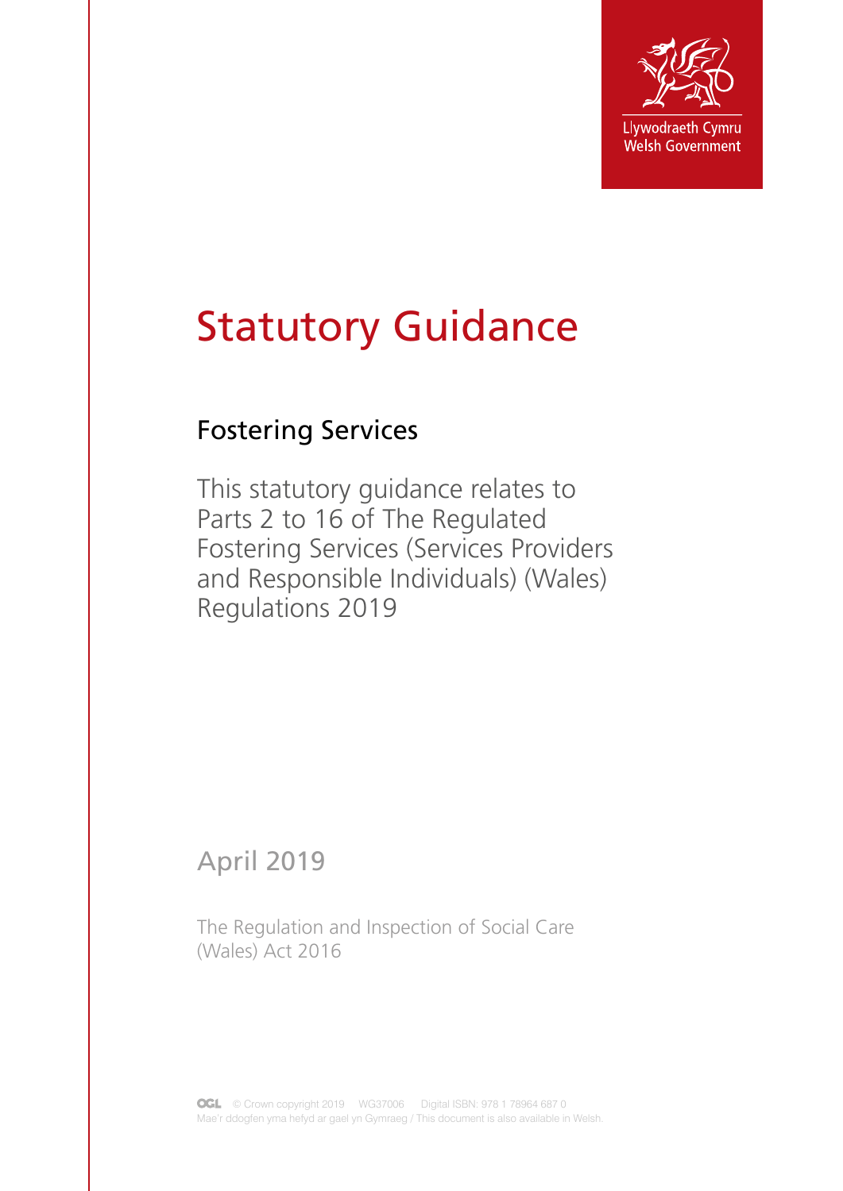Llywodraeth Cymru
Welsh Government

# Statutory Guidance

## Fostering Services

This statutory guidance relates to Parts 2 to 16 of The Regulated Fostering Services (Services Providers and Responsible Individuals) (Wales) Regulations 2019

April 2019

The Regulation and Inspection of Social Care (Wales) Act 2016

OGL © Crown copyright 2019 WG37006 Digital ISBN: 978 1 78964 687 0
Mae'r ddogfen yma hefyd ar gael yn Gymraeg / This document is also available in Welsh.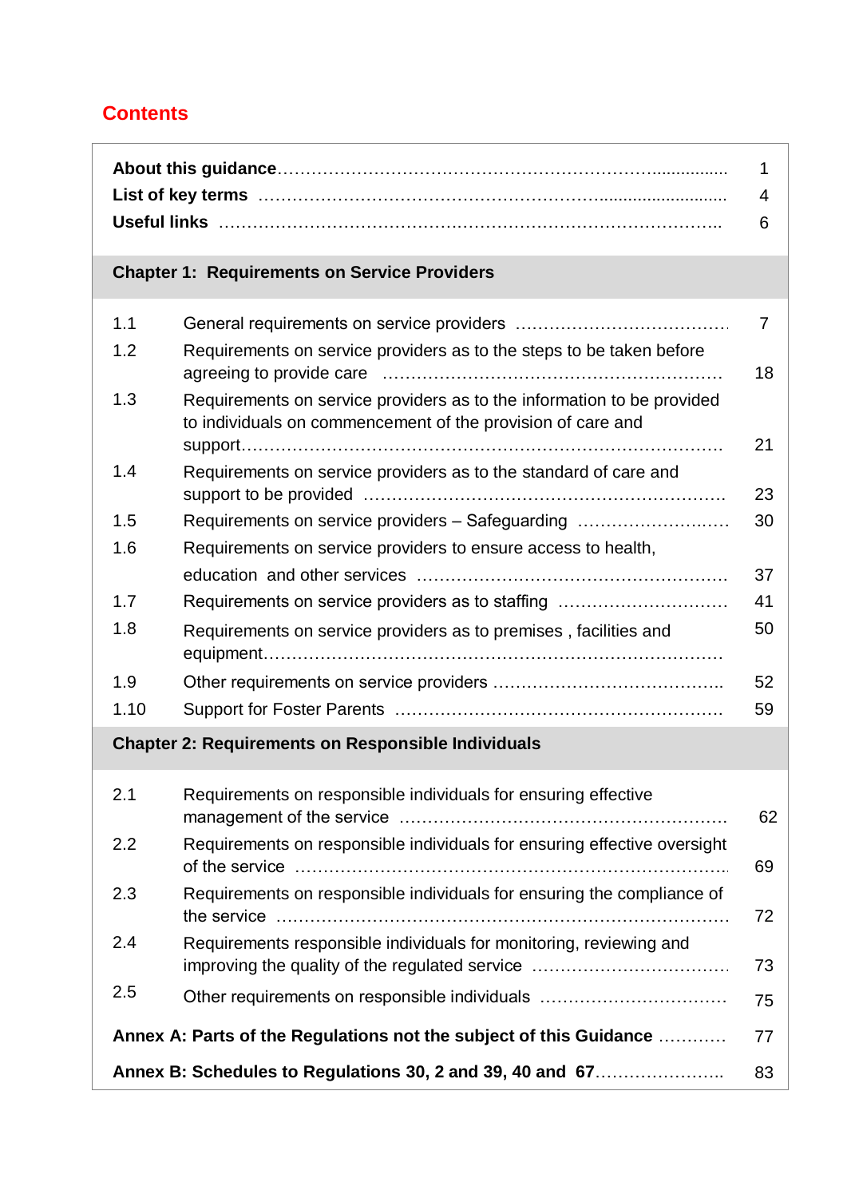## Contents

| | | |
|---|---|---|
| **About this guidance** | | 1 |
| **List of key terms** | | 4 |
| **Useful links** | | 6 |
| **Chapter 1: Requirements on Service Providers** | | |
| 1.1 | General requirements on service providers | 7 |
| 1.2 | Requirements on service providers as to the steps to be taken before agreeing to provide care | 18 |
| 1.3 | Requirements on service providers as to the information to be provided to individuals on commencement of the provision of care and support | 21 |
| 1.4 | Requirements on service providers as to the standard of care and support to be provided | 23 |
| 1.5 | Requirements on service providers – Safeguarding | 30 |
| 1.6 | Requirements on service providers to ensure access to health, education and other services | 37 |
| 1.7 | Requirements on service providers as to staffing | 41 |
| 1.8 | Requirements on service providers as to premises , facilities and equipment | 50 |
| 1.9 | Other requirements on service providers | 52 |
| 1.10 | Support for Foster Parents | 59 |
| **Chapter 2: Requirements on Responsible Individuals** | | |
| 2.1 | Requirements on responsible individuals for ensuring effective management of the service | 62 |
| 2.2 | Requirements on responsible individuals for ensuring effective oversight of the service | 69 |
| 2.3 | Requirements on responsible individuals for ensuring the compliance of the service | 72 |
| 2.4 | Requirements responsible individuals for monitoring, reviewing and improving the quality of the regulated service | 73 |
| 2.5 | Other requirements on responsible individuals | 75 |
| **Annex A: Parts of the Regulations not the subject of this Guidance** | | 77 |
| **Annex B: Schedules to Regulations 30, 2 and 39, 40 and 67** | | 83 |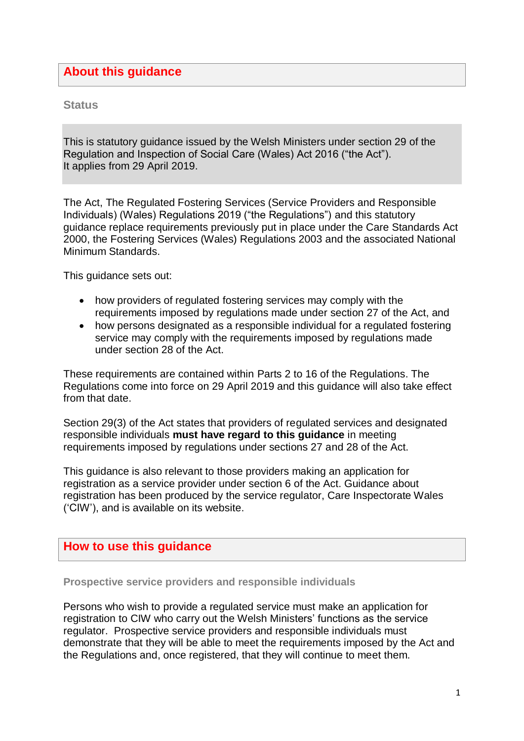## About this guidance

### Status

This is statutory guidance issued by the Welsh Ministers under section 29 of the Regulation and Inspection of Social Care (Wales) Act 2016 ("the Act"). It applies from 29 April 2019.

The Act, The Regulated Fostering Services (Service Providers and Responsible Individuals) (Wales) Regulations 2019 ("the Regulations") and this statutory guidance replace requirements previously put in place under the Care Standards Act 2000, the Fostering Services (Wales) Regulations 2003 and the associated National Minimum Standards.

This guidance sets out:

- how providers of regulated fostering services may comply with the requirements imposed by regulations made under section 27 of the Act, and
- how persons designated as a responsible individual for a regulated fostering service may comply with the requirements imposed by regulations made under section 28 of the Act.

These requirements are contained within Parts 2 to 16 of the Regulations. The Regulations come into force on 29 April 2019 and this guidance will also take effect from that date.

Section 29(3) of the Act states that providers of regulated services and designated responsible individuals **must have regard to this guidance** in meeting requirements imposed by regulations under sections 27 and 28 of the Act.

This guidance is also relevant to those providers making an application for registration as a service provider under section 6 of the Act. Guidance about registration has been produced by the service regulator, Care Inspectorate Wales ('CIW'), and is available on its website.

## How to use this guidance

### Prospective service providers and responsible individuals

Persons who wish to provide a regulated service must make an application for registration to CIW who carry out the Welsh Ministers' functions as the service regulator.  Prospective service providers and responsible individuals must demonstrate that they will be able to meet the requirements imposed by the Act and the Regulations and, once registered, that they will continue to meet them.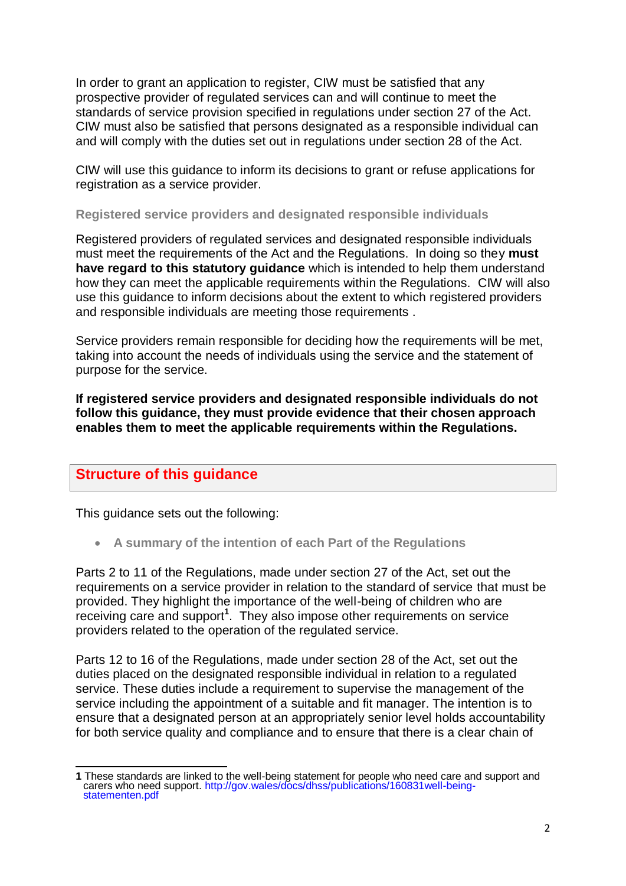In order to grant an application to register, CIW must be satisfied that any prospective provider of regulated services can and will continue to meet the standards of service provision specified in regulations under section 27 of the Act. CIW must also be satisfied that persons designated as a responsible individual can and will comply with the duties set out in regulations under section 28 of the Act.

CIW will use this guidance to inform its decisions to grant or refuse applications for registration as a service provider.

### Registered service providers and designated responsible individuals

Registered providers of regulated services and designated responsible individuals must meet the requirements of the Act and the Regulations. In doing so they **must have regard to this statutory guidance** which is intended to help them understand how they can meet the applicable requirements within the Regulations. CIW will also use this guidance to inform decisions about the extent to which registered providers and responsible individuals are meeting those requirements .

Service providers remain responsible for deciding how the requirements will be met, taking into account the needs of individuals using the service and the statement of purpose for the service.

**If registered service providers and designated responsible individuals do not follow this guidance, they must provide evidence that their chosen approach enables them to meet the applicable requirements within the Regulations.**

## Structure of this guidance

This guidance sets out the following:

- **A summary of the intention of each Part of the Regulations**

Parts 2 to 11 of the Regulations, made under section 27 of the Act, set out the requirements on a service provider in relation to the standard of service that must be provided. They highlight the importance of the well-being of children who are receiving care and support[1]. They also impose other requirements on service providers related to the operation of the regulated service.

Parts 12 to 16 of the Regulations, made under section 28 of the Act, set out the duties placed on the designated responsible individual in relation to a regulated service. These duties include a requirement to supervise the management of the service including the appointment of a suitable and fit manager. The intention is to ensure that a designated person at an appropriately senior level holds accountability for both service quality and compliance and to ensure that there is a clear chain of

---

**1** These standards are linked to the well-being statement for people who need care and support and carers who need support. http://gov.wales/docs/dhss/publications/160831well-being-statementen.pdf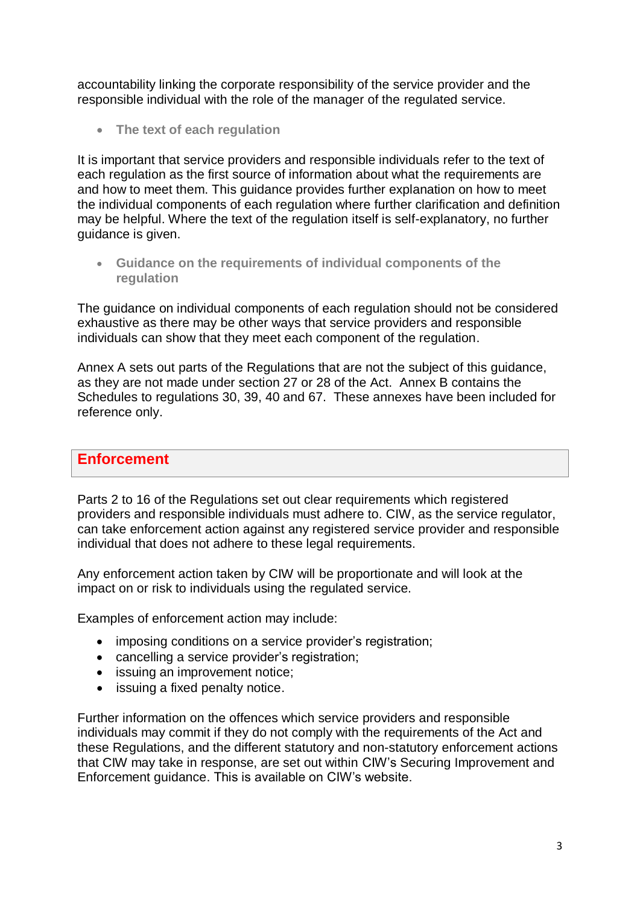accountability linking the corporate responsibility of the service provider and the responsible individual with the role of the manager of the regulated service.

- **The text of each regulation**

It is important that service providers and responsible individuals refer to the text of each regulation as the first source of information about what the requirements are and how to meet them. This guidance provides further explanation on how to meet the individual components of each regulation where further clarification and definition may be helpful. Where the text of the regulation itself is self-explanatory, no further guidance is given.

- **Guidance on the requirements of individual components of the regulation**

The guidance on individual components of each regulation should not be considered exhaustive as there may be other ways that service providers and responsible individuals can show that they meet each component of the regulation.

Annex A sets out parts of the Regulations that are not the subject of this guidance, as they are not made under section 27 or 28 of the Act. Annex B contains the Schedules to regulations 30, 39, 40 and 67. These annexes have been included for reference only.

## Enforcement

Parts 2 to 16 of the Regulations set out clear requirements which registered providers and responsible individuals must adhere to. CIW, as the service regulator, can take enforcement action against any registered service provider and responsible individual that does not adhere to these legal requirements.

Any enforcement action taken by CIW will be proportionate and will look at the impact on or risk to individuals using the regulated service.

Examples of enforcement action may include:

- imposing conditions on a service provider's registration;
- cancelling a service provider's registration;
- issuing an improvement notice;
- issuing a fixed penalty notice.

Further information on the offences which service providers and responsible individuals may commit if they do not comply with the requirements of the Act and these Regulations, and the different statutory and non-statutory enforcement actions that CIW may take in response, are set out within CIW's Securing Improvement and Enforcement guidance. This is available on CIW's website.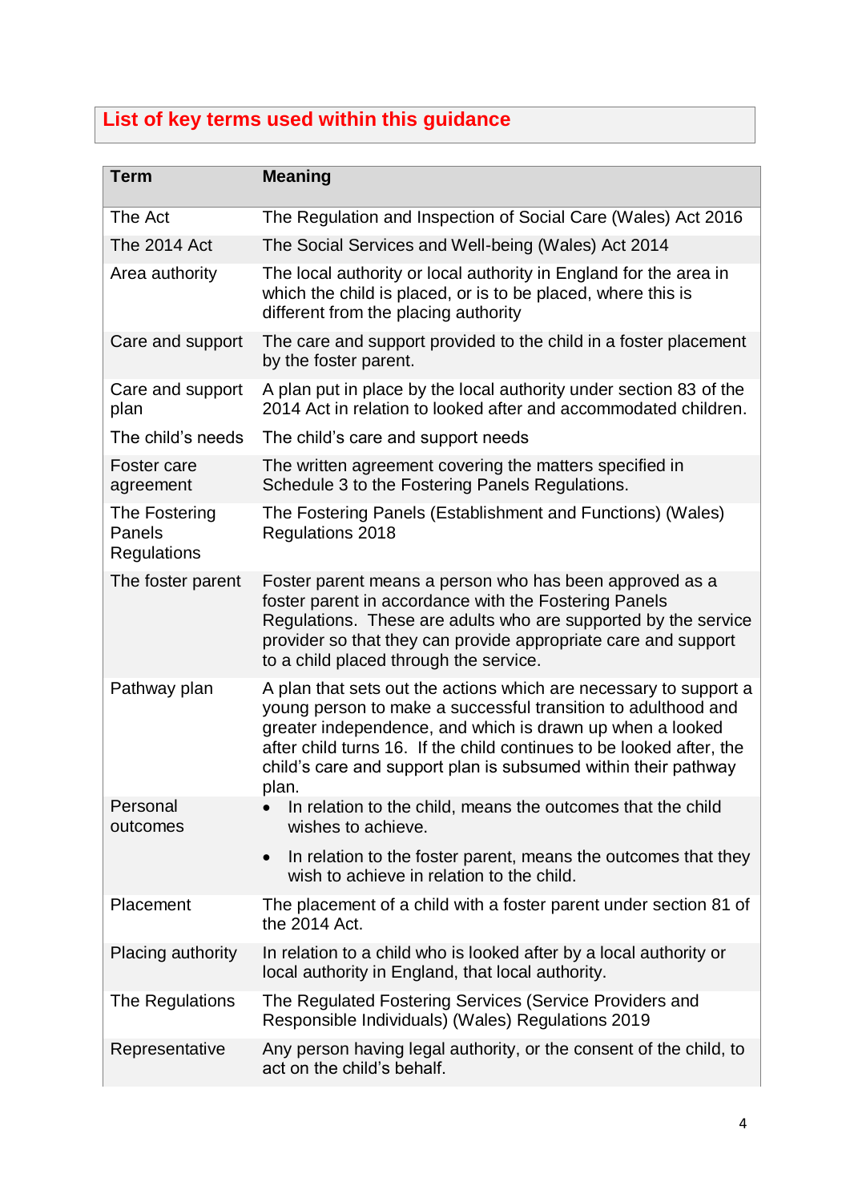## List of key terms used within this guidance

| Term | Meaning |
|---|---|
| The Act | The Regulation and Inspection of Social Care (Wales) Act 2016 |
| The 2014 Act | The Social Services and Well-being (Wales) Act 2014 |
| Area authority | The local authority or local authority in England for the area in which the child is placed, or is to be placed, where this is different from the placing authority |
| Care and support | The care and support provided to the child in a foster placement by the foster parent. |
| Care and support plan | A plan put in place by the local authority under section 83 of the 2014 Act in relation to looked after and accommodated children. |
| The child's needs | The child's care and support needs |
| Foster care agreement | The written agreement covering the matters specified in Schedule 3 to the Fostering Panels Regulations. |
| The Fostering Panels Regulations | The Fostering Panels (Establishment and Functions) (Wales) Regulations 2018 |
| The foster parent | Foster parent means a person who has been approved as a foster parent in accordance with the Fostering Panels Regulations. These are adults who are supported by the service provider so that they can provide appropriate care and support to a child placed through the service. |
| Pathway plan | A plan that sets out the actions which are necessary to support a young person to make a successful transition to adulthood and greater independence, and which is drawn up when a looked after child turns 16. If the child continues to be looked after, the child's care and support plan is subsumed within their pathway plan. |
| Personal outcomes | • In relation to the child, means the outcomes that the child wishes to achieve.<br>• In relation to the foster parent, means the outcomes that they wish to achieve in relation to the child. |
| Placement | The placement of a child with a foster parent under section 81 of the 2014 Act. |
| Placing authority | In relation to a child who is looked after by a local authority or local authority in England, that local authority. |
| The Regulations | The Regulated Fostering Services (Service Providers and Responsible Individuals) (Wales) Regulations 2019 |
| Representative | Any person having legal authority, or the consent of the child, to act on the child's behalf. |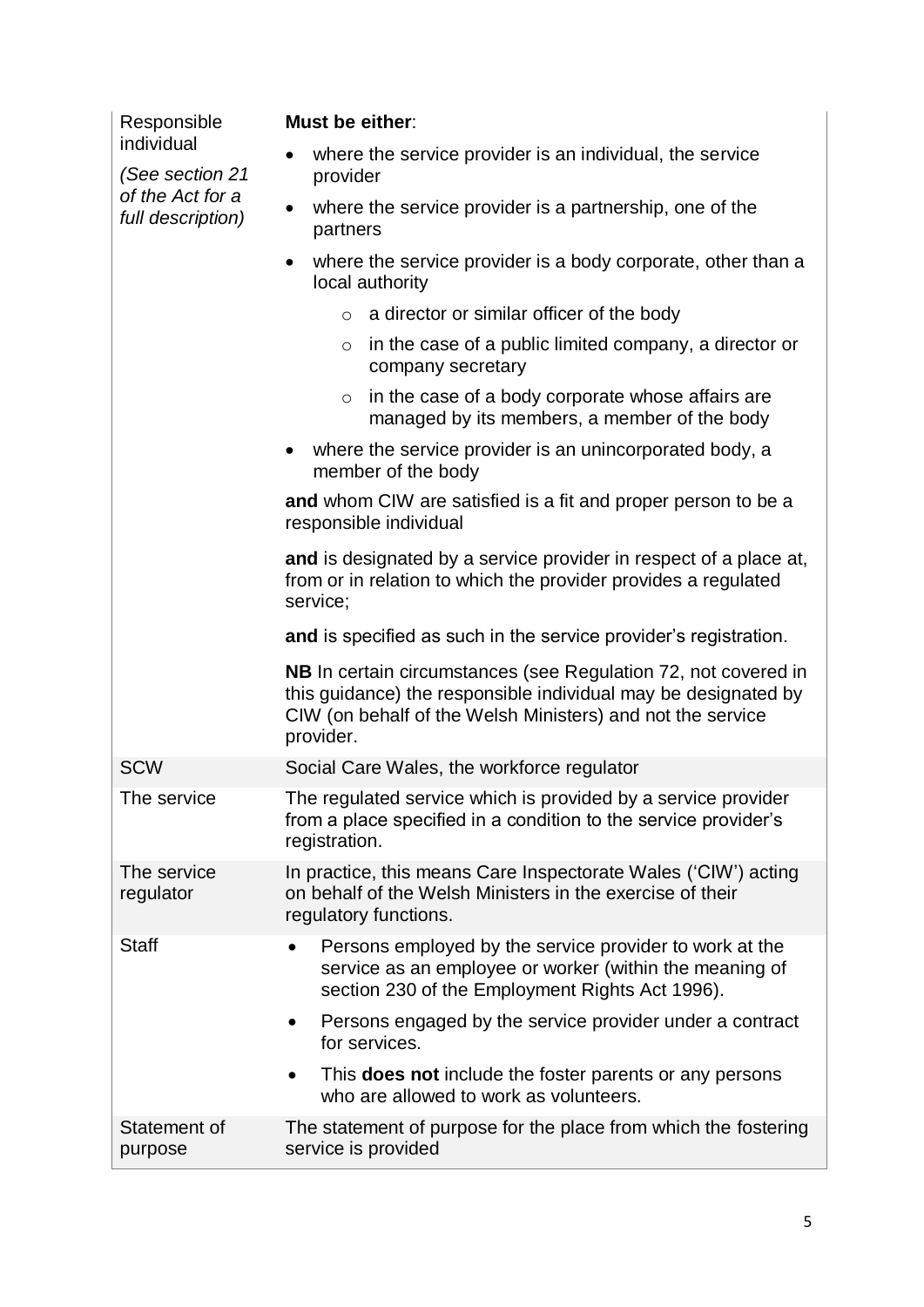| | |
|---|---|
| Responsible individual *(See section 21 of the Act for a full description)* | **Must be either**: <br>• where the service provider is an individual, the service provider <br>• where the service provider is a partnership, one of the partners <br>• where the service provider is a body corporate, other than a local authority <br>&nbsp;&nbsp;&nbsp;&nbsp;○ a director or similar officer of the body <br>&nbsp;&nbsp;&nbsp;&nbsp;○ in the case of a public limited company, a director or company secretary <br>&nbsp;&nbsp;&nbsp;&nbsp;○ in the case of a body corporate whose affairs are managed by its members, a member of the body <br>• where the service provider is an unincorporated body, a member of the body <br><br>**and** whom CIW are satisfied is a fit and proper person to be a responsible individual <br><br>**and** is designated by a service provider in respect of a place at, from or in relation to which the provider provides a regulated service; <br><br>**and** is specified as such in the service provider's registration. <br><br>**NB** In certain circumstances (see Regulation 72, not covered in this guidance) the responsible individual may be designated by CIW (on behalf of the Welsh Ministers) and not the service provider. |
| SCW | Social Care Wales, the workforce regulator |
| The service | The regulated service which is provided by a service provider from a place specified in a condition to the service provider's registration. |
| The service regulator | In practice, this means Care Inspectorate Wales ('CIW') acting on behalf of the Welsh Ministers in the exercise of their regulatory functions. |
| Staff | • Persons employed by the service provider to work at the service as an employee or worker (within the meaning of section 230 of the Employment Rights Act 1996). <br>• Persons engaged by the service provider under a contract for services. <br>• This **does not** include the foster parents or any persons who are allowed to work as volunteers. |
| Statement of purpose | The statement of purpose for the place from which the fostering service is provided |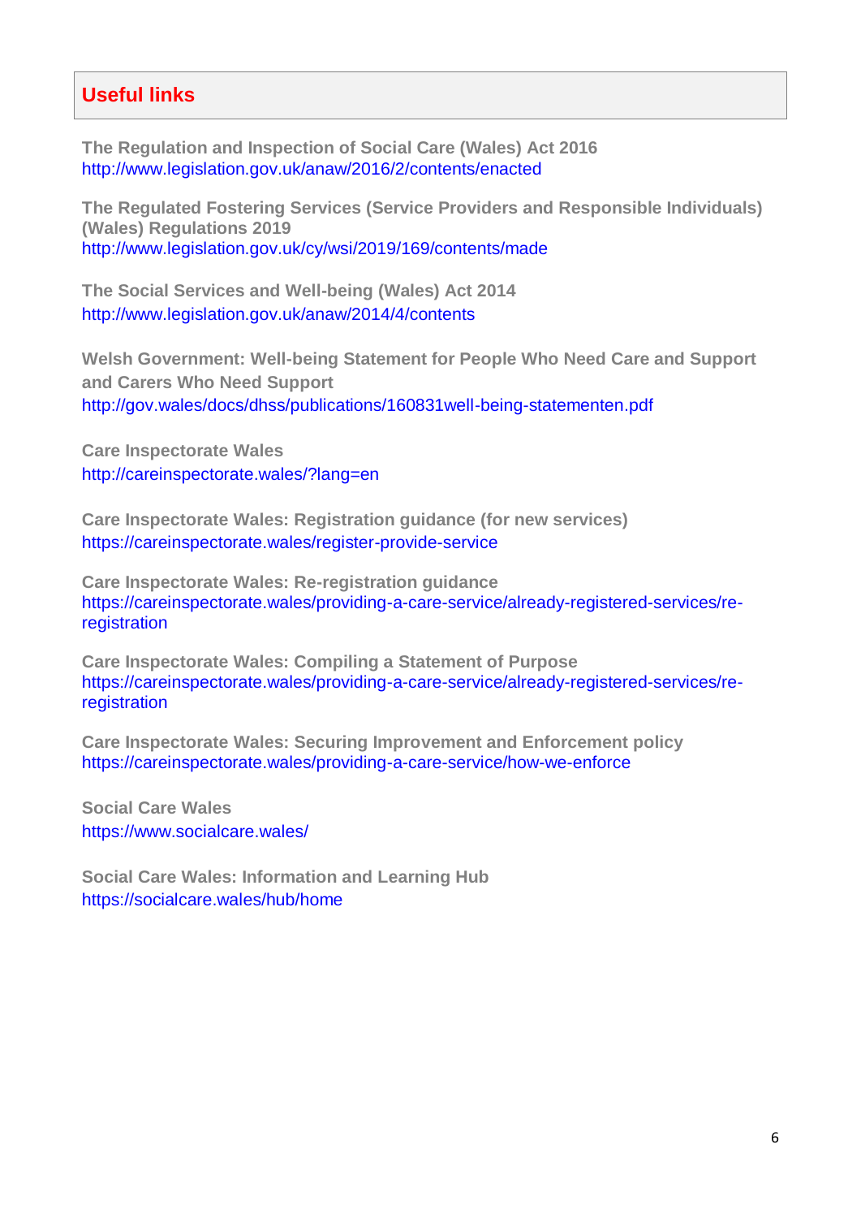## Useful links

**The Regulation and Inspection of Social Care (Wales) Act 2016**
http://www.legislation.gov.uk/anaw/2016/2/contents/enacted

**The Regulated Fostering Services (Service Providers and Responsible Individuals) (Wales) Regulations 2019**
http://www.legislation.gov.uk/cy/wsi/2019/169/contents/made

**The Social Services and Well-being (Wales) Act 2014**
http://www.legislation.gov.uk/anaw/2014/4/contents

**Welsh Government: Well-being Statement for People Who Need Care and Support and Carers Who Need Support**
http://gov.wales/docs/dhss/publications/160831well-being-statementen.pdf

**Care Inspectorate Wales**
http://careinspectorate.wales/?lang=en

**Care Inspectorate Wales: Registration guidance (for new services)**
https://careinspectorate.wales/register-provide-service

**Care Inspectorate Wales: Re-registration guidance**
https://careinspectorate.wales/providing-a-care-service/already-registered-services/re-registration

**Care Inspectorate Wales: Compiling a Statement of Purpose**
https://careinspectorate.wales/providing-a-care-service/already-registered-services/re-registration

**Care Inspectorate Wales: Securing Improvement and Enforcement policy**
https://careinspectorate.wales/providing-a-care-service/how-we-enforce

**Social Care Wales**
https://www.socialcare.wales/

**Social Care Wales: Information and Learning Hub**
https://socialcare.wales/hub/home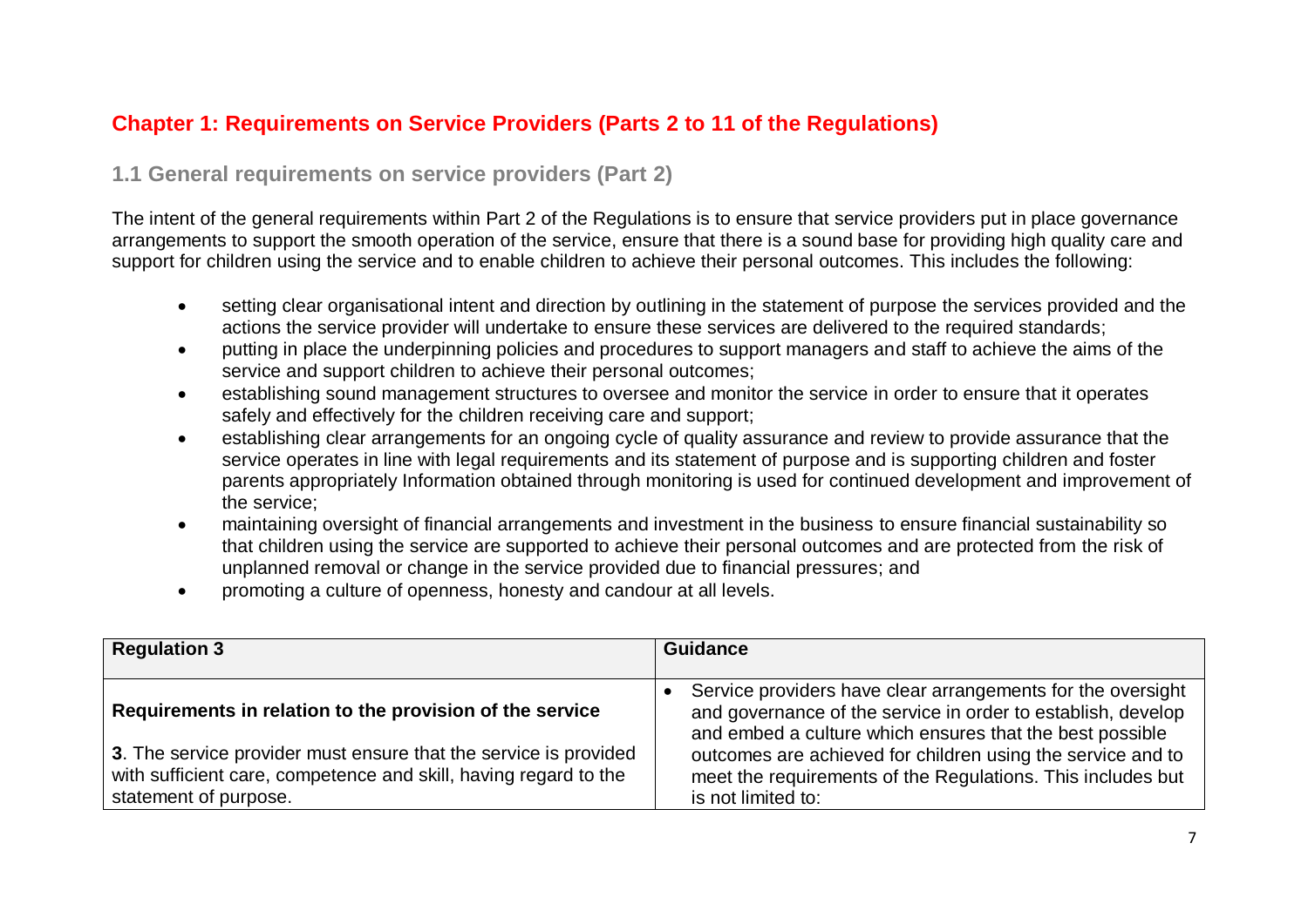# Chapter 1: Requirements on Service Providers (Parts 2 to 11 of the Regulations)

## 1.1 General requirements on service providers (Part 2)

The intent of the general requirements within Part 2 of the Regulations is to ensure that service providers put in place governance arrangements to support the smooth operation of the service, ensure that there is a sound base for providing high quality care and support for children using the service and to enable children to achieve their personal outcomes. This includes the following:

- setting clear organisational intent and direction by outlining in the statement of purpose the services provided and the actions the service provider will undertake to ensure these services are delivered to the required standards;
- putting in place the underpinning policies and procedures to support managers and staff to achieve the aims of the service and support children to achieve their personal outcomes;
- establishing sound management structures to oversee and monitor the service in order to ensure that it operates safely and effectively for the children receiving care and support;
- establishing clear arrangements for an ongoing cycle of quality assurance and review to provide assurance that the service operates in line with legal requirements and its statement of purpose and is supporting children and foster parents appropriately Information obtained through monitoring is used for continued development and improvement of the service;
- maintaining oversight of financial arrangements and investment in the business to ensure financial sustainability so that children using the service are supported to achieve their personal outcomes and are protected from the risk of unplanned removal or change in the service provided due to financial pressures; and
- promoting a culture of openness, honesty and candour at all levels.

| Regulation 3 | Guidance |
|---|---|
| **Requirements in relation to the provision of the service**<br><br>**3**. The service provider must ensure that the service is provided with sufficient care, competence and skill, having regard to the statement of purpose. | • Service providers have clear arrangements for the oversight and governance of the service in order to establish, develop and embed a culture which ensures that the best possible outcomes are achieved for children using the service and to meet the requirements of the Regulations. This includes but is not limited to: |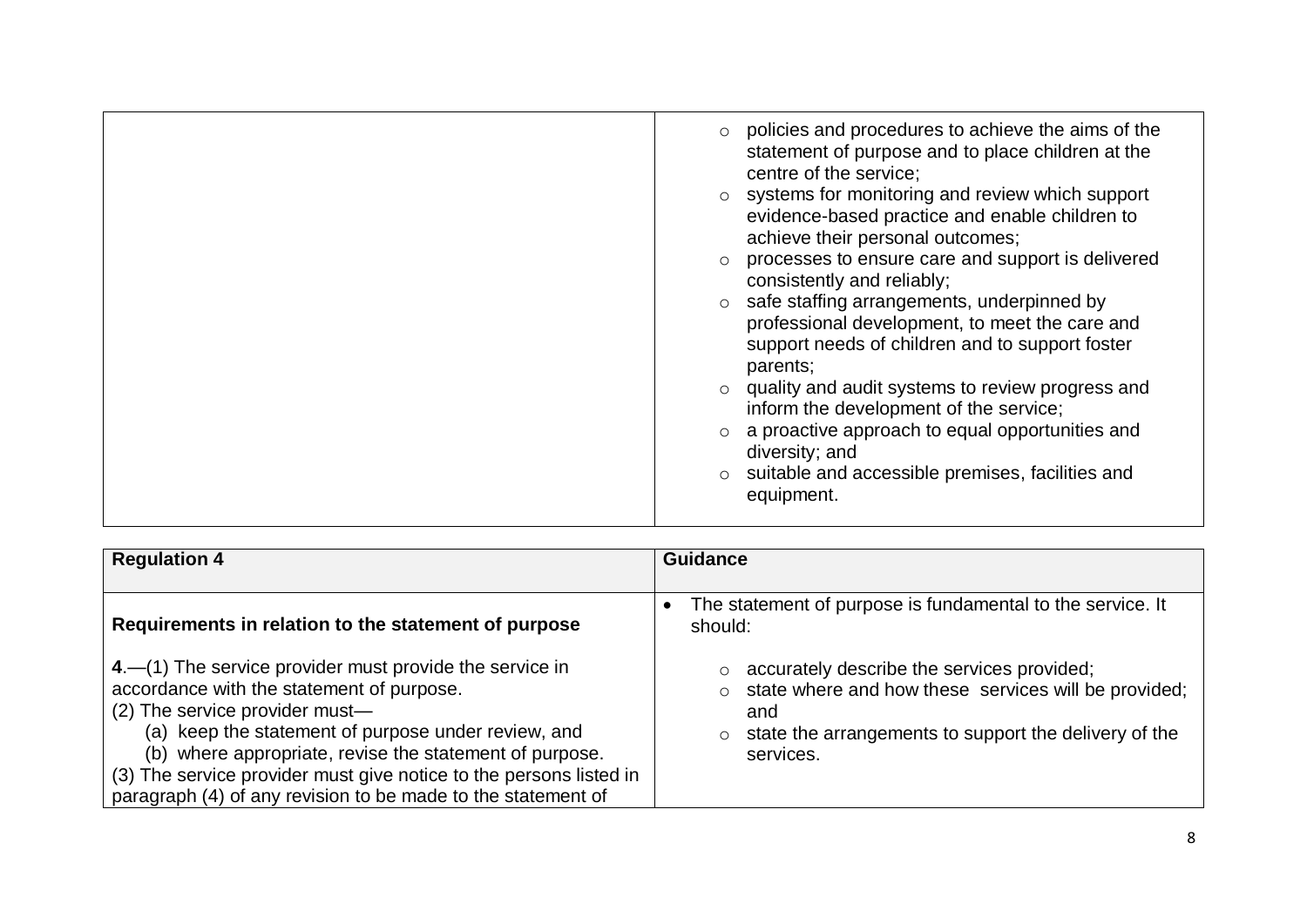| | |
|---|---|
| | ○ policies and procedures to achieve the aims of the statement of purpose and to place children at the centre of the service;<br>○ systems for monitoring and review which support evidence-based practice and enable children to achieve their personal outcomes;<br>○ processes to ensure care and support is delivered consistently and reliably;<br>○ safe staffing arrangements, underpinned by professional development, to meet the care and support needs of children and to support foster parents;<br>○ quality and audit systems to review progress and inform the development of the service;<br>○ a proactive approach to equal opportunities and diversity; and<br>○ suitable and accessible premises, facilities and equipment. |

| Regulation 4 | Guidance |
|---|---|
| **Requirements in relation to the statement of purpose**<br><br>**4**.—(1) The service provider must provide the service in accordance with the statement of purpose.<br>(2) The service provider must—<br>(a) keep the statement of purpose under review, and<br>(b) where appropriate, revise the statement of purpose.<br>(3) The service provider must give notice to the persons listed in paragraph (4) of any revision to be made to the statement of | • The statement of purpose is fundamental to the service. It should:<br>○ accurately describe the services provided;<br>○ state where and how these services will be provided; and<br>○ state the arrangements to support the delivery of the services. |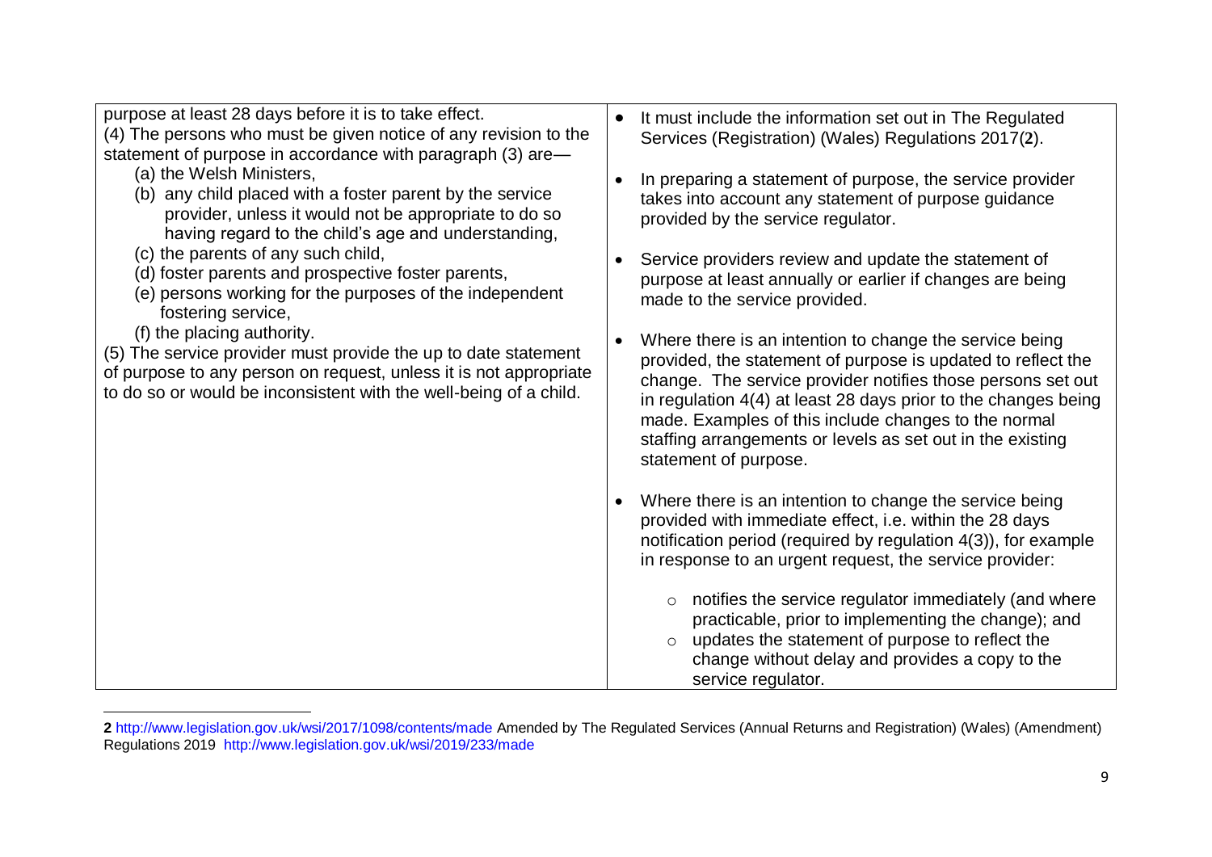| | |
|---|---|
| purpose at least 28 days before it is to take effect.<br>(4) The persons who must be given notice of any revision to the statement of purpose in accordance with paragraph (3) are—<br>(a) the Welsh Ministers,<br>(b) any child placed with a foster parent by the service provider, unless it would not be appropriate to do so having regard to the child's age and understanding,<br>(c) the parents of any such child,<br>(d) foster parents and prospective foster parents,<br>(e) persons working for the purposes of the independent fostering service,<br>(f) the placing authority.<br>(5) The service provider must provide the up to date statement of purpose to any person on request, unless it is not appropriate to do so or would be inconsistent with the well-being of a child. | • It must include the information set out in The Regulated Services (Registration) (Wales) Regulations 2017[2].<br><br>• In preparing a statement of purpose, the service provider takes into account any statement of purpose guidance provided by the service regulator.<br><br>• Service providers review and update the statement of purpose at least annually or earlier if changes are being made to the service provided.<br><br>• Where there is an intention to change the service being provided, the statement of purpose is updated to reflect the change. The service provider notifies those persons set out in regulation 4(4) at least 28 days prior to the changes being made. Examples of this include changes to the normal staffing arrangements or levels as set out in the existing statement of purpose.<br><br>• Where there is an intention to change the service being provided with immediate effect, i.e. within the 28 days notification period (required by regulation 4(3)), for example in response to an urgent request, the service provider:<br>  ○ notifies the service regulator immediately (and where practicable, prior to implementing the change); and<br>  ○ updates the statement of purpose to reflect the change without delay and provides a copy to the service regulator. |

[2] http://www.legislation.gov.uk/wsi/2017/1098/contents/made Amended by The Regulated Services (Annual Returns and Registration) (Wales) (Amendment) Regulations 2019 http://www.legislation.gov.uk/wsi/2019/233/made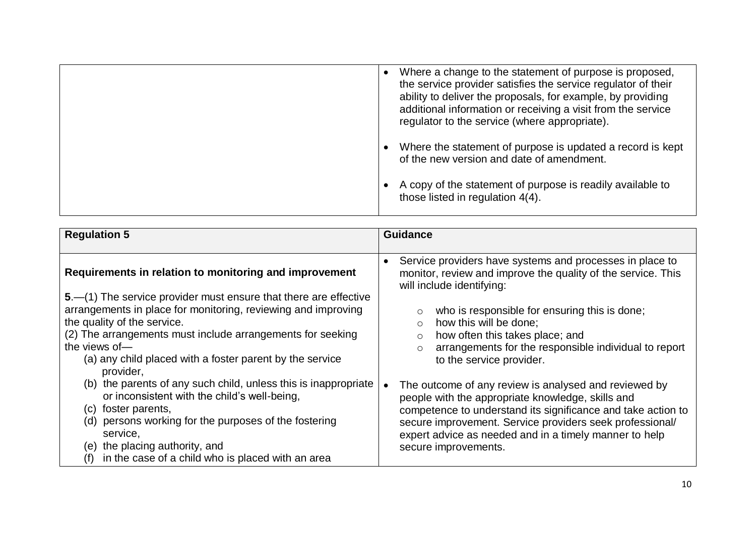| | |
|---|---|
| | • Where a change to the statement of purpose is proposed, the service provider satisfies the service regulator of their ability to deliver the proposals, for example, by providing additional information or receiving a visit from the service regulator to the service (where appropriate).<br><br>• Where the statement of purpose is updated a record is kept of the new version and date of amendment.<br><br>• A copy of the statement of purpose is readily available to those listed in regulation 4(4). |

| **Regulation 5** | **Guidance** |
|---|---|
| **Requirements in relation to monitoring and improvement**<br><br>**5**.—(1) The service provider must ensure that there are effective arrangements in place for monitoring, reviewing and improving the quality of the service.<br>(2) The arrangements must include arrangements for seeking the views of—<br>(a) any child placed with a foster parent by the service provider,<br>(b) the parents of any such child, unless this is inappropriate or inconsistent with the child's well-being,<br>(c) foster parents,<br>(d) persons working for the purposes of the fostering service,<br>(e) the placing authority, and<br>(f) in the case of a child who is placed with an area | • Service providers have systems and processes in place to monitor, review and improve the quality of the service. This will include identifying:<br>◦ who is responsible for ensuring this is done;<br>◦ how this will be done;<br>◦ how often this takes place; and<br>◦ arrangements for the responsible individual to report to the service provider.<br><br>• The outcome of any review is analysed and reviewed by people with the appropriate knowledge, skills and competence to understand its significance and take action to secure improvement. Service providers seek professional/ expert advice as needed and in a timely manner to help secure improvements. |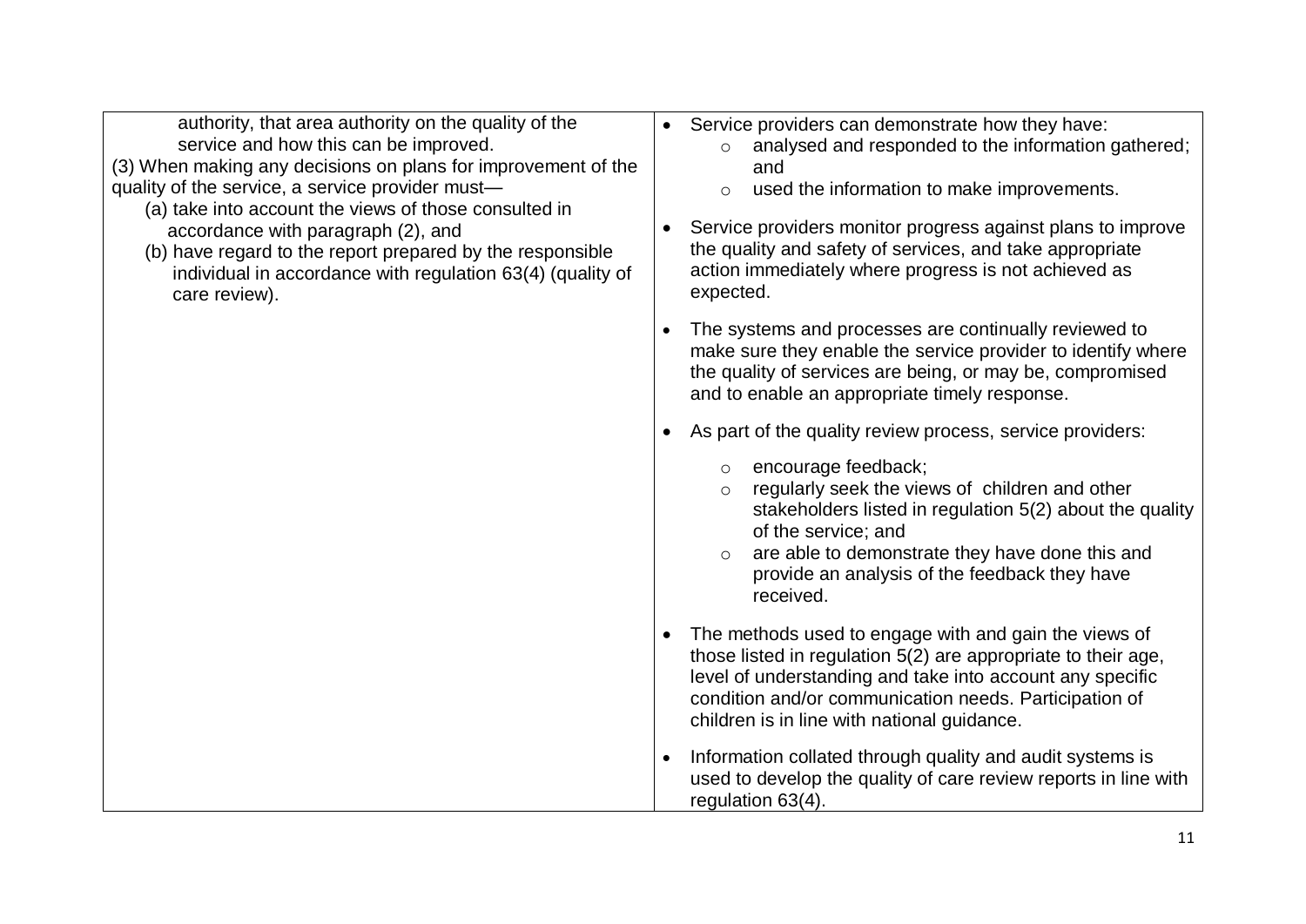| | |
|---|---|
| authority, that area authority on the quality of the service and how this can be improved.<br>(3) When making any decisions on plans for improvement of the quality of the service, a service provider must—<br>(a) take into account the views of those consulted in accordance with paragraph (2), and<br>(b) have regard to the report prepared by the responsible individual in accordance with regulation 63(4) (quality of care review). | • Service providers can demonstrate how they have:<br>  ○ analysed and responded to the information gathered; and<br>  ○ used the information to make improvements.<br>• Service providers monitor progress against plans to improve the quality and safety of services, and take appropriate action immediately where progress is not achieved as expected.<br>• The systems and processes are continually reviewed to make sure they enable the service provider to identify where the quality of services are being, or may be, compromised and to enable an appropriate timely response.<br>• As part of the quality review process, service providers:<br>  ○ encourage feedback;<br>  ○ regularly seek the views of children and other stakeholders listed in regulation 5(2) about the quality of the service; and<br>  ○ are able to demonstrate they have done this and provide an analysis of the feedback they have received.<br>• The methods used to engage with and gain the views of those listed in regulation 5(2) are appropriate to their age, level of understanding and take into account any specific condition and/or communication needs. Participation of children is in line with national guidance.<br>• Information collated through quality and audit systems is used to develop the quality of care review reports in line with regulation 63(4). |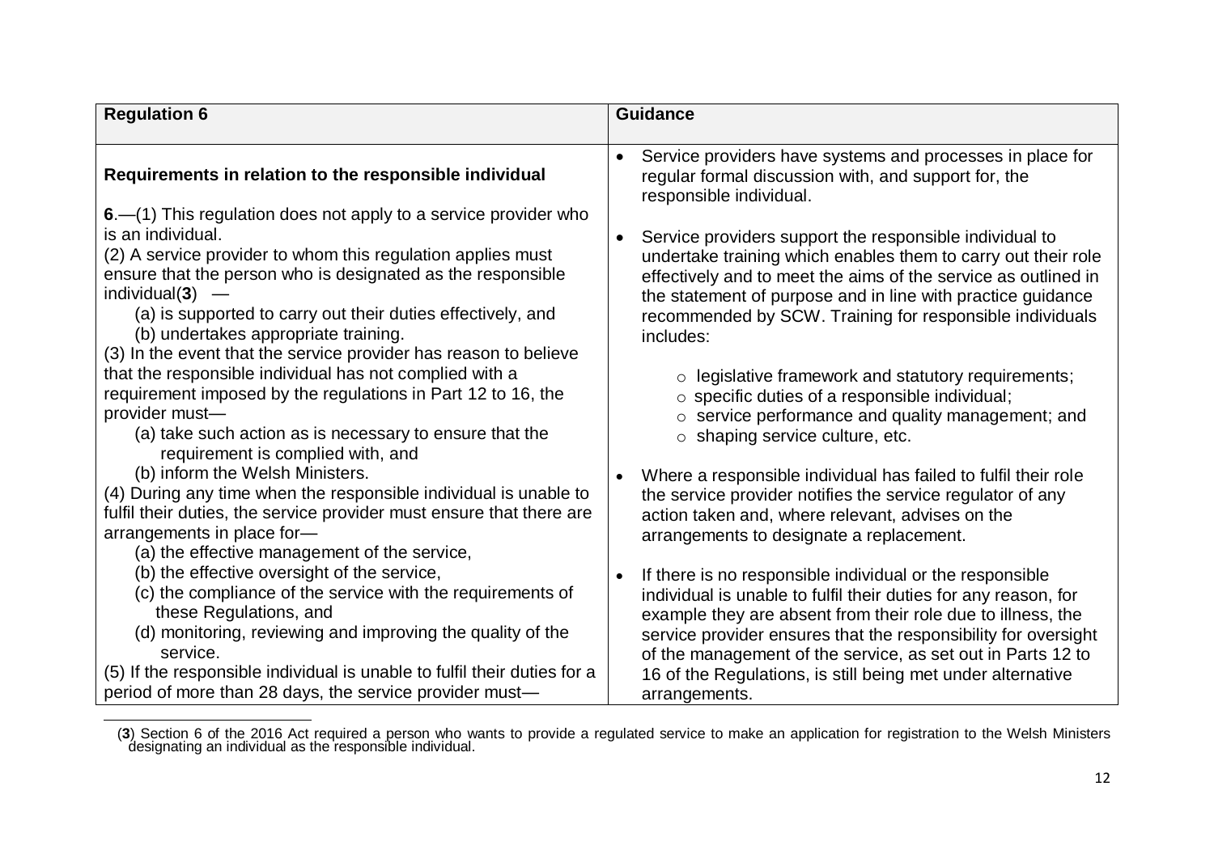| Regulation 6 | Guidance |
|---|---|
| **Requirements in relation to the responsible individual**<br><br>**6**.—(1) This regulation does not apply to a service provider who is an individual.<br>(2) A service provider to whom this regulation applies must ensure that the person who is designated as the responsible individual(**3**) —<br>(a) is supported to carry out their duties effectively, and<br>(b) undertakes appropriate training.<br>(3) In the event that the service provider has reason to believe that the responsible individual has not complied with a requirement imposed by the regulations in Part 12 to 16, the provider must—<br>(a) take such action as is necessary to ensure that the requirement is complied with, and<br>(b) inform the Welsh Ministers.<br>(4) During any time when the responsible individual is unable to fulfil their duties, the service provider must ensure that there are arrangements in place for—<br>(a) the effective management of the service,<br>(b) the effective oversight of the service,<br>(c) the compliance of the service with the requirements of these Regulations, and<br>(d) monitoring, reviewing and improving the quality of the service.<br>(5) If the responsible individual is unable to fulfil their duties for a period of more than 28 days, the service provider must— | • Service providers have systems and processes in place for regular formal discussion with, and support for, the responsible individual.<br><br>• Service providers support the responsible individual to undertake training which enables them to carry out their role effectively and to meet the aims of the service as outlined in the statement of purpose and in line with practice guidance recommended by SCW. Training for responsible individuals includes:<br>  ○ legislative framework and statutory requirements;<br>  ○ specific duties of a responsible individual;<br>  ○ service performance and quality management; and<br>  ○ shaping service culture, etc.<br><br>• Where a responsible individual has failed to fulfil their role the service provider notifies the service regulator of any action taken and, where relevant, advises on the arrangements to designate a replacement.<br><br>• If there is no responsible individual or the responsible individual is unable to fulfil their duties for any reason, for example they are absent from their role due to illness, the service provider ensures that the responsibility for oversight of the management of the service, as set out in Parts 12 to 16 of the Regulations, is still being met under alternative arrangements. |

(**3**) Section 6 of the 2016 Act required a person who wants to provide a regulated service to make an application for registration to the Welsh Ministers designating an individual as the responsible individual.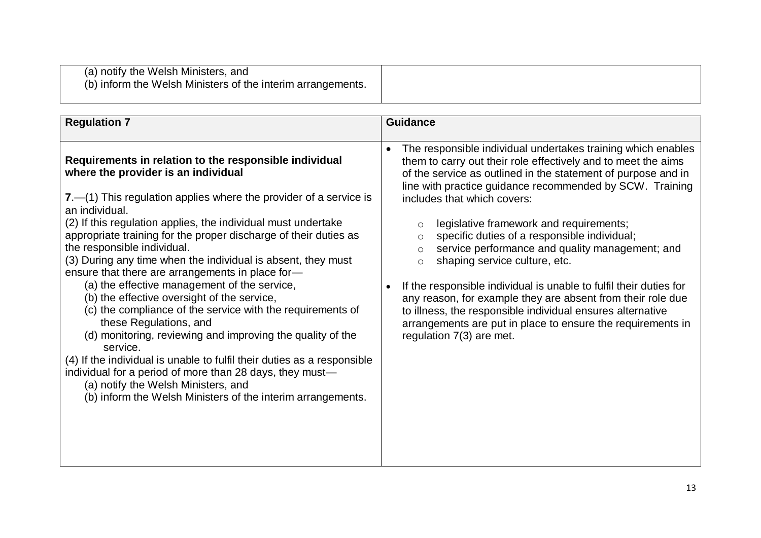| | |
|---|---|
| (a) notify the Welsh Ministers, and<br>(b) inform the Welsh Ministers of the interim arrangements. | |

| Regulation 7 | Guidance |
|---|---|
| **Requirements in relation to the responsible individual where the provider is an individual**<br><br>**7**.—(1) This regulation applies where the provider of a service is an individual.<br>(2) If this regulation applies, the individual must undertake appropriate training for the proper discharge of their duties as the responsible individual.<br>(3) During any time when the individual is absent, they must ensure that there are arrangements in place for—<br>(a) the effective management of the service,<br>(b) the effective oversight of the service,<br>(c) the compliance of the service with the requirements of these Regulations, and<br>(d) monitoring, reviewing and improving the quality of the service.<br>(4) If the individual is unable to fulfil their duties as a responsible individual for a period of more than 28 days, they must—<br>(a) notify the Welsh Ministers, and<br>(b) inform the Welsh Ministers of the interim arrangements. | • The responsible individual undertakes training which enables them to carry out their role effectively and to meet the aims of the service as outlined in the statement of purpose and in line with practice guidance recommended by SCW. Training includes that which covers:<br>&nbsp;&nbsp;○ legislative framework and requirements;<br>&nbsp;&nbsp;○ specific duties of a responsible individual;<br>&nbsp;&nbsp;○ service performance and quality management; and<br>&nbsp;&nbsp;○ shaping service culture, etc.<br><br>• If the responsible individual is unable to fulfil their duties for any reason, for example they are absent from their role due to illness, the responsible individual ensures alternative arrangements are put in place to ensure the requirements in regulation 7(3) are met. |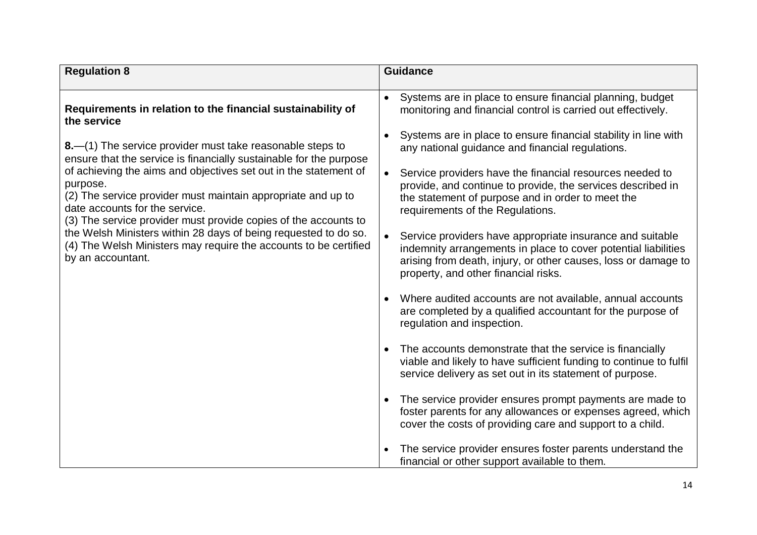| Regulation 8 | Guidance |
|---|---|
| **Requirements in relation to the financial sustainability of the service**<br><br>**8.**—(1) The service provider must take reasonable steps to ensure that the service is financially sustainable for the purpose of achieving the aims and objectives set out in the statement of purpose.<br>(2) The service provider must maintain appropriate and up to date accounts for the service.<br>(3) The service provider must provide copies of the accounts to the Welsh Ministers within 28 days of being requested to do so.<br>(4) The Welsh Ministers may require the accounts to be certified by an accountant. | • Systems are in place to ensure financial planning, budget monitoring and financial control is carried out effectively.<br><br>• Systems are in place to ensure financial stability in line with any national guidance and financial regulations.<br><br>• Service providers have the financial resources needed to provide, and continue to provide, the services described in the statement of purpose and in order to meet the requirements of the Regulations.<br><br>• Service providers have appropriate insurance and suitable indemnity arrangements in place to cover potential liabilities arising from death, injury, or other causes, loss or damage to property, and other financial risks.<br><br>• Where audited accounts are not available, annual accounts are completed by a qualified accountant for the purpose of regulation and inspection.<br><br>• The accounts demonstrate that the service is financially viable and likely to have sufficient funding to continue to fulfil service delivery as set out in its statement of purpose.<br><br>• The service provider ensures prompt payments are made to foster parents for any allowances or expenses agreed, which cover the costs of providing care and support to a child.<br><br>• The service provider ensures foster parents understand the financial or other support available to them. |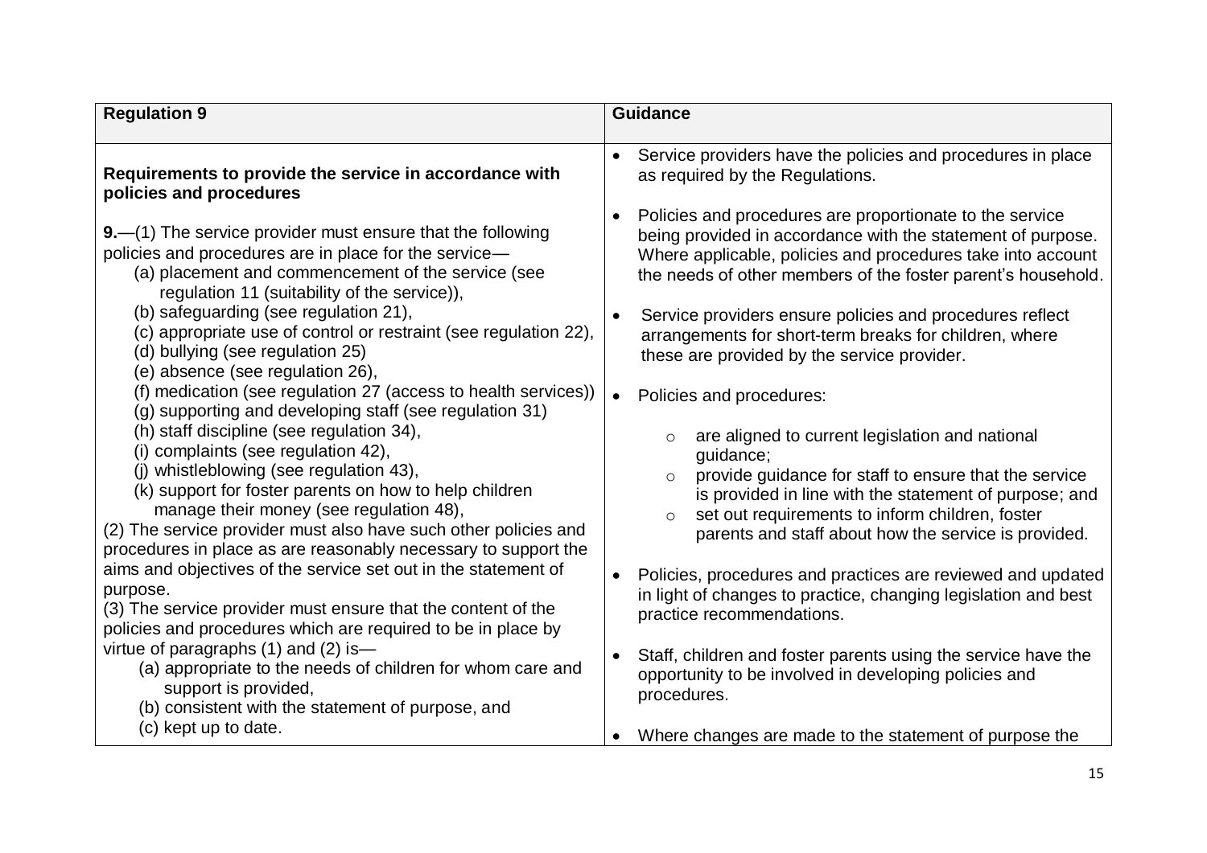| Regulation 9 | Guidance |
|---|---|
| **Requirements to provide the service in accordance with policies and procedures**<br><br>**9.**—(1) The service provider must ensure that the following policies and procedures are in place for the service—<br>(a) placement and commencement of the service (see regulation 11 (suitability of the service)),<br>(b) safeguarding (see regulation 21),<br>(c) appropriate use of control or restraint (see regulation 22),<br>(d) bullying (see regulation 25)<br>(e) absence (see regulation 26),<br>(f) medication (see regulation 27 (access to health services))<br>(g) supporting and developing staff (see regulation 31)<br>(h) staff discipline (see regulation 34),<br>(i) complaints (see regulation 42),<br>(j) whistleblowing (see regulation 43),<br>(k) support for foster parents on how to help children manage their money (see regulation 48),<br>(2) The service provider must also have such other policies and procedures in place as are reasonably necessary to support the aims and objectives of the service set out in the statement of purpose.<br>(3) The service provider must ensure that the content of the policies and procedures which are required to be in place by virtue of paragraphs (1) and (2) is—<br>(a) appropriate to the needs of children for whom care and support is provided,<br>(b) consistent with the statement of purpose, and<br>(c) kept up to date. | • Service providers have the policies and procedures in place as required by the Regulations.<br><br>• Policies and procedures are proportionate to the service being provided in accordance with the statement of purpose. Where applicable, policies and procedures take into account the needs of other members of the foster parent's household.<br><br>• Service providers ensure policies and procedures reflect arrangements for short-term breaks for children, where these are provided by the service provider.<br><br>• Policies and procedures:<br>&nbsp;&nbsp;&nbsp;&nbsp;○ are aligned to current legislation and national guidance;<br>&nbsp;&nbsp;&nbsp;&nbsp;○ provide guidance for staff to ensure that the service is provided in line with the statement of purpose; and<br>&nbsp;&nbsp;&nbsp;&nbsp;○ set out requirements to inform children, foster parents and staff about how the service is provided.<br><br>• Policies, procedures and practices are reviewed and updated in light of changes to practice, changing legislation and best practice recommendations.<br><br>• Staff, children and foster parents using the service have the opportunity to be involved in developing policies and procedures.<br><br>• Where changes are made to the statement of purpose the |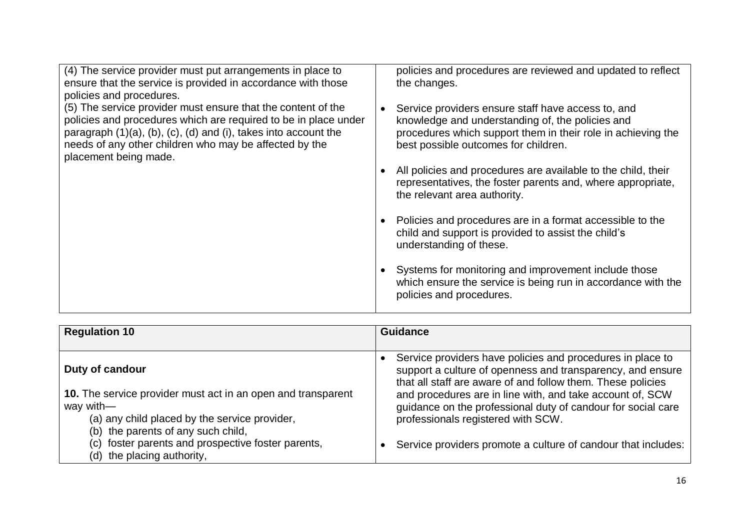| | |
|---|---|
| (4) The service provider must put arrangements in place to ensure that the service is provided in accordance with those policies and procedures.<br>(5) The service provider must ensure that the content of the policies and procedures which are required to be in place under paragraph (1)(a), (b), (c), (d) and (i), takes into account the needs of any other children who may be affected by the placement being made. | policies and procedures are reviewed and updated to reflect the changes.<br><br>• Service providers ensure staff have access to, and knowledge and understanding of, the policies and procedures which support them in their role in achieving the best possible outcomes for children.<br><br>• All policies and procedures are available to the child, their representatives, the foster parents and, where appropriate, the relevant area authority.<br><br>• Policies and procedures are in a format accessible to the child and support is provided to assist the child's understanding of these.<br><br>• Systems for monitoring and improvement include those which ensure the service is being run in accordance with the policies and procedures. |

| **Regulation 10** | **Guidance** |
|---|---|
| **Duty of candour**<br><br>**10.** The service provider must act in an open and transparent way with—<br>(a) any child placed by the service provider,<br>(b) the parents of any such child,<br>(c) foster parents and prospective foster parents,<br>(d) the placing authority, | • Service providers have policies and procedures in place to support a culture of openness and transparency, and ensure that all staff are aware of and follow them. These policies and procedures are in line with, and take account of, SCW guidance on the professional duty of candour for social care professionals registered with SCW.<br><br>• Service providers promote a culture of candour that includes: |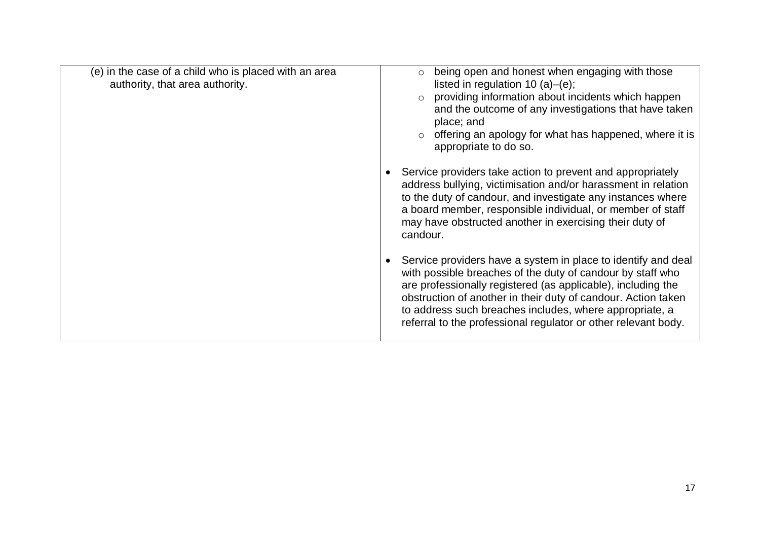| | |
|---|---|
| (e) in the case of a child who is placed with an area authority, that area authority. | ◦ being open and honest when engaging with those listed in regulation 10 (a)–(e);<br>◦ providing information about incidents which happen and the outcome of any investigations that have taken place; and<br>◦ offering an apology for what has happened, where it is appropriate to do so.<br><br>• Service providers take action to prevent and appropriately address bullying, victimisation and/or harassment in relation to the duty of candour, and investigate any instances where a board member, responsible individual, or member of staff may have obstructed another in exercising their duty of candour.<br><br>• Service providers have a system in place to identify and deal with possible breaches of the duty of candour by staff who are professionally registered (as applicable), including the obstruction of another in their duty of candour. Action taken to address such breaches includes, where appropriate, a referral to the professional regulator or other relevant body. |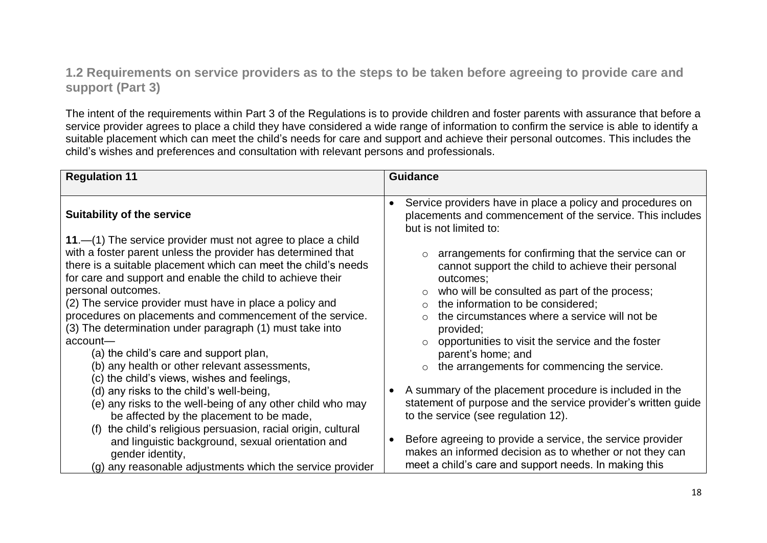## 1.2 Requirements on service providers as to the steps to be taken before agreeing to provide care and support (Part 3)

The intent of the requirements within Part 3 of the Regulations is to provide children and foster parents with assurance that before a service provider agrees to place a child they have considered a wide range of information to confirm the service is able to identify a suitable placement which can meet the child's needs for care and support and achieve their personal outcomes. This includes the child's wishes and preferences and consultation with relevant persons and professionals.

| Regulation 11 | Guidance |
|---|---|
| **Suitability of the service**<br><br>**11**.—(1) The service provider must not agree to place a child with a foster parent unless the provider has determined that there is a suitable placement which can meet the child's needs for care and support and enable the child to achieve their personal outcomes.<br>(2) The service provider must have in place a policy and procedures on placements and commencement of the service.<br>(3) The determination under paragraph (1) must take into account—<br>(a) the child's care and support plan,<br>(b) any health or other relevant assessments,<br>(c) the child's views, wishes and feelings,<br>(d) any risks to the child's well-being,<br>(e) any risks to the well-being of any other child who may be affected by the placement to be made,<br>(f) the child's religious persuasion, racial origin, cultural and linguistic background, sexual orientation and gender identity,<br>(g) any reasonable adjustments which the service provider | • Service providers have in place a policy and procedures on placements and commencement of the service. This includes but is not limited to:<br>&nbsp;&nbsp;○ arrangements for confirming that the service can or cannot support the child to achieve their personal outcomes;<br>&nbsp;&nbsp;○ who will be consulted as part of the process;<br>&nbsp;&nbsp;○ the information to be considered;<br>&nbsp;&nbsp;○ the circumstances where a service will not be provided;<br>&nbsp;&nbsp;○ opportunities to visit the service and the foster parent's home; and<br>&nbsp;&nbsp;○ the arrangements for commencing the service.<br><br>• A summary of the placement procedure is included in the statement of purpose and the service provider's written guide to the service (see regulation 12).<br><br>• Before agreeing to provide a service, the service provider makes an informed decision as to whether or not they can meet a child's care and support needs. In making this |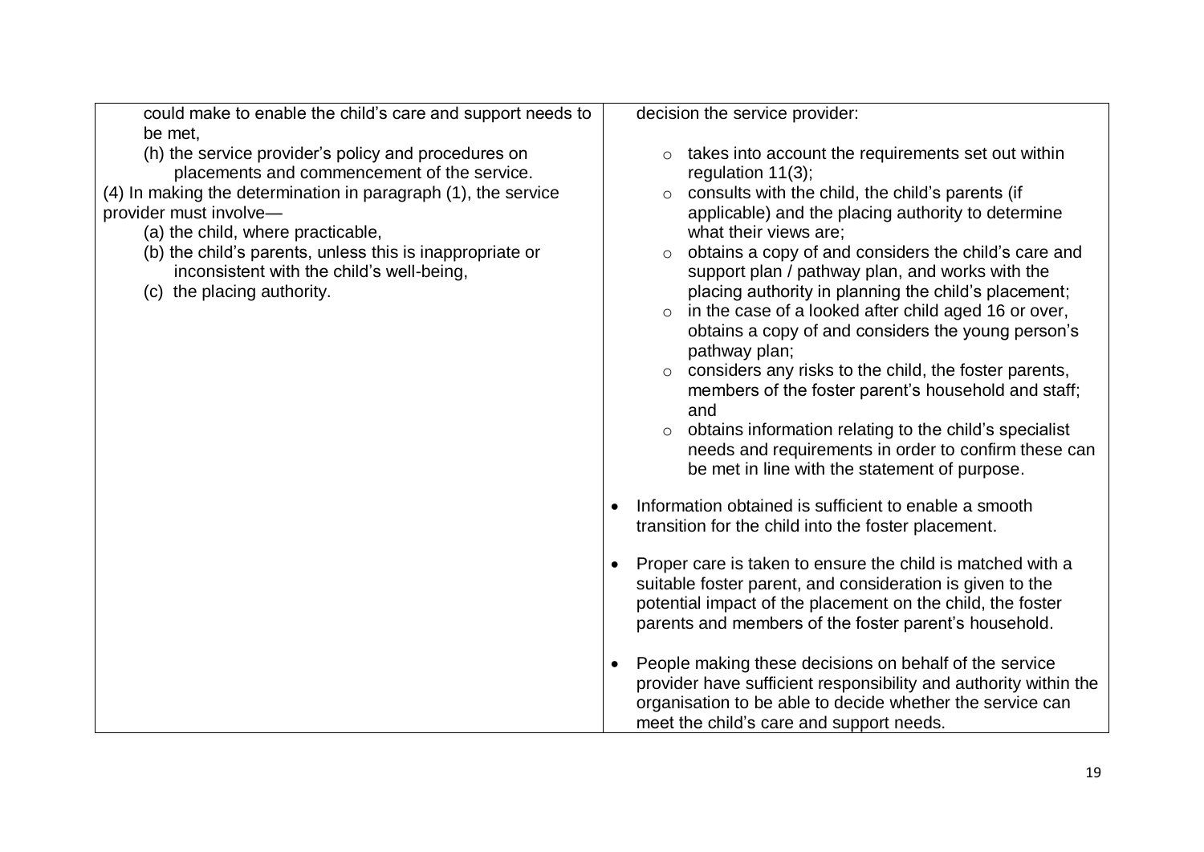| | |
|---|---|
| could make to enable the child's care and support needs to be met,<br>(h) the service provider's policy and procedures on placements and commencement of the service.<br>(4) In making the determination in paragraph (1), the service provider must involve—<br>(a) the child, where practicable,<br>(b) the child's parents, unless this is inappropriate or inconsistent with the child's well-being,<br>(c) the placing authority. | decision the service provider:<br>○ takes into account the requirements set out within regulation 11(3);<br>○ consults with the child, the child's parents (if applicable) and the placing authority to determine what their views are;<br>○ obtains a copy of and considers the child's care and support plan / pathway plan, and works with the placing authority in planning the child's placement;<br>○ in the case of a looked after child aged 16 or over, obtains a copy of and considers the young person's pathway plan;<br>○ considers any risks to the child, the foster parents, members of the foster parent's household and staff; and<br>○ obtains information relating to the child's specialist needs and requirements in order to confirm these can be met in line with the statement of purpose.<br><br>• Information obtained is sufficient to enable a smooth transition for the child into the foster placement.<br><br>• Proper care is taken to ensure the child is matched with a suitable foster parent, and consideration is given to the potential impact of the placement on the child, the foster parents and members of the foster parent's household.<br><br>• People making these decisions on behalf of the service provider have sufficient responsibility and authority within the organisation to be able to decide whether the service can meet the child's care and support needs. |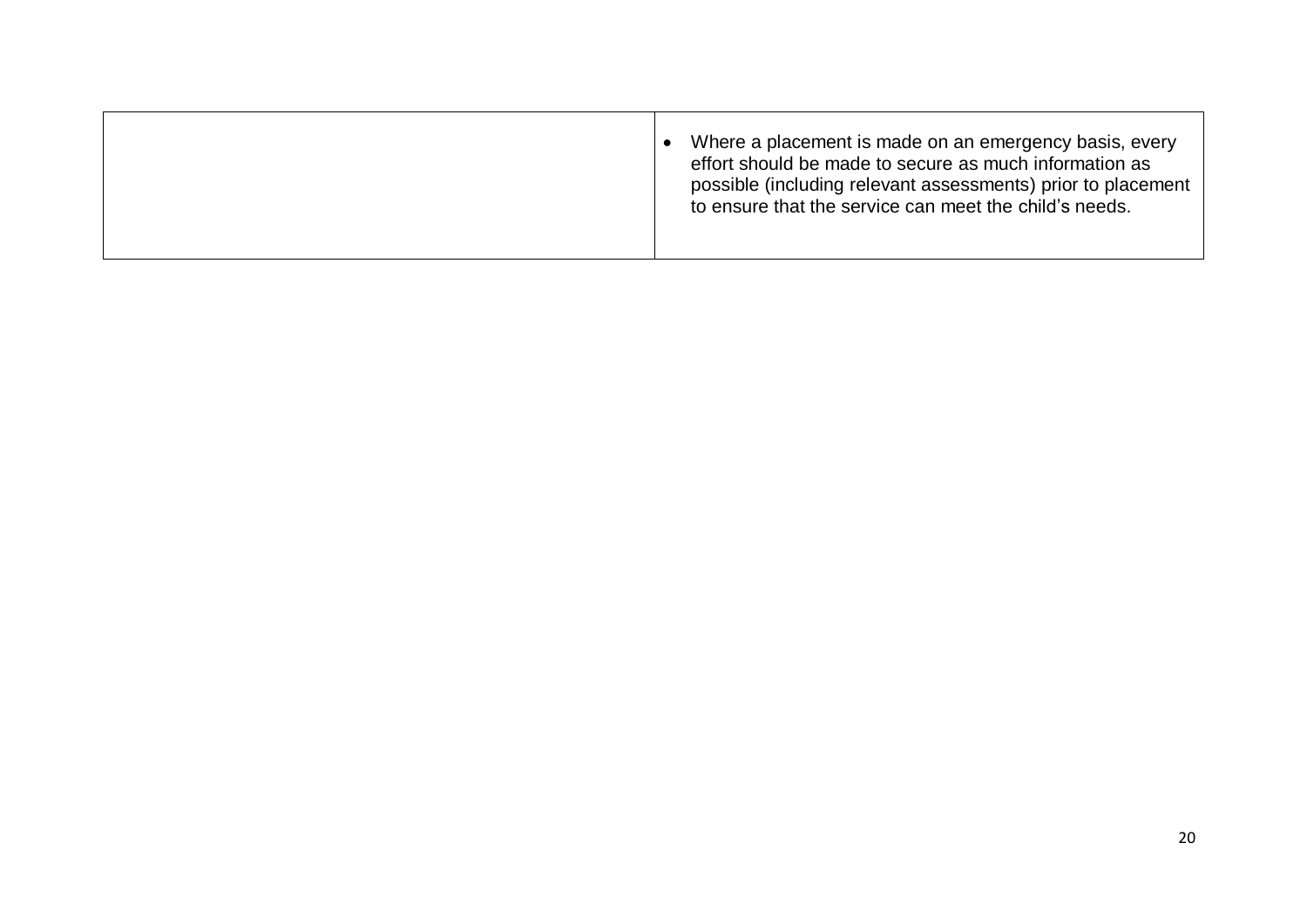| | |
|---|---|
| | • Where a placement is made on an emergency basis, every effort should be made to secure as much information as possible (including relevant assessments) prior to placement to ensure that the service can meet the child's needs. |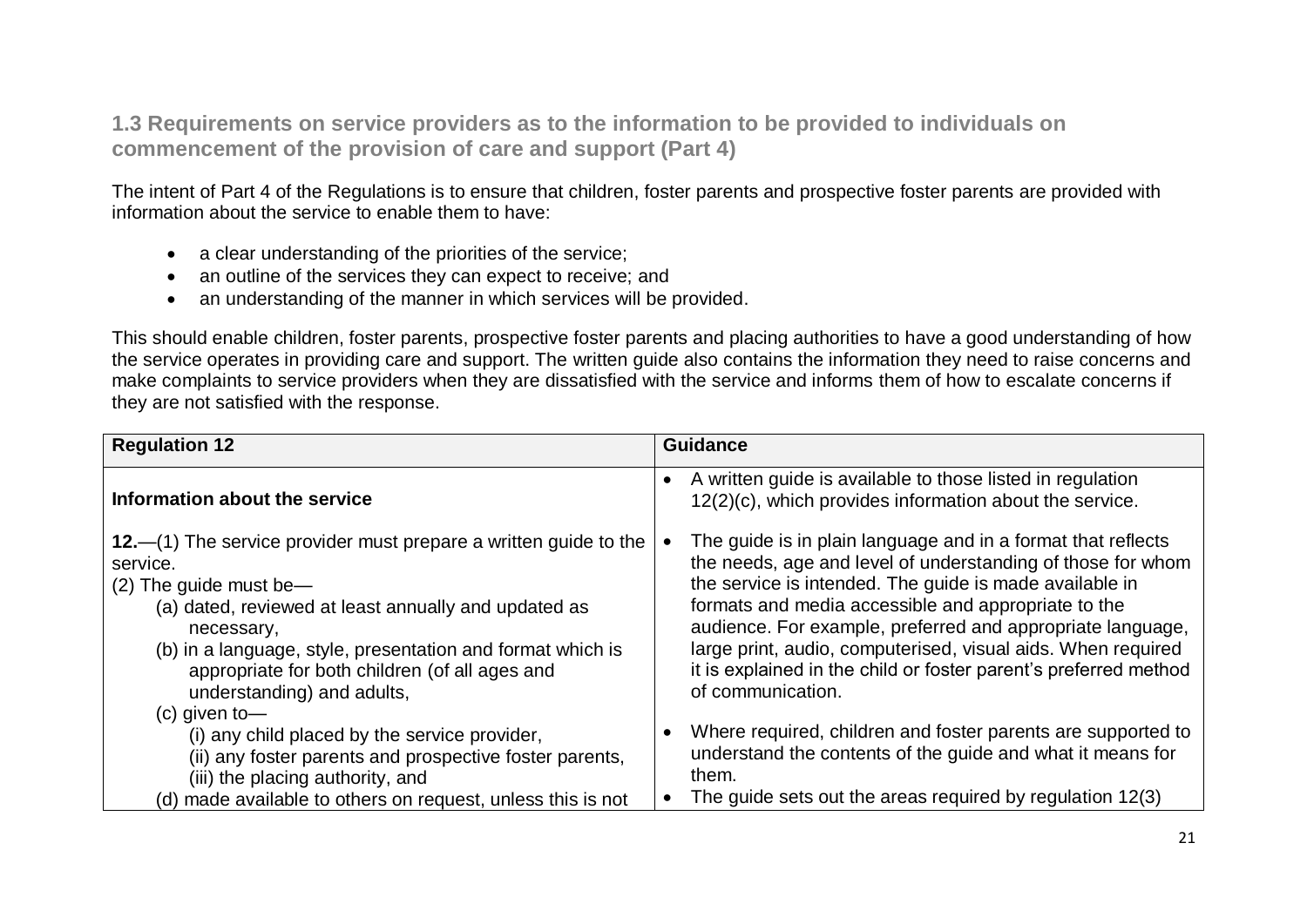### 1.3 Requirements on service providers as to the information to be provided to individuals on commencement of the provision of care and support (Part 4)

The intent of Part 4 of the Regulations is to ensure that children, foster parents and prospective foster parents are provided with information about the service to enable them to have:

- a clear understanding of the priorities of the service;
- an outline of the services they can expect to receive; and
- an understanding of the manner in which services will be provided.

This should enable children, foster parents, prospective foster parents and placing authorities to have a good understanding of how the service operates in providing care and support. The written guide also contains the information they need to raise concerns and make complaints to service providers when they are dissatisfied with the service and informs them of how to escalate concerns if they are not satisfied with the response.

| Regulation 12 | Guidance |
|---|---|
| **Information about the service**<br><br>**12.**—(1) The service provider must prepare a written guide to the service.<br>(2) The guide must be—<br>(a) dated, reviewed at least annually and updated as necessary,<br>(b) in a language, style, presentation and format which is appropriate for both children (of all ages and understanding) and adults,<br>(c) given to—<br>(i) any child placed by the service provider,<br>(ii) any foster parents and prospective foster parents,<br>(iii) the placing authority, and<br>(d) made available to others on request, unless this is not | • A written guide is available to those listed in regulation 12(2)(c), which provides information about the service.<br><br>• The guide is in plain language and in a format that reflects the needs, age and level of understanding of those for whom the service is intended. The guide is made available in formats and media accessible and appropriate to the audience. For example, preferred and appropriate language, large print, audio, computerised, visual aids. When required it is explained in the child or foster parent's preferred method of communication.<br><br>• Where required, children and foster parents are supported to understand the contents of the guide and what it means for them.<br>• The guide sets out the areas required by regulation 12(3) |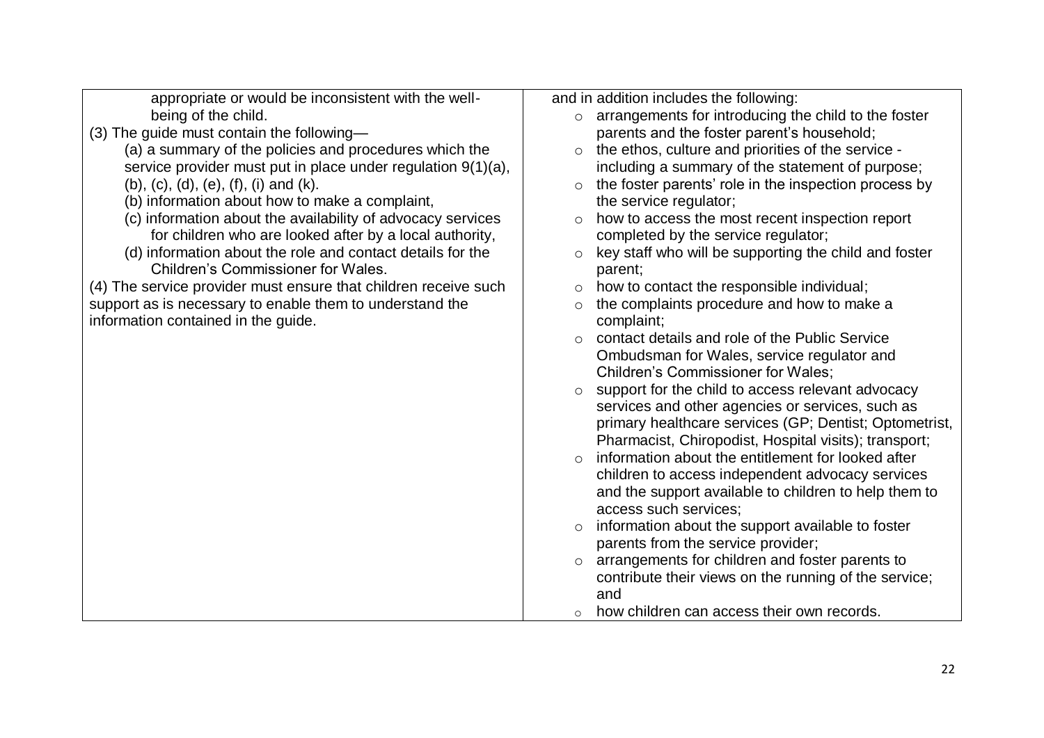| | |
|---|---|
| appropriate or would be inconsistent with the well-being of the child.<br>(3) The guide must contain the following—<br>(a) a summary of the policies and procedures which the service provider must put in place under regulation 9(1)(a), (b), (c), (d), (e), (f), (i) and (k).<br>(b) information about how to make a complaint,<br>(c) information about the availability of advocacy services for children who are looked after by a local authority,<br>(d) information about the role and contact details for the Children's Commissioner for Wales.<br>(4) The service provider must ensure that children receive such support as is necessary to enable them to understand the information contained in the guide. | and in addition includes the following:<br>○ arrangements for introducing the child to the foster parents and the foster parent's household;<br>○ the ethos, culture and priorities of the service - including a summary of the statement of purpose;<br>○ the foster parents' role in the inspection process by the service regulator;<br>○ how to access the most recent inspection report completed by the service regulator;<br>○ key staff who will be supporting the child and foster parent;<br>○ how to contact the responsible individual;<br>○ the complaints procedure and how to make a complaint;<br>○ contact details and role of the Public Service Ombudsman for Wales, service regulator and Children's Commissioner for Wales;<br>○ support for the child to access relevant advocacy services and other agencies or services, such as primary healthcare services (GP; Dentist; Optometrist, Pharmacist, Chiropodist, Hospital visits); transport;<br>○ information about the entitlement for looked after children to access independent advocacy services and the support available to children to help them to access such services;<br>○ information about the support available to foster parents from the service provider;<br>○ arrangements for children and foster parents to contribute their views on the running of the service; and<br>○ how children can access their own records. |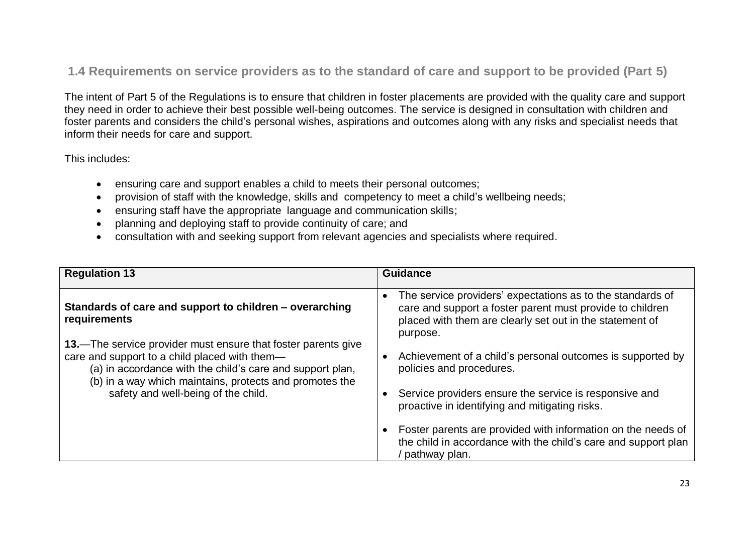## 1.4 Requirements on service providers as to the standard of care and support to be provided (Part 5)

The intent of Part 5 of the Regulations is to ensure that children in foster placements are provided with the quality care and support they need in order to achieve their best possible well-being outcomes. The service is designed in consultation with children and foster parents and considers the child's personal wishes, aspirations and outcomes along with any risks and specialist needs that inform their needs for care and support.

This includes:

- ensuring care and support enables a child to meets their personal outcomes;
- provision of staff with the knowledge, skills and competency to meet a child's wellbeing needs;
- ensuring staff have the appropriate language and communication skills;
- planning and deploying staff to provide continuity of care; and
- consultation with and seeking support from relevant agencies and specialists where required.

| Regulation 13 | Guidance |
|---|---|
| **Standards of care and support to children – overarching requirements**<br><br>**13.**—The service provider must ensure that foster parents give care and support to a child placed with them—<br>(a) in accordance with the child's care and support plan,<br>(b) in a way which maintains, protects and promotes the safety and well-being of the child. | • The service providers' expectations as to the standards of care and support a foster parent must provide to children placed with them are clearly set out in the statement of purpose.<br><br>• Achievement of a child's personal outcomes is supported by policies and procedures.<br><br>• Service providers ensure the service is responsive and proactive in identifying and mitigating risks.<br><br>• Foster parents are provided with information on the needs of the child in accordance with the child's care and support plan / pathway plan. |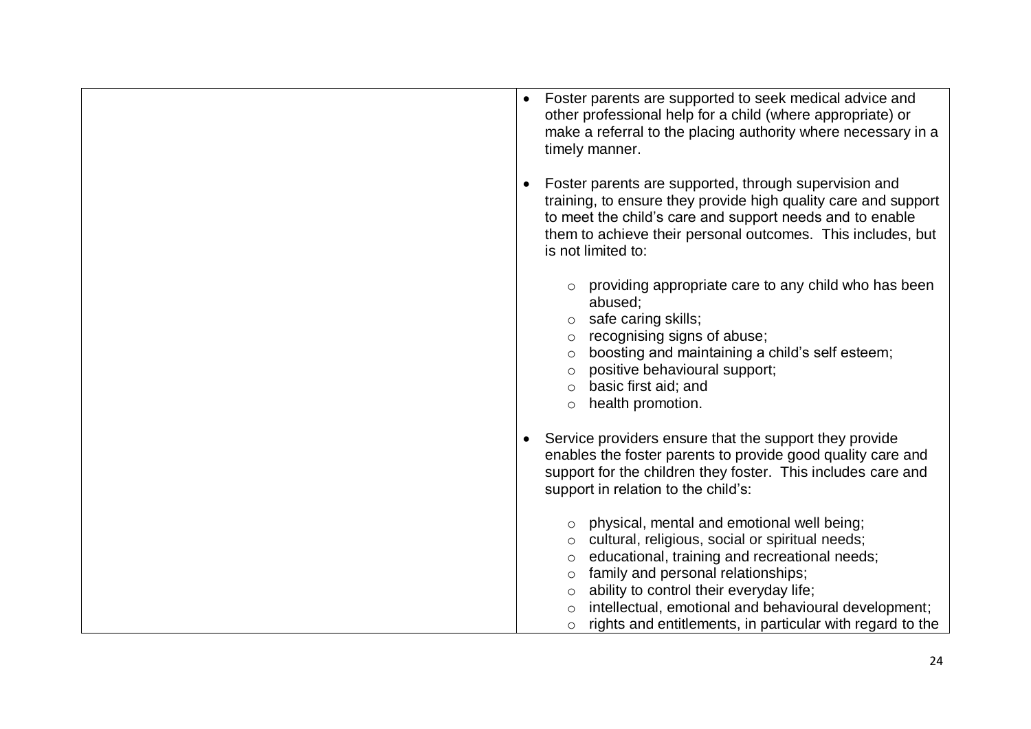| | |
|---|---|
| | • Foster parents are supported to seek medical advice and other professional help for a child (where appropriate) or make a referral to the placing authority where necessary in a timely manner.<br><br>• Foster parents are supported, through supervision and training, to ensure they provide high quality care and support to meet the child's care and support needs and to enable them to achieve their personal outcomes. This includes, but is not limited to:<br><br>  ○ providing appropriate care to any child who has been abused;<br>  ○ safe caring skills;<br>  ○ recognising signs of abuse;<br>  ○ boosting and maintaining a child's self esteem;<br>  ○ positive behavioural support;<br>  ○ basic first aid; and<br>  ○ health promotion.<br><br>• Service providers ensure that the support they provide enables the foster parents to provide good quality care and support for the children they foster. This includes care and support in relation to the child's:<br><br>  ○ physical, mental and emotional well being;<br>  ○ cultural, religious, social or spiritual needs;<br>  ○ educational, training and recreational needs;<br>  ○ family and personal relationships;<br>  ○ ability to control their everyday life;<br>  ○ intellectual, emotional and behavioural development;<br>  ○ rights and entitlements, in particular with regard to the |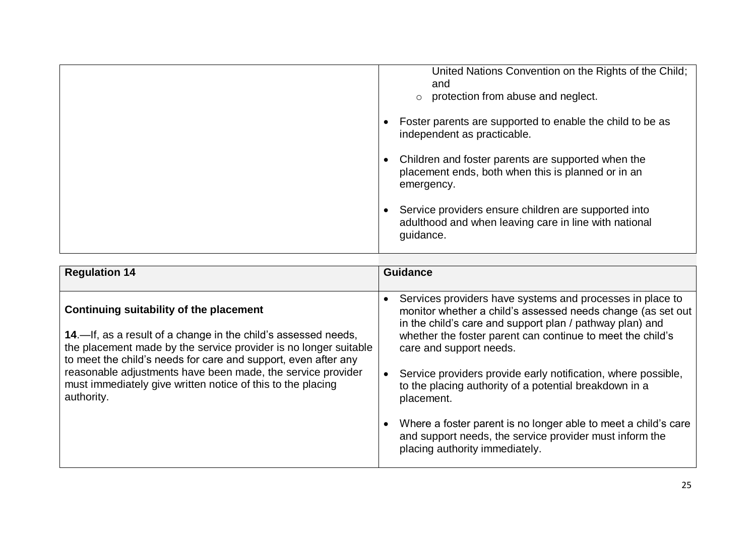| | |
|---|---|
| | United Nations Convention on the Rights of the Child; and<br>◦ protection from abuse and neglect.<br><br>• Foster parents are supported to enable the child to be as independent as practicable.<br><br>• Children and foster parents are supported when the placement ends, both when this is planned or in an emergency.<br><br>• Service providers ensure children are supported into adulthood and when leaving care in line with national guidance. |

| Regulation 14 | Guidance |
|---|---|
| **Continuing suitability of the placement**<br><br>**14**.—If, as a result of a change in the child's assessed needs, the placement made by the service provider is no longer suitable to meet the child's needs for care and support, even after any reasonable adjustments have been made, the service provider must immediately give written notice of this to the placing authority. | • Services providers have systems and processes in place to monitor whether a child's assessed needs change (as set out in the child's care and support plan / pathway plan) and whether the foster parent can continue to meet the child's care and support needs.<br><br>• Service providers provide early notification, where possible, to the placing authority of a potential breakdown in a placement.<br><br>• Where a foster parent is no longer able to meet a child's care and support needs, the service provider must inform the placing authority immediately. |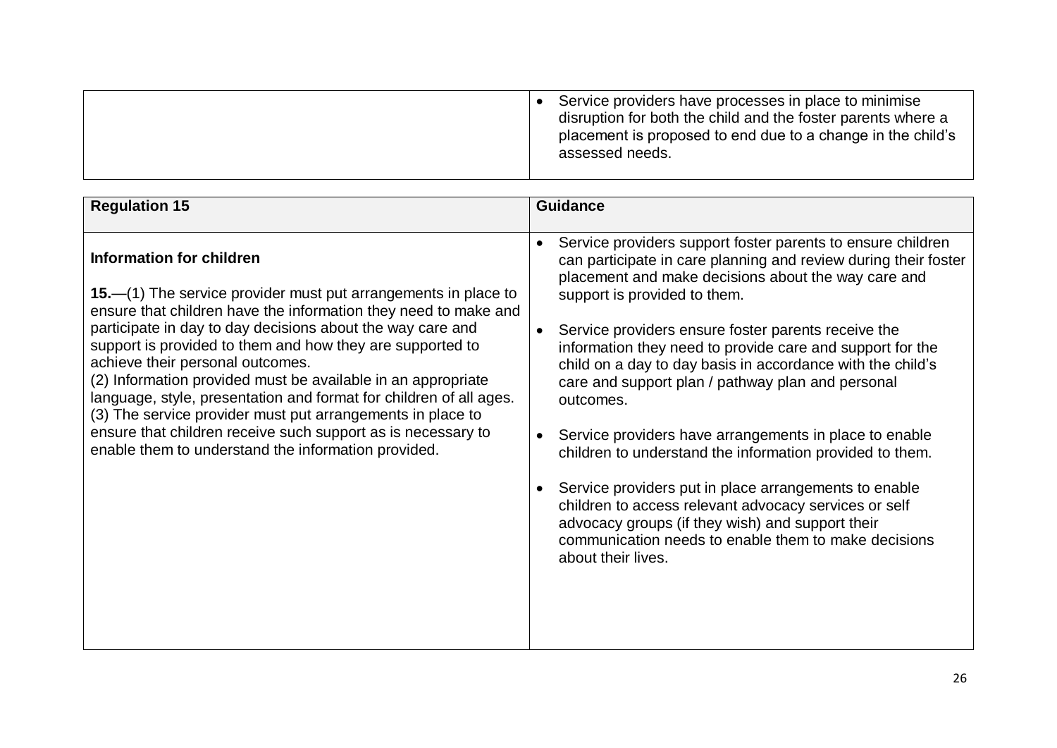| | |
|---|---|
| | • Service providers have processes in place to minimise disruption for both the child and the foster parents where a placement is proposed to end due to a change in the child's assessed needs. |

| Regulation 15 | Guidance |
|---|---|
| **Information for children**<br><br>**15.**—(1) The service provider must put arrangements in place to ensure that children have the information they need to make and participate in day to day decisions about the way care and support is provided to them and how they are supported to achieve their personal outcomes.<br>(2) Information provided must be available in an appropriate language, style, presentation and format for children of all ages.<br>(3) The service provider must put arrangements in place to ensure that children receive such support as is necessary to enable them to understand the information provided. | • Service providers support foster parents to ensure children can participate in care planning and review during their foster placement and make decisions about the way care and support is provided to them.<br><br>• Service providers ensure foster parents receive the information they need to provide care and support for the child on a day to day basis in accordance with the child's care and support plan / pathway plan and personal outcomes.<br><br>• Service providers have arrangements in place to enable children to understand the information provided to them.<br><br>• Service providers put in place arrangements to enable children to access relevant advocacy services or self advocacy groups (if they wish) and support their communication needs to enable them to make decisions about their lives. |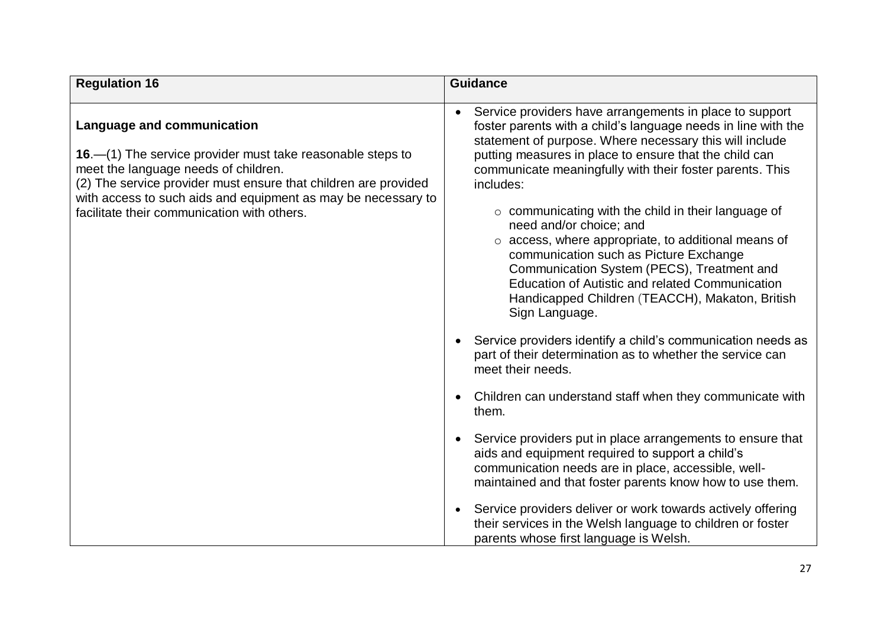| Regulation 16 | Guidance |
| --- | --- |
| **Language and communication**<br><br>**16**.—(1) The service provider must take reasonable steps to meet the language needs of children.<br>(2) The service provider must ensure that children are provided with access to such aids and equipment as may be necessary to facilitate their communication with others. | • Service providers have arrangements in place to support foster parents with a child's language needs in line with the statement of purpose. Where necessary this will include putting measures in place to ensure that the child can communicate meaningfully with their foster parents. This includes:<br>&nbsp;&nbsp;&nbsp;&nbsp;○ communicating with the child in their language of need and/or choice; and<br>&nbsp;&nbsp;&nbsp;&nbsp;○ access, where appropriate, to additional means of communication such as Picture Exchange Communication System (PECS), Treatment and Education of Autistic and related Communication Handicapped Children (TEACCH), Makaton, British Sign Language.<br><br>• Service providers identify a child's communication needs as part of their determination as to whether the service can meet their needs.<br><br>• Children can understand staff when they communicate with them.<br><br>• Service providers put in place arrangements to ensure that aids and equipment required to support a child's communication needs are in place, accessible, well-maintained and that foster parents know how to use them.<br><br>• Service providers deliver or work towards actively offering their services in the Welsh language to children or foster parents whose first language is Welsh. |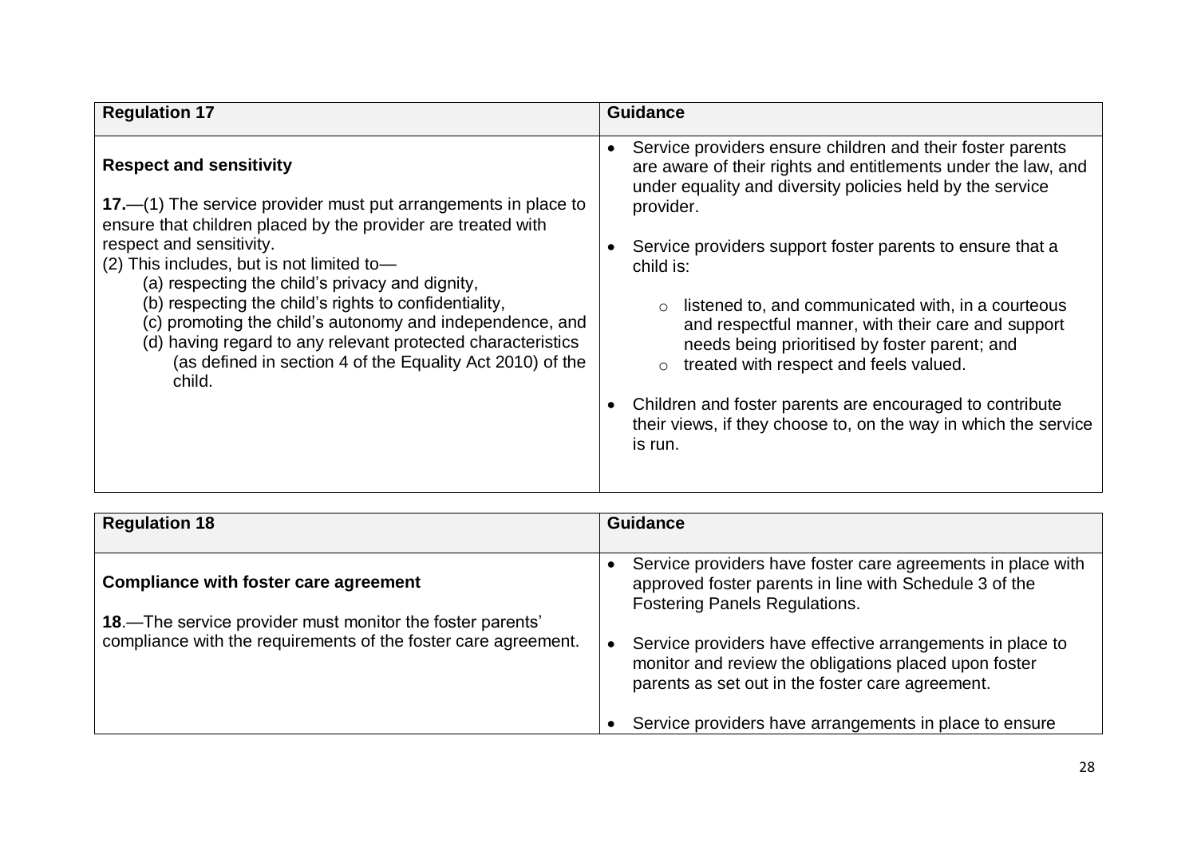| Regulation 17 | Guidance |
|---|---|
| **Respect and sensitivity**<br><br>**17.**—(1) The service provider must put arrangements in place to ensure that children placed by the provider are treated with respect and sensitivity.<br>(2) This includes, but is not limited to—<br>(a) respecting the child's privacy and dignity,<br>(b) respecting the child's rights to confidentiality,<br>(c) promoting the child's autonomy and independence, and<br>(d) having regard to any relevant protected characteristics (as defined in section 4 of the Equality Act 2010) of the child. | • Service providers ensure children and their foster parents are aware of their rights and entitlements under the law, and under equality and diversity policies held by the service provider.<br><br>• Service providers support foster parents to ensure that a child is:<br>  ○ listened to, and communicated with, in a courteous and respectful manner, with their care and support needs being prioritised by foster parent; and<br>  ○ treated with respect and feels valued.<br><br>• Children and foster parents are encouraged to contribute their views, if they choose to, on the way in which the service is run. |

| Regulation 18 | Guidance |
|---|---|
| **Compliance with foster care agreement**<br><br>**18**.—The service provider must monitor the foster parents' compliance with the requirements of the foster care agreement. | • Service providers have foster care agreements in place with approved foster parents in line with Schedule 3 of the Fostering Panels Regulations.<br><br>• Service providers have effective arrangements in place to monitor and review the obligations placed upon foster parents as set out in the foster care agreement.<br><br>• Service providers have arrangements in place to ensure |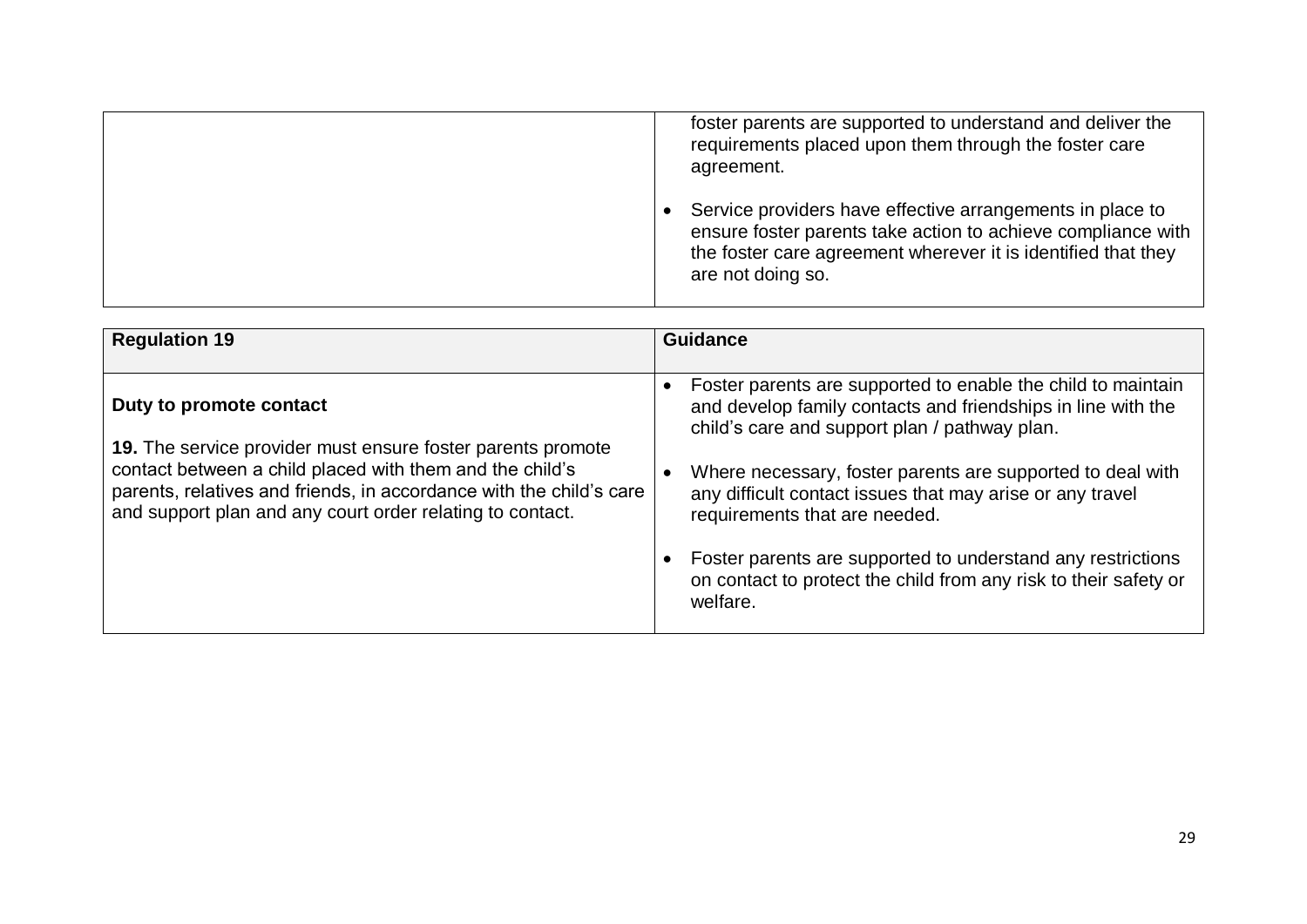| | |
|---|---|
| | foster parents are supported to understand and deliver the requirements placed upon them through the foster care agreement.<br><br>• Service providers have effective arrangements in place to ensure foster parents take action to achieve compliance with the foster care agreement wherever it is identified that they are not doing so. |

| **Regulation 19** | **Guidance** |
|---|---|
| **Duty to promote contact**<br><br>**19.** The service provider must ensure foster parents promote contact between a child placed with them and the child's parents, relatives and friends, in accordance with the child's care and support plan and any court order relating to contact. | • Foster parents are supported to enable the child to maintain and develop family contacts and friendships in line with the child's care and support plan / pathway plan.<br><br>• Where necessary, foster parents are supported to deal with any difficult contact issues that may arise or any travel requirements that are needed.<br><br>• Foster parents are supported to understand any restrictions on contact to protect the child from any risk to their safety or welfare. |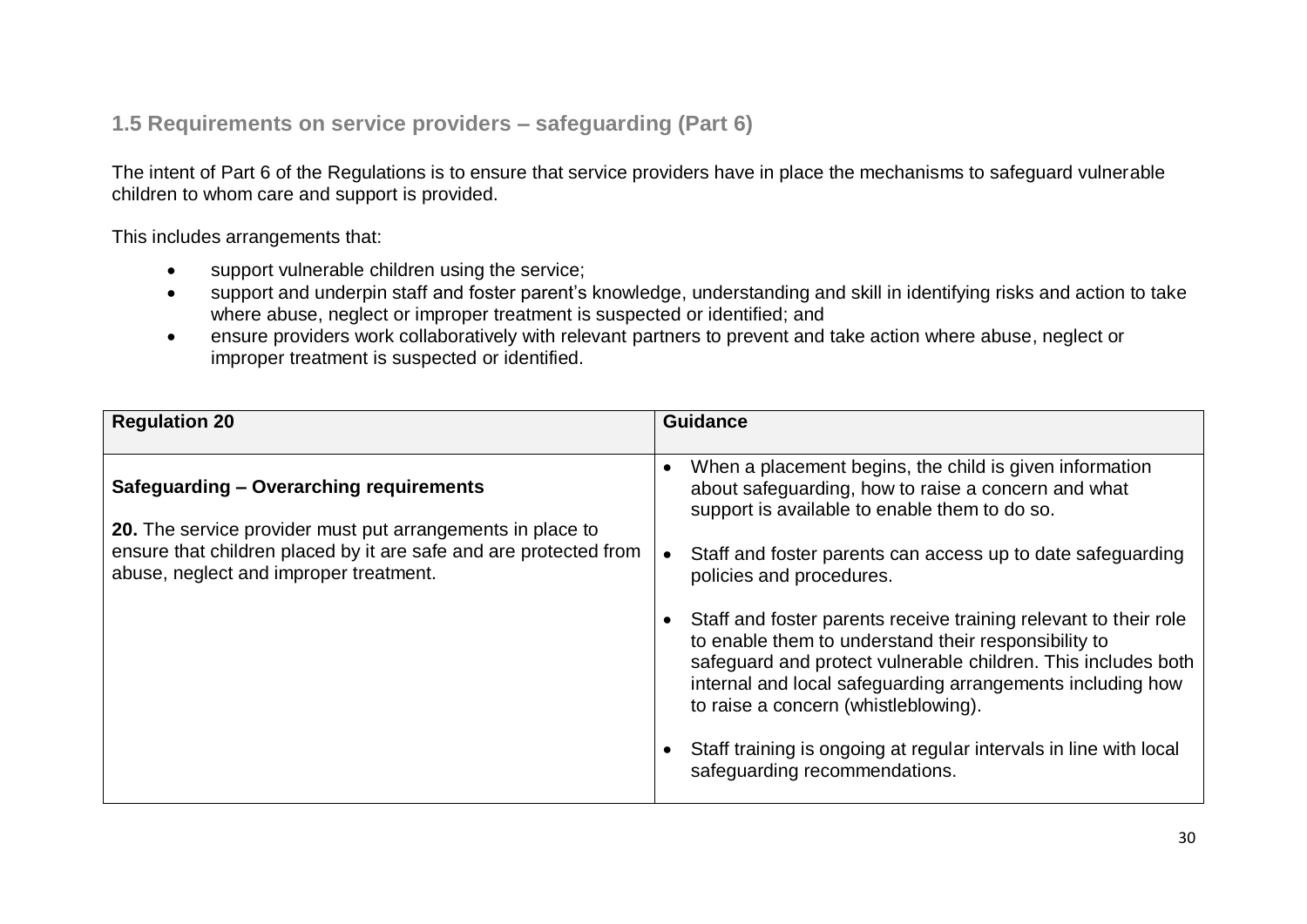## 1.5 Requirements on service providers – safeguarding (Part 6)

The intent of Part 6 of the Regulations is to ensure that service providers have in place the mechanisms to safeguard vulnerable children to whom care and support is provided.

This includes arrangements that:

- support vulnerable children using the service;
- support and underpin staff and foster parent's knowledge, understanding and skill in identifying risks and action to take where abuse, neglect or improper treatment is suspected or identified; and
- ensure providers work collaboratively with relevant partners to prevent and take action where abuse, neglect or improper treatment is suspected or identified.

| Regulation 20 | Guidance |
| --- | --- |
| **Safeguarding – Overarching requirements**<br><br>**20.** The service provider must put arrangements in place to ensure that children placed by it are safe and are protected from abuse, neglect and improper treatment. | • When a placement begins, the child is given information about safeguarding, how to raise a concern and what support is available to enable them to do so.<br><br>• Staff and foster parents can access up to date safeguarding policies and procedures.<br><br>• Staff and foster parents receive training relevant to their role to enable them to understand their responsibility to safeguard and protect vulnerable children. This includes both internal and local safeguarding arrangements including how to raise a concern (whistleblowing).<br><br>• Staff training is ongoing at regular intervals in line with local safeguarding recommendations. |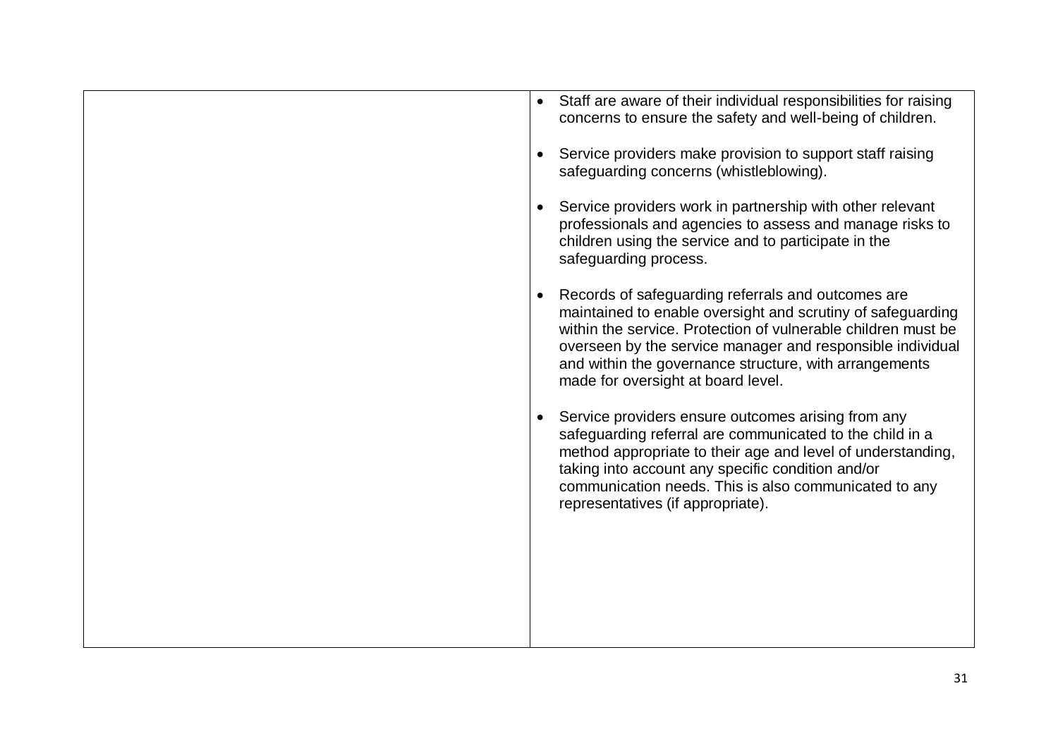|  |  |
|---|---|
|  | • Staff are aware of their individual responsibilities for raising concerns to ensure the safety and well-being of children.<br><br>• Service providers make provision to support staff raising safeguarding concerns (whistleblowing).<br><br>• Service providers work in partnership with other relevant professionals and agencies to assess and manage risks to children using the service and to participate in the safeguarding process.<br><br>• Records of safeguarding referrals and outcomes are maintained to enable oversight and scrutiny of safeguarding within the service. Protection of vulnerable children must be overseen by the service manager and responsible individual and within the governance structure, with arrangements made for oversight at board level.<br><br>• Service providers ensure outcomes arising from any safeguarding referral are communicated to the child in a method appropriate to their age and level of understanding, taking into account any specific condition and/or communication needs. This is also communicated to any representatives (if appropriate). |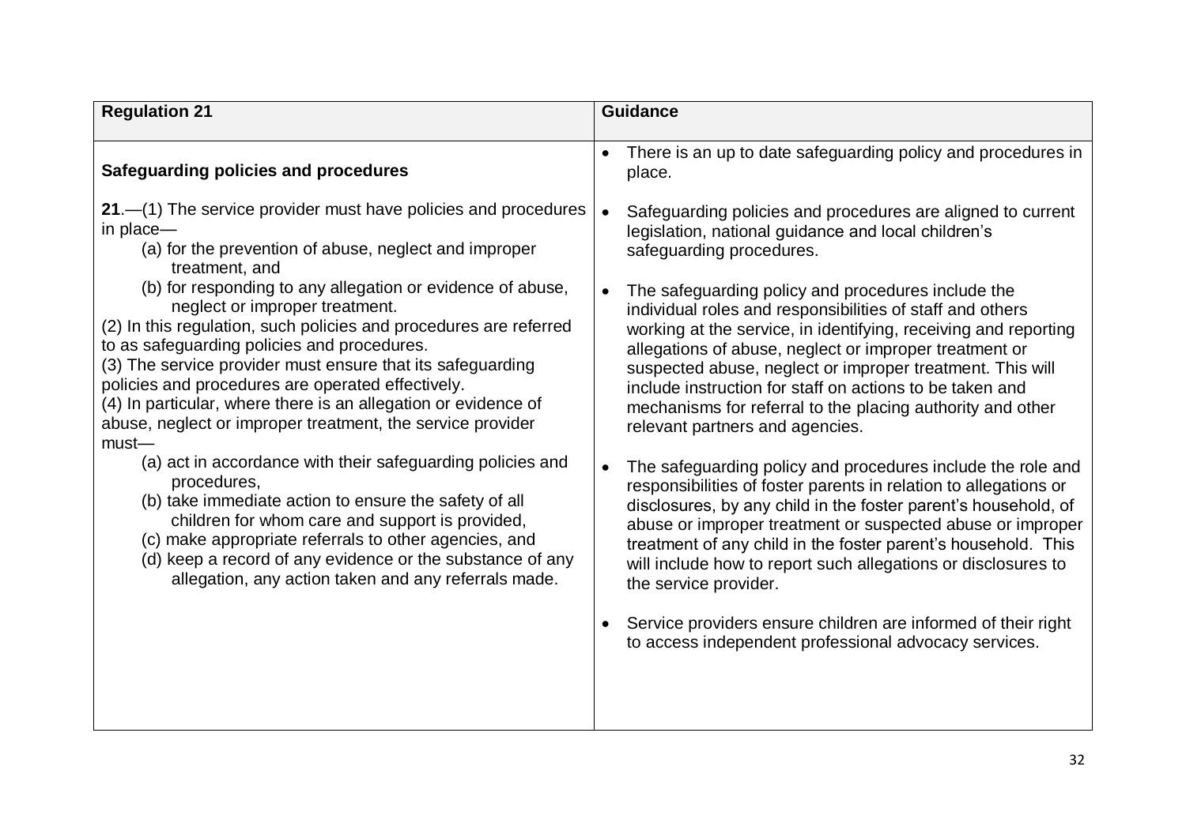| Regulation 21 | Guidance |
|---|---|
| **Safeguarding policies and procedures**<br><br>**21**.—(1) The service provider must have policies and procedures in place—<br>(a) for the prevention of abuse, neglect and improper treatment, and<br>(b) for responding to any allegation or evidence of abuse, neglect or improper treatment.<br>(2) In this regulation, such policies and procedures are referred to as safeguarding policies and procedures.<br>(3) The service provider must ensure that its safeguarding policies and procedures are operated effectively.<br>(4) In particular, where there is an allegation or evidence of abuse, neglect or improper treatment, the service provider must—<br>(a) act in accordance with their safeguarding policies and procedures,<br>(b) take immediate action to ensure the safety of all children for whom care and support is provided,<br>(c) make appropriate referrals to other agencies, and<br>(d) keep a record of any evidence or the substance of any allegation, any action taken and any referrals made. | • There is an up to date safeguarding policy and procedures in place.<br><br>• Safeguarding policies and procedures are aligned to current legislation, national guidance and local children's safeguarding procedures.<br><br>• The safeguarding policy and procedures include the individual roles and responsibilities of staff and others working at the service, in identifying, receiving and reporting allegations of abuse, neglect or improper treatment or suspected abuse, neglect or improper treatment. This will include instruction for staff on actions to be taken and mechanisms for referral to the placing authority and other relevant partners and agencies.<br><br>• The safeguarding policy and procedures include the role and responsibilities of foster parents in relation to allegations or disclosures, by any child in the foster parent's household, of abuse or improper treatment or suspected abuse or improper treatment of any child in the foster parent's household. This will include how to report such allegations or disclosures to the service provider.<br><br>• Service providers ensure children are informed of their right to access independent professional advocacy services. |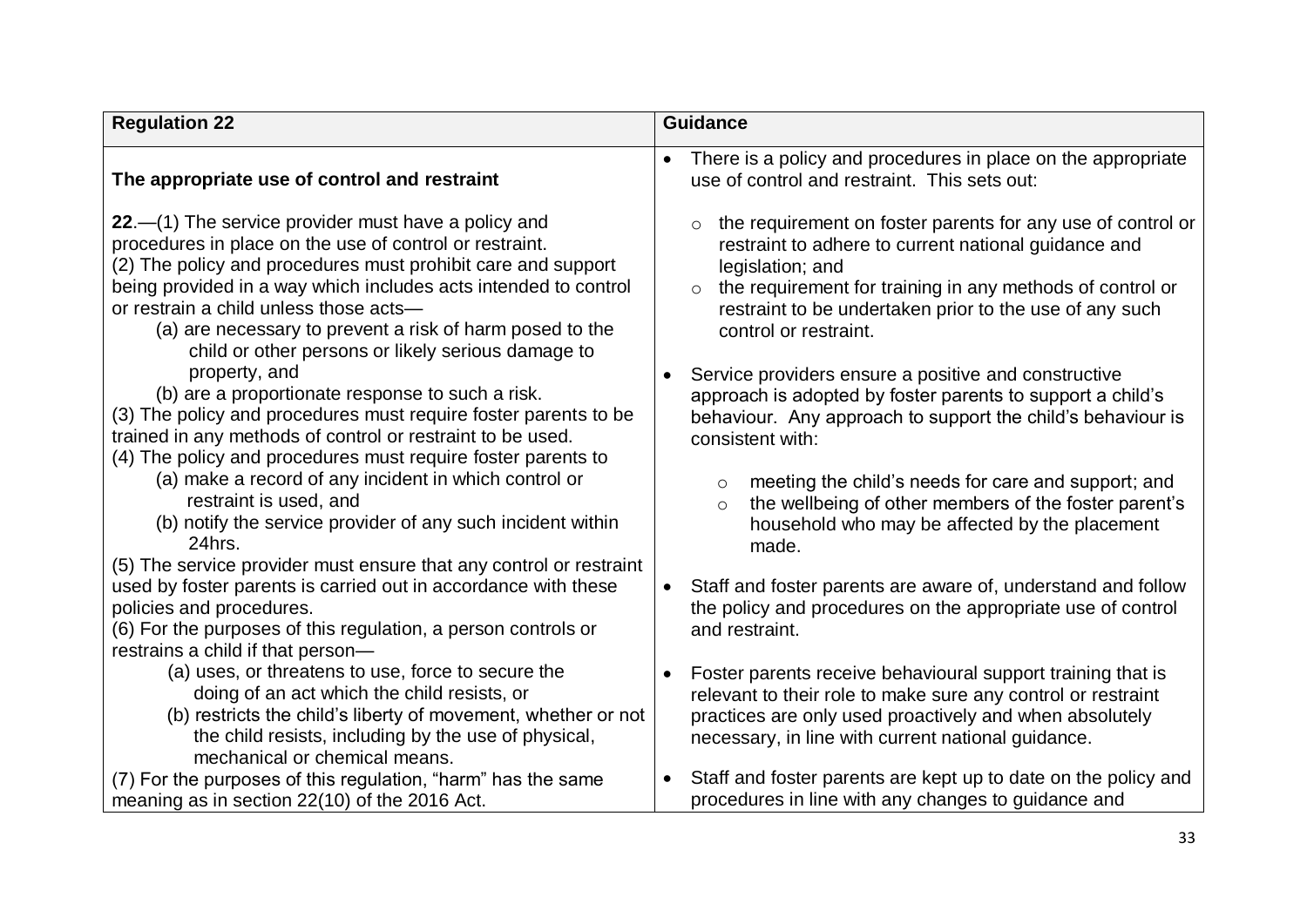| Regulation 22 | Guidance |
|---|---|
| **The appropriate use of control and restraint**<br><br>**22**.—(1) The service provider must have a policy and procedures in place on the use of control or restraint.<br>(2) The policy and procedures must prohibit care and support being provided in a way which includes acts intended to control or restrain a child unless those acts—<br>(a) are necessary to prevent a risk of harm posed to the child or other persons or likely serious damage to property, and<br>(b) are a proportionate response to such a risk.<br>(3) The policy and procedures must require foster parents to be trained in any methods of control or restraint to be used.<br>(4) The policy and procedures must require foster parents to<br>(a) make a record of any incident in which control or restraint is used, and<br>(b) notify the service provider of any such incident within 24hrs.<br>(5) The service provider must ensure that any control or restraint used by foster parents is carried out in accordance with these policies and procedures.<br>(6) For the purposes of this regulation, a person controls or restrains a child if that person—<br>(a) uses, or threatens to use, force to secure the doing of an act which the child resists, or<br>(b) restricts the child's liberty of movement, whether or not the child resists, including by the use of physical, mechanical or chemical means.<br>(7) For the purposes of this regulation, "harm" has the same meaning as in section 22(10) of the 2016 Act. | • There is a policy and procedures in place on the appropriate use of control and restraint. This sets out:<br>  ○ the requirement on foster parents for any use of control or restraint to adhere to current national guidance and legislation; and<br>  ○ the requirement for training in any methods of control or restraint to be undertaken prior to the use of any such control or restraint.<br><br>• Service providers ensure a positive and constructive approach is adopted by foster parents to support a child's behaviour. Any approach to support the child's behaviour is consistent with:<br>  ○ meeting the child's needs for care and support; and<br>  ○ the wellbeing of other members of the foster parent's household who may be affected by the placement made.<br><br>• Staff and foster parents are aware of, understand and follow the policy and procedures on the appropriate use of control and restraint.<br><br>• Foster parents receive behavioural support training that is relevant to their role to make sure any control or restraint practices are only used proactively and when absolutely necessary, in line with current national guidance.<br><br>• Staff and foster parents are kept up to date on the policy and procedures in line with any changes to guidance and |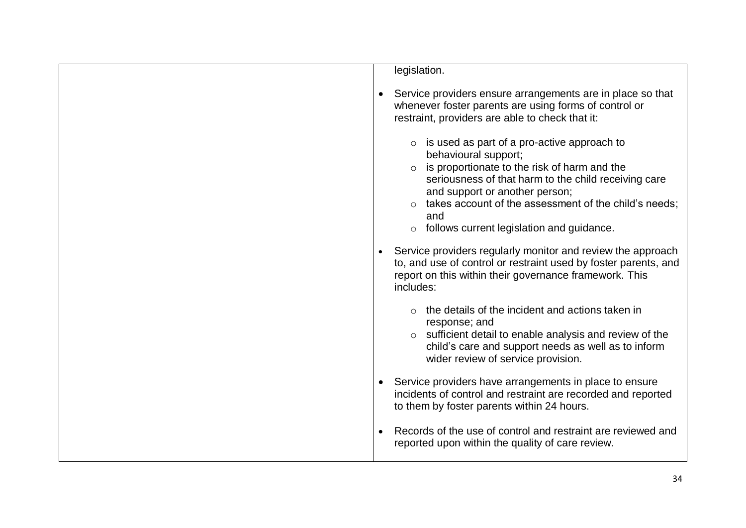| | legislation.<br><br>• Service providers ensure arrangements are in place so that whenever foster parents are using forms of control or restraint, providers are able to check that it:<br><br>  ○ is used as part of a pro-active approach to behavioural support;<br>  ○ is proportionate to the risk of harm and the seriousness of that harm to the child receiving care and support or another person;<br>  ○ takes account of the assessment of the child's needs; and<br>  ○ follows current legislation and guidance.<br><br>• Service providers regularly monitor and review the approach to, and use of control or restraint used by foster parents, and report on this within their governance framework. This includes:<br><br>  ○ the details of the incident and actions taken in response; and<br>  ○ sufficient detail to enable analysis and review of the child's care and support needs as well as to inform wider review of service provision.<br><br>• Service providers have arrangements in place to ensure incidents of control and restraint are recorded and reported to them by foster parents within 24 hours.<br><br>• Records of the use of control and restraint are reviewed and reported upon within the quality of care review. |
|---|---|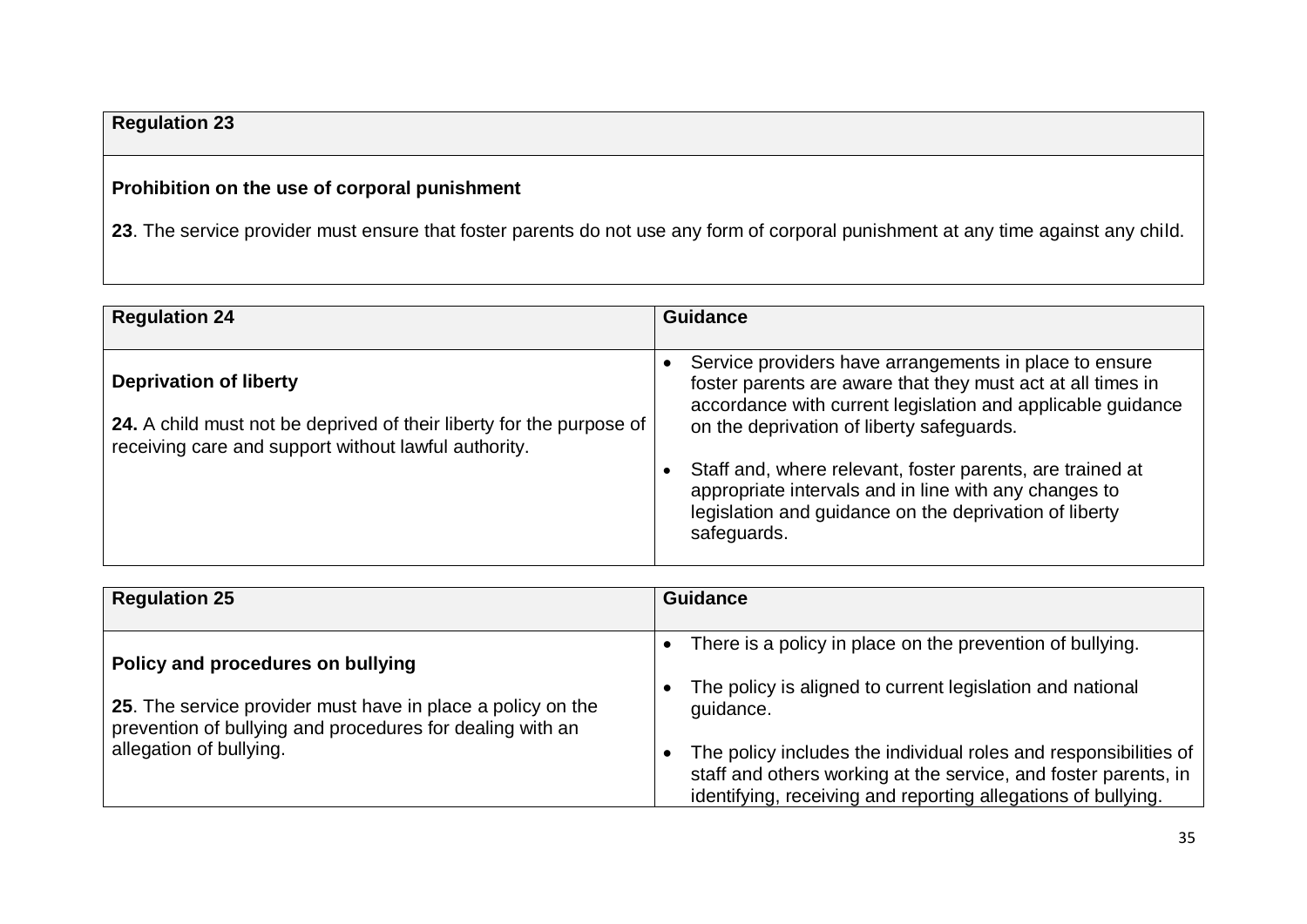| Regulation 23 |
| --- |
| **Prohibition on the use of corporal punishment**<br><br>**23**. The service provider must ensure that foster parents do not use any form of corporal punishment at any time against any child. |

| Regulation 24 | Guidance |
| --- | --- |
| **Deprivation of liberty**<br><br>**24.** A child must not be deprived of their liberty for the purpose of receiving care and support without lawful authority. | • Service providers have arrangements in place to ensure foster parents are aware that they must act at all times in accordance with current legislation and applicable guidance on the deprivation of liberty safeguards.<br><br>• Staff and, where relevant, foster parents, are trained at appropriate intervals and in line with any changes to legislation and guidance on the deprivation of liberty safeguards. |

| Regulation 25 | Guidance |
| --- | --- |
| **Policy and procedures on bullying**<br><br>**25**. The service provider must have in place a policy on the prevention of bullying and procedures for dealing with an allegation of bullying. | • There is a policy in place on the prevention of bullying.<br><br>• The policy is aligned to current legislation and national guidance.<br><br>• The policy includes the individual roles and responsibilities of staff and others working at the service, and foster parents, in identifying, receiving and reporting allegations of bullying. |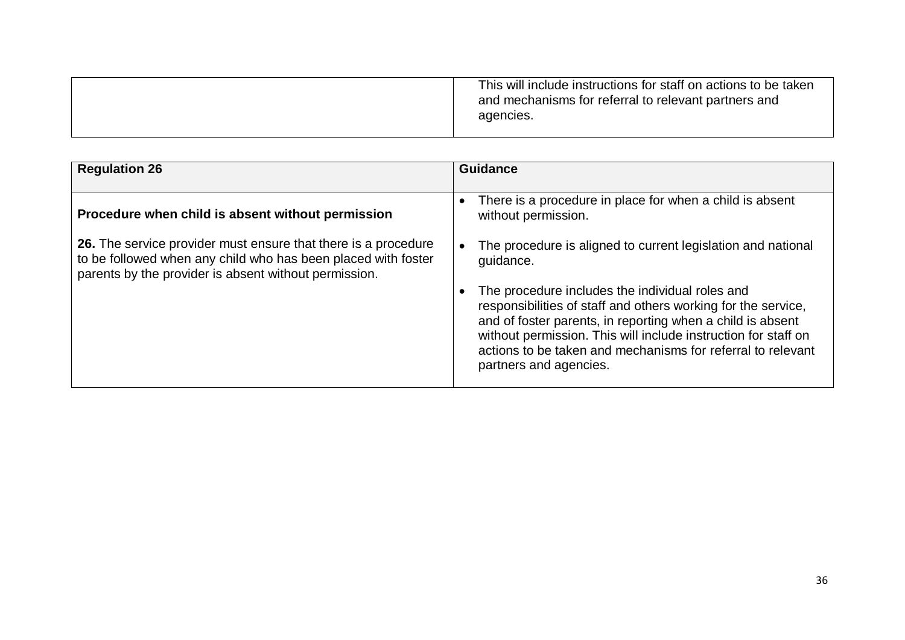| | |
|---|---|
| | This will include instructions for staff on actions to be taken and mechanisms for referral to relevant partners and agencies. |

| Regulation 26 | Guidance |
|---|---|
| **Procedure when child is absent without permission**<br><br>**26.** The service provider must ensure that there is a procedure to be followed when any child who has been placed with foster parents by the provider is absent without permission. | • There is a procedure in place for when a child is absent without permission.<br><br>• The procedure is aligned to current legislation and national guidance.<br><br>• The procedure includes the individual roles and responsibilities of staff and others working for the service, and of foster parents, in reporting when a child is absent without permission. This will include instruction for staff on actions to be taken and mechanisms for referral to relevant partners and agencies. |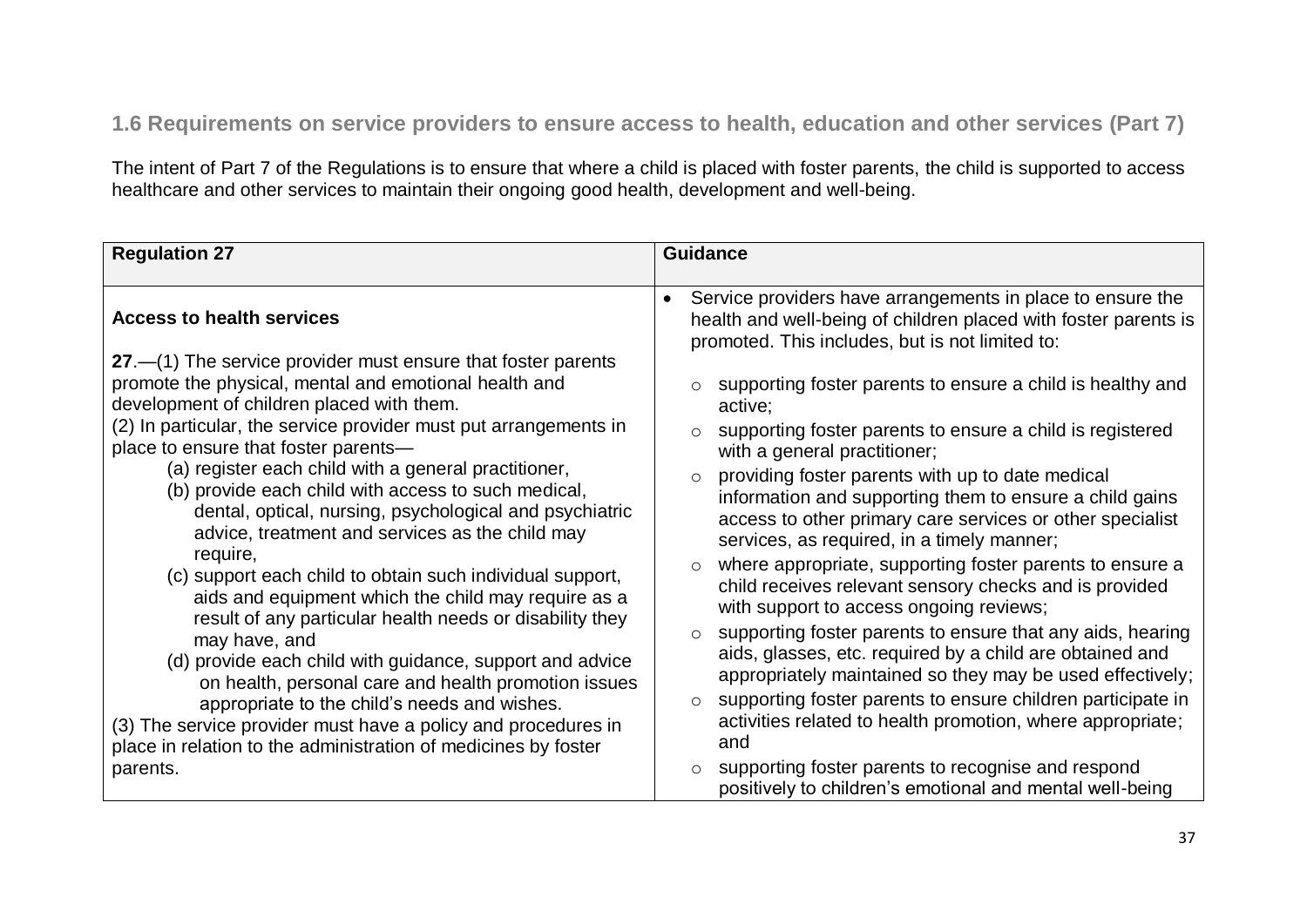## 1.6 Requirements on service providers to ensure access to health, education and other services (Part 7)

The intent of Part 7 of the Regulations is to ensure that where a child is placed with foster parents, the child is supported to access healthcare and other services to maintain their ongoing good health, development and well-being.

| Regulation 27 | Guidance |
|---|---|
| **Access to health services**<br><br>**27**.—(1) The service provider must ensure that foster parents promote the physical, mental and emotional health and development of children placed with them.<br>(2) In particular, the service provider must put arrangements in place to ensure that foster parents—<br>(a) register each child with a general practitioner,<br>(b) provide each child with access to such medical, dental, optical, nursing, psychological and psychiatric advice, treatment and services as the child may require,<br>(c) support each child to obtain such individual support, aids and equipment which the child may require as a result of any particular health needs or disability they may have, and<br>(d) provide each child with guidance, support and advice on health, personal care and health promotion issues appropriate to the child's needs and wishes.<br>(3) The service provider must have a policy and procedures in place in relation to the administration of medicines by foster parents. | • Service providers have arrangements in place to ensure the health and well-being of children placed with foster parents is promoted. This includes, but is not limited to:<br>○ supporting foster parents to ensure a child is healthy and active;<br>○ supporting foster parents to ensure a child is registered with a general practitioner;<br>○ providing foster parents with up to date medical information and supporting them to ensure a child gains access to other primary care services or other specialist services, as required, in a timely manner;<br>○ where appropriate, supporting foster parents to ensure a child receives relevant sensory checks and is provided with support to access ongoing reviews;<br>○ supporting foster parents to ensure that any aids, hearing aids, glasses, etc. required by a child are obtained and appropriately maintained so they may be used effectively;<br>○ supporting foster parents to ensure children participate in activities related to health promotion, where appropriate; and<br>○ supporting foster parents to recognise and respond positively to children's emotional and mental well-being |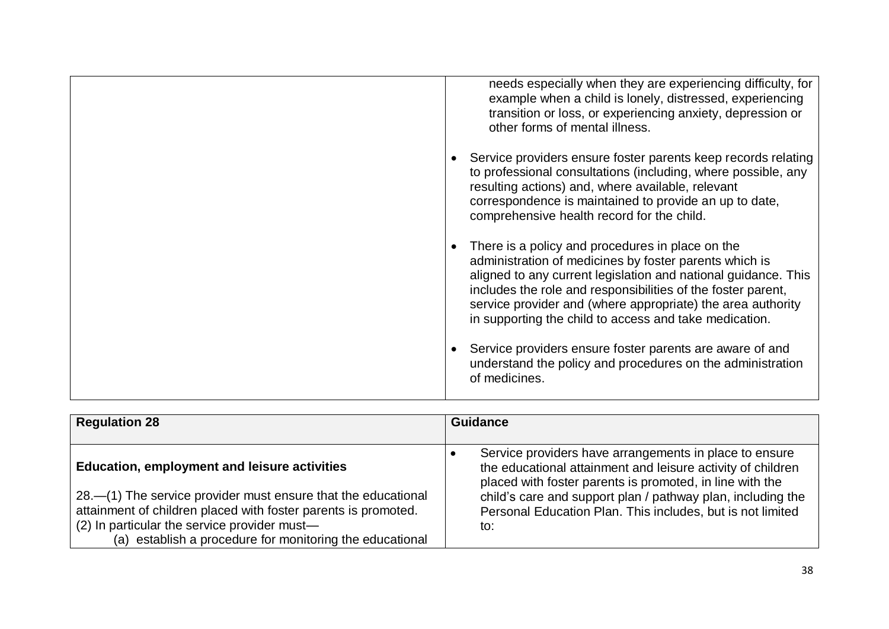| | |
|---|---|
| | needs especially when they are experiencing difficulty, for example when a child is lonely, distressed, experiencing transition or loss, or experiencing anxiety, depression or other forms of mental illness.<br><br>• Service providers ensure foster parents keep records relating to professional consultations (including, where possible, any resulting actions) and, where available, relevant correspondence is maintained to provide an up to date, comprehensive health record for the child.<br><br>• There is a policy and procedures in place on the administration of medicines by foster parents which is aligned to any current legislation and national guidance. This includes the role and responsibilities of the foster parent, service provider and (where appropriate) the area authority in supporting the child to access and take medication.<br><br>• Service providers ensure foster parents are aware of and understand the policy and procedures on the administration of medicines. |

| Regulation 28 | Guidance |
|---|---|
| **Education, employment and leisure activities**<br><br>28.—(1) The service provider must ensure that the educational attainment of children placed with foster parents is promoted.<br>(2) In particular the service provider must—<br>(a) establish a procedure for monitoring the educational | • Service providers have arrangements in place to ensure the educational attainment and leisure activity of children placed with foster parents is promoted, in line with the child's care and support plan / pathway plan, including the Personal Education Plan. This includes, but is not limited to: |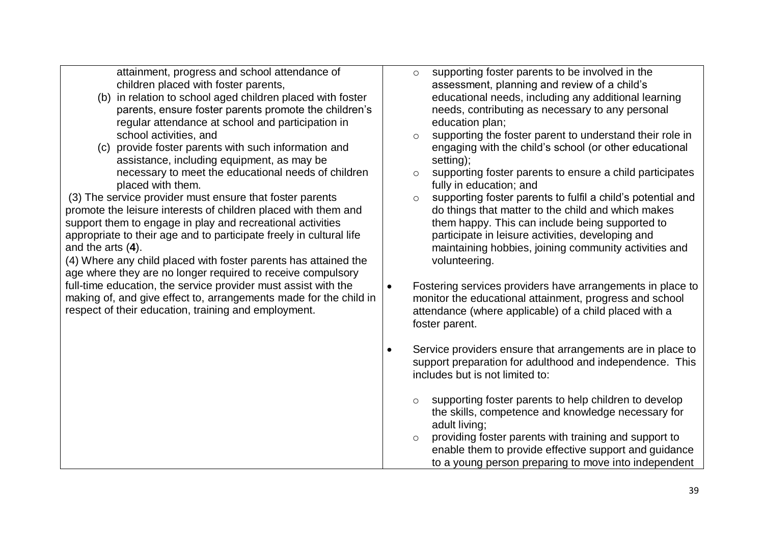| | |
|---|---|
| attainment, progress and school attendance of children placed with foster parents,<br>(b) in relation to school aged children placed with foster parents, ensure foster parents promote the children's regular attendance at school and participation in school activities, and<br>(c) provide foster parents with such information and assistance, including equipment, as may be necessary to meet the educational needs of children placed with them.<br>(3) The service provider must ensure that foster parents promote the leisure interests of children placed with them and support them to engage in play and recreational activities appropriate to their age and to participate freely in cultural life and the arts (**4**).<br>(4) Where any child placed with foster parents has attained the age where they are no longer required to receive compulsory full-time education, the service provider must assist with the making of, and give effect to, arrangements made for the child in respect of their education, training and employment. | ◦ supporting foster parents to be involved in the assessment, planning and review of a child's educational needs, including any additional learning needs, contributing as necessary to any personal education plan;<br>◦ supporting the foster parent to understand their role in engaging with the child's school (or other educational setting);<br>◦ supporting foster parents to ensure a child participates fully in education; and<br>◦ supporting foster parents to fulfil a child's potential and do things that matter to the child and which makes them happy. This can include being supported to participate in leisure activities, developing and maintaining hobbies, joining community activities and volunteering.<br><br>• Fostering services providers have arrangements in place to monitor the educational attainment, progress and school attendance (where applicable) of a child placed with a foster parent.<br><br>• Service providers ensure that arrangements are in place to support preparation for adulthood and independence. This includes but is not limited to:<br><br>◦ supporting foster parents to help children to develop the skills, competence and knowledge necessary for adult living;<br>◦ providing foster parents with training and support to enable them to provide effective support and guidance to a young person preparing to move into independent |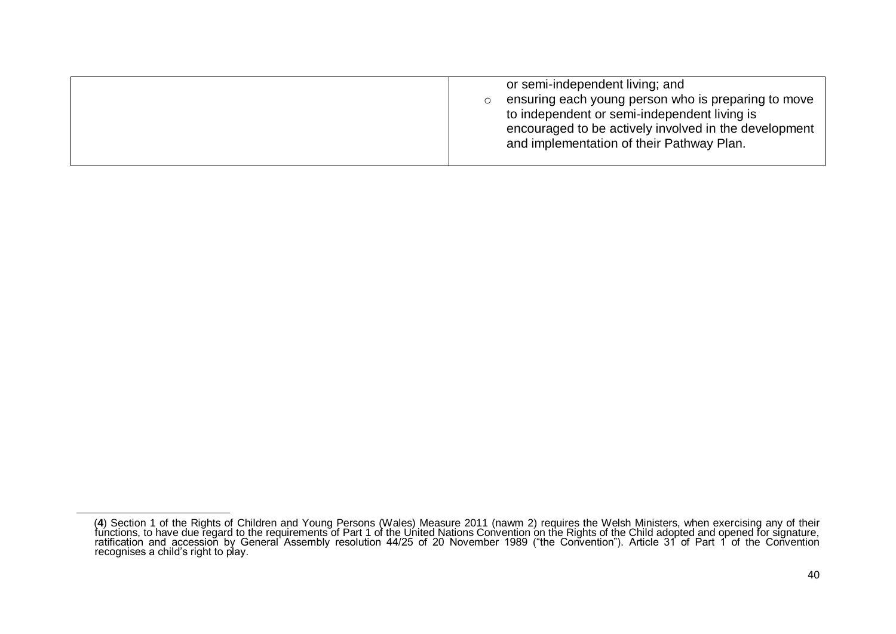| | |
|---|---|
| | or semi-independent living; and<br>◦ ensuring each young person who is preparing to move to independent or semi-independent living is encouraged to be actively involved in the development and implementation of their Pathway Plan. |

(**4**) Section 1 of the Rights of Children and Young Persons (Wales) Measure 2011 (nawm 2) requires the Welsh Ministers, when exercising any of their functions, to have due regard to the requirements of Part 1 of the United Nations Convention on the Rights of the Child adopted and opened for signature, ratification and accession by General Assembly resolution 44/25 of 20 November 1989 ("the Convention"). Article 31 of Part 1 of the Convention recognises a child's right to play.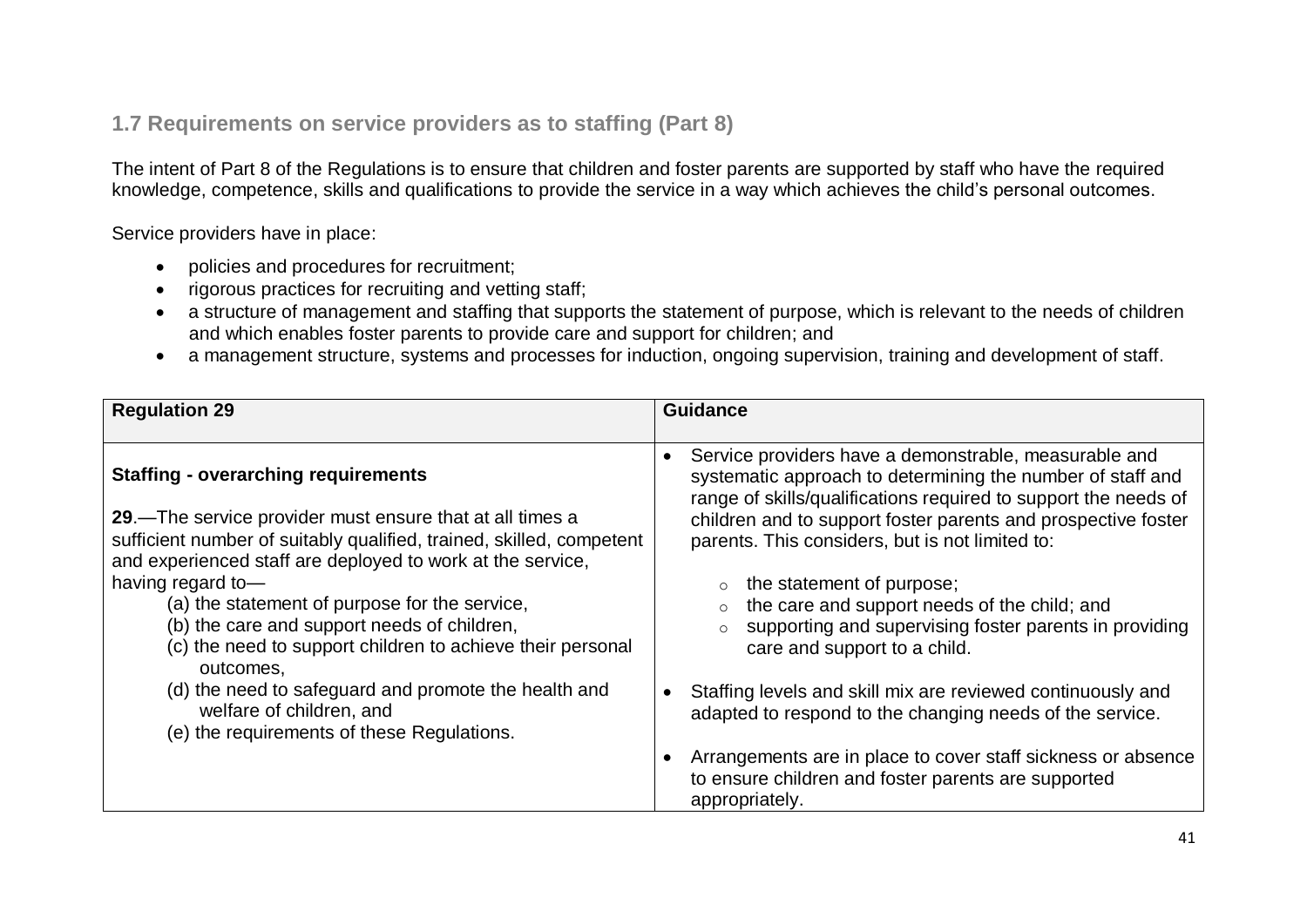## 1.7 Requirements on service providers as to staffing (Part 8)

The intent of Part 8 of the Regulations is to ensure that children and foster parents are supported by staff who have the required knowledge, competence, skills and qualifications to provide the service in a way which achieves the child's personal outcomes.

Service providers have in place:

- policies and procedures for recruitment;
- rigorous practices for recruiting and vetting staff;
- a structure of management and staffing that supports the statement of purpose, which is relevant to the needs of children and which enables foster parents to provide care and support for children; and
- a management structure, systems and processes for induction, ongoing supervision, training and development of staff.

| Regulation 29 | Guidance |
| --- | --- |
| **Staffing - overarching requirements**<br><br>**29**.—The service provider must ensure that at all times a sufficient number of suitably qualified, trained, skilled, competent and experienced staff are deployed to work at the service, having regard to—<br>(a) the statement of purpose for the service,<br>(b) the care and support needs of children,<br>(c) the need to support children to achieve their personal outcomes,<br>(d) the need to safeguard and promote the health and welfare of children, and<br>(e) the requirements of these Regulations. | • Service providers have a demonstrable, measurable and systematic approach to determining the number of staff and range of skills/qualifications required to support the needs of children and to support foster parents and prospective foster parents. This considers, but is not limited to:<br>&nbsp;&nbsp;&nbsp;◦ the statement of purpose;<br>&nbsp;&nbsp;&nbsp;◦ the care and support needs of the child; and<br>&nbsp;&nbsp;&nbsp;◦ supporting and supervising foster parents in providing care and support to a child.<br><br>• Staffing levels and skill mix are reviewed continuously and adapted to respond to the changing needs of the service.<br><br>• Arrangements are in place to cover staff sickness or absence to ensure children and foster parents are supported appropriately. |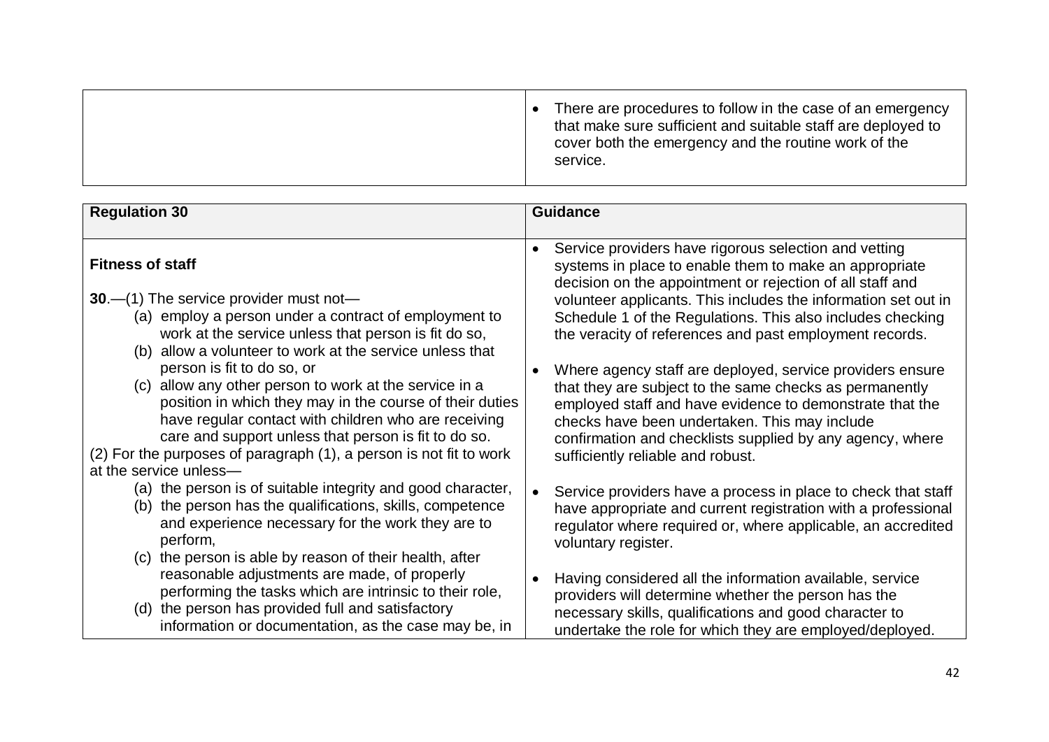| | |
|---|---|
| | • There are procedures to follow in the case of an emergency that make sure sufficient and suitable staff are deployed to cover both the emergency and the routine work of the service. |

| Regulation 30 | Guidance |
|---|---|
| **Fitness of staff**<br><br>**30**.—(1) The service provider must not—<br>(a) employ a person under a contract of employment to work at the service unless that person is fit do so,<br>(b) allow a volunteer to work at the service unless that person is fit to do so, or<br>(c) allow any other person to work at the service in a position in which they may in the course of their duties have regular contact with children who are receiving care and support unless that person is fit to do so.<br>(2) For the purposes of paragraph (1), a person is not fit to work at the service unless—<br>(a) the person is of suitable integrity and good character,<br>(b) the person has the qualifications, skills, competence and experience necessary for the work they are to perform,<br>(c) the person is able by reason of their health, after reasonable adjustments are made, of properly performing the tasks which are intrinsic to their role,<br>(d) the person has provided full and satisfactory information or documentation, as the case may be, in | • Service providers have rigorous selection and vetting systems in place to enable them to make an appropriate decision on the appointment or rejection of all staff and volunteer applicants. This includes the information set out in Schedule 1 of the Regulations. This also includes checking the veracity of references and past employment records.<br><br>• Where agency staff are deployed, service providers ensure that they are subject to the same checks as permanently employed staff and have evidence to demonstrate that the checks have been undertaken. This may include confirmation and checklists supplied by any agency, where sufficiently reliable and robust.<br><br>• Service providers have a process in place to check that staff have appropriate and current registration with a professional regulator where required or, where applicable, an accredited voluntary register.<br><br>• Having considered all the information available, service providers will determine whether the person has the necessary skills, qualifications and good character to undertake the role for which they are employed/deployed. |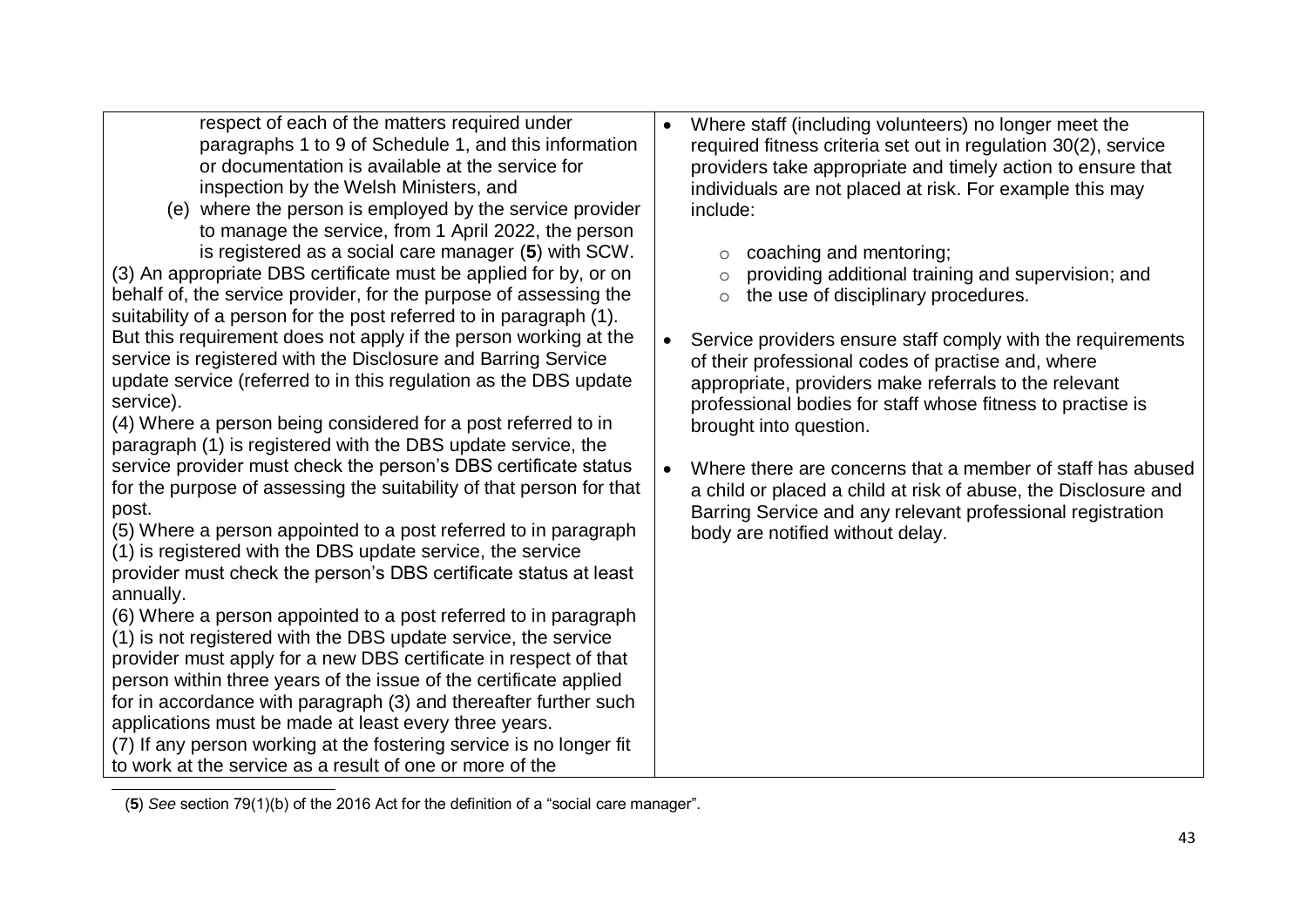| | |
|---|---|
| respect of each of the matters required under paragraphs 1 to 9 of Schedule 1, and this information or documentation is available at the service for inspection by the Welsh Ministers, and<br>(e) where the person is employed by the service provider to manage the service, from 1 April 2022, the person is registered as a social care manager (**5**) with SCW.<br>(3) An appropriate DBS certificate must be applied for by, or on behalf of, the service provider, for the purpose of assessing the suitability of a person for the post referred to in paragraph (1). But this requirement does not apply if the person working at the service is registered with the Disclosure and Barring Service update service (referred to in this regulation as the DBS update service).<br>(4) Where a person being considered for a post referred to in paragraph (1) is registered with the DBS update service, the service provider must check the person's DBS certificate status for the purpose of assessing the suitability of that person for that post.<br>(5) Where a person appointed to a post referred to in paragraph (1) is registered with the DBS update service, the service provider must check the person's DBS certificate status at least annually.<br>(6) Where a person appointed to a post referred to in paragraph (1) is not registered with the DBS update service, the service provider must apply for a new DBS certificate in respect of that person within three years of the issue of the certificate applied for in accordance with paragraph (3) and thereafter further such applications must be made at least every three years.<br>(7) If any person working at the fostering service is no longer fit to work at the service as a result of one or more of the | • Where staff (including volunteers) no longer meet the required fitness criteria set out in regulation 30(2), service providers take appropriate and timely action to ensure that individuals are not placed at risk. For example this may include:<br>  ○ coaching and mentoring;<br>  ○ providing additional training and supervision; and<br>  ○ the use of disciplinary procedures.<br><br>• Service providers ensure staff comply with the requirements of their professional codes of practise and, where appropriate, providers make referrals to the relevant professional bodies for staff whose fitness to practise is brought into question.<br><br>• Where there are concerns that a member of staff has abused a child or placed a child at risk of abuse, the Disclosure and Barring Service and any relevant professional registration body are notified without delay. |

(**5**) *See* section 79(1)(b) of the 2016 Act for the definition of a "social care manager".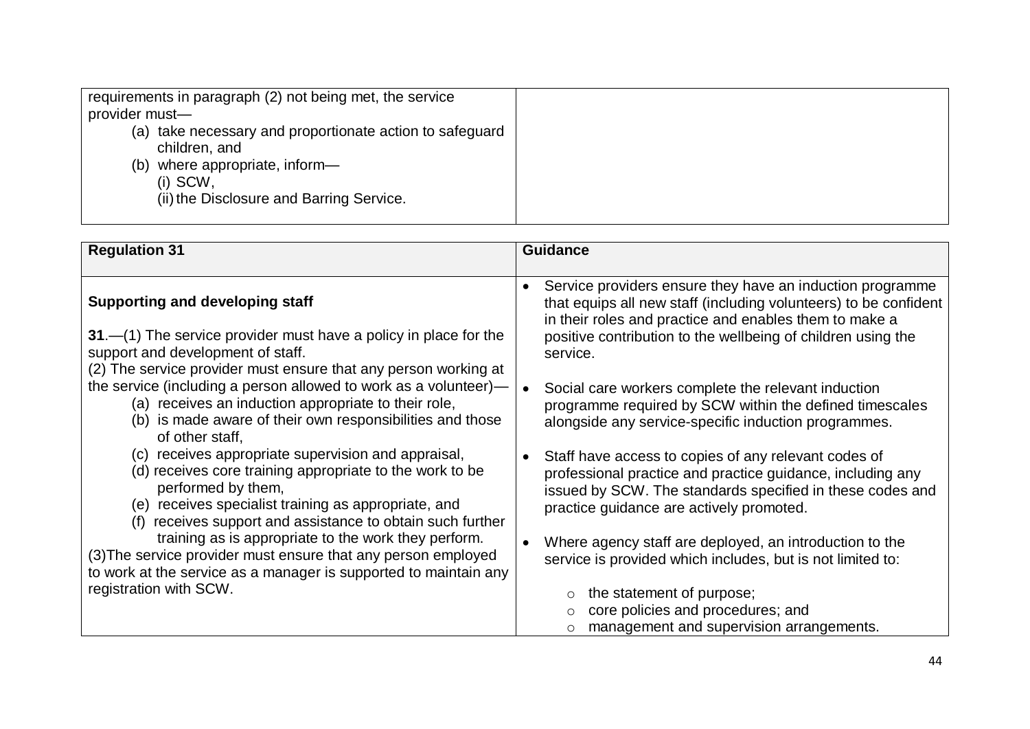| | |
|---|---|
| requirements in paragraph (2) not being met, the service provider must—<br>(a) take necessary and proportionate action to safeguard children, and<br>(b) where appropriate, inform—<br>(i) SCW,<br>(ii) the Disclosure and Barring Service. | |

| Regulation 31 | Guidance |
|---|---|
| **Supporting and developing staff**<br><br>**31**.—(1) The service provider must have a policy in place for the support and development of staff.<br>(2) The service provider must ensure that any person working at the service (including a person allowed to work as a volunteer)—<br>(a) receives an induction appropriate to their role,<br>(b) is made aware of their own responsibilities and those of other staff,<br>(c) receives appropriate supervision and appraisal,<br>(d) receives core training appropriate to the work to be performed by them,<br>(e) receives specialist training as appropriate, and<br>(f) receives support and assistance to obtain such further training as is appropriate to the work they perform.<br>(3)The service provider must ensure that any person employed to work at the service as a manager is supported to maintain any registration with SCW. | • Service providers ensure they have an induction programme that equips all new staff (including volunteers) to be confident in their roles and practice and enables them to make a positive contribution to the wellbeing of children using the service.<br><br>• Social care workers complete the relevant induction programme required by SCW within the defined timescales alongside any service-specific induction programmes.<br><br>• Staff have access to copies of any relevant codes of professional practice and practice guidance, including any issued by SCW. The standards specified in these codes and practice guidance are actively promoted.<br><br>• Where agency staff are deployed, an introduction to the service is provided which includes, but is not limited to:<br>◦ the statement of purpose;<br>◦ core policies and procedures; and<br>◦ management and supervision arrangements. |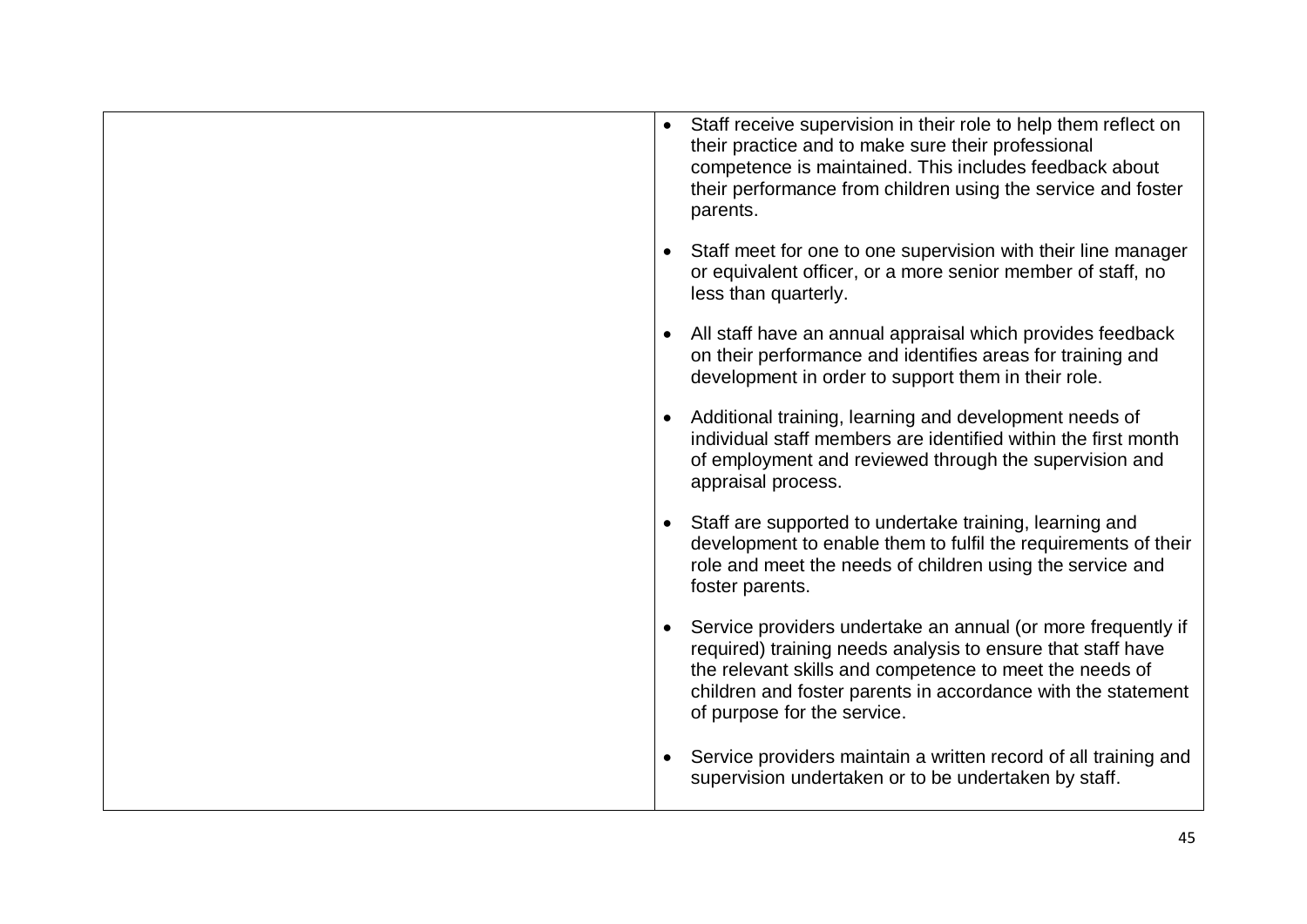| | |
|---|---|
| | • Staff receive supervision in their role to help them reflect on their practice and to make sure their professional competence is maintained. This includes feedback about their performance from children using the service and foster parents.<br><br>• Staff meet for one to one supervision with their line manager or equivalent officer, or a more senior member of staff, no less than quarterly.<br><br>• All staff have an annual appraisal which provides feedback on their performance and identifies areas for training and development in order to support them in their role.<br><br>• Additional training, learning and development needs of individual staff members are identified within the first month of employment and reviewed through the supervision and appraisal process.<br><br>• Staff are supported to undertake training, learning and development to enable them to fulfil the requirements of their role and meet the needs of children using the service and foster parents.<br><br>• Service providers undertake an annual (or more frequently if required) training needs analysis to ensure that staff have the relevant skills and competence to meet the needs of children and foster parents in accordance with the statement of purpose for the service.<br><br>• Service providers maintain a written record of all training and supervision undertaken or to be undertaken by staff. |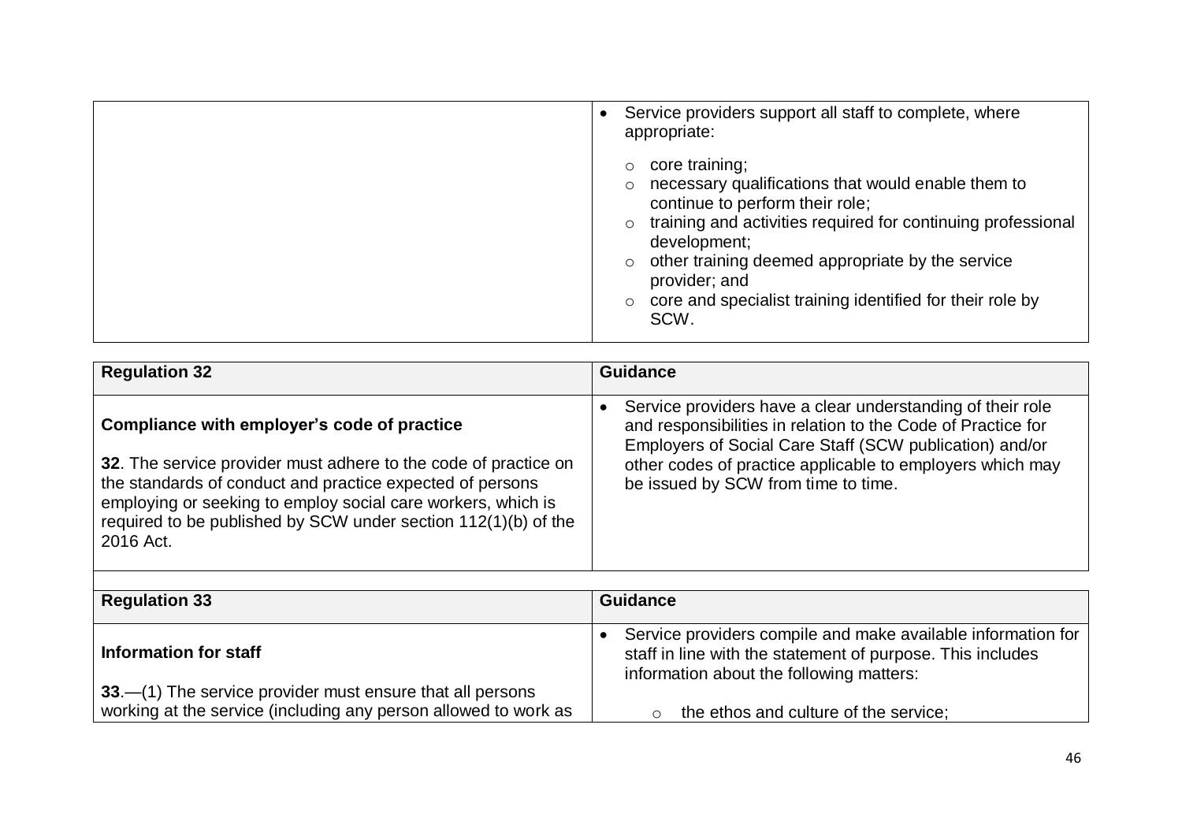| | |
|---|---|
| | • Service providers support all staff to complete, where appropriate:<br>○ core training;<br>○ necessary qualifications that would enable them to continue to perform their role;<br>○ training and activities required for continuing professional development;<br>○ other training deemed appropriate by the service provider; and<br>○ core and specialist training identified for their role by SCW. |

| Regulation 32 | Guidance |
|---|---|
| **Compliance with employer's code of practice**<br><br>**32**. The service provider must adhere to the code of practice on the standards of conduct and practice expected of persons employing or seeking to employ social care workers, which is required to be published by SCW under section 112(1)(b) of the 2016 Act. | • Service providers have a clear understanding of their role and responsibilities in relation to the Code of Practice for Employers of Social Care Staff (SCW publication) and/or other codes of practice applicable to employers which may be issued by SCW from time to time. |

| Regulation 33 | Guidance |
|---|---|
| **Information for staff**<br><br>**33**.—(1) The service provider must ensure that all persons working at the service (including any person allowed to work as | • Service providers compile and make available information for staff in line with the statement of purpose. This includes information about the following matters:<br>○ the ethos and culture of the service; |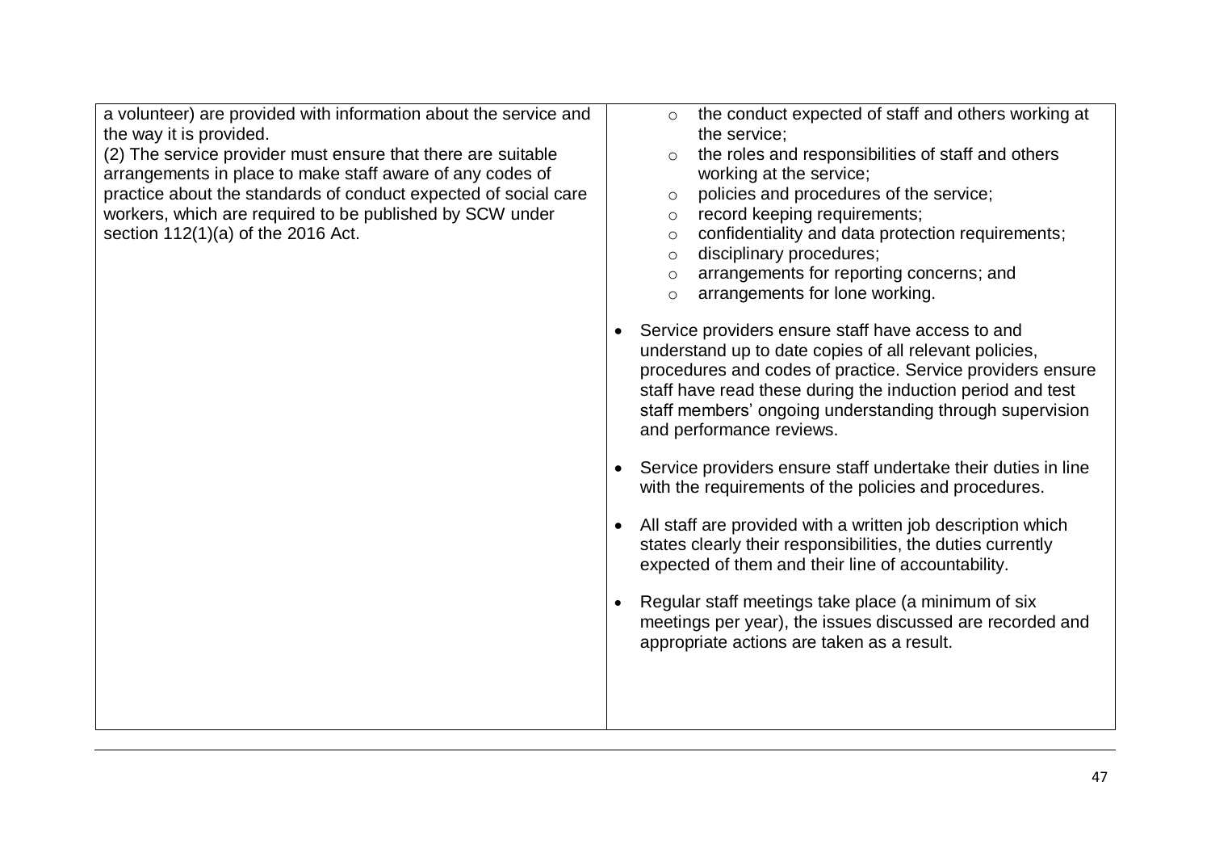| | |
|---|---|
| a volunteer) are provided with information about the service and the way it is provided.<br>(2) The service provider must ensure that there are suitable arrangements in place to make staff aware of any codes of practice about the standards of conduct expected of social care workers, which are required to be published by SCW under section 112(1)(a) of the 2016 Act. | ◦ the conduct expected of staff and others working at the service;<br>◦ the roles and responsibilities of staff and others working at the service;<br>◦ policies and procedures of the service;<br>◦ record keeping requirements;<br>◦ confidentiality and data protection requirements;<br>◦ disciplinary procedures;<br>◦ arrangements for reporting concerns; and<br>◦ arrangements for lone working.<br><br>• Service providers ensure staff have access to and understand up to date copies of all relevant policies, procedures and codes of practice. Service providers ensure staff have read these during the induction period and test staff members' ongoing understanding through supervision and performance reviews.<br><br>• Service providers ensure staff undertake their duties in line with the requirements of the policies and procedures.<br><br>• All staff are provided with a written job description which states clearly their responsibilities, the duties currently expected of them and their line of accountability.<br><br>• Regular staff meetings take place (a minimum of six meetings per year), the issues discussed are recorded and appropriate actions are taken as a result. |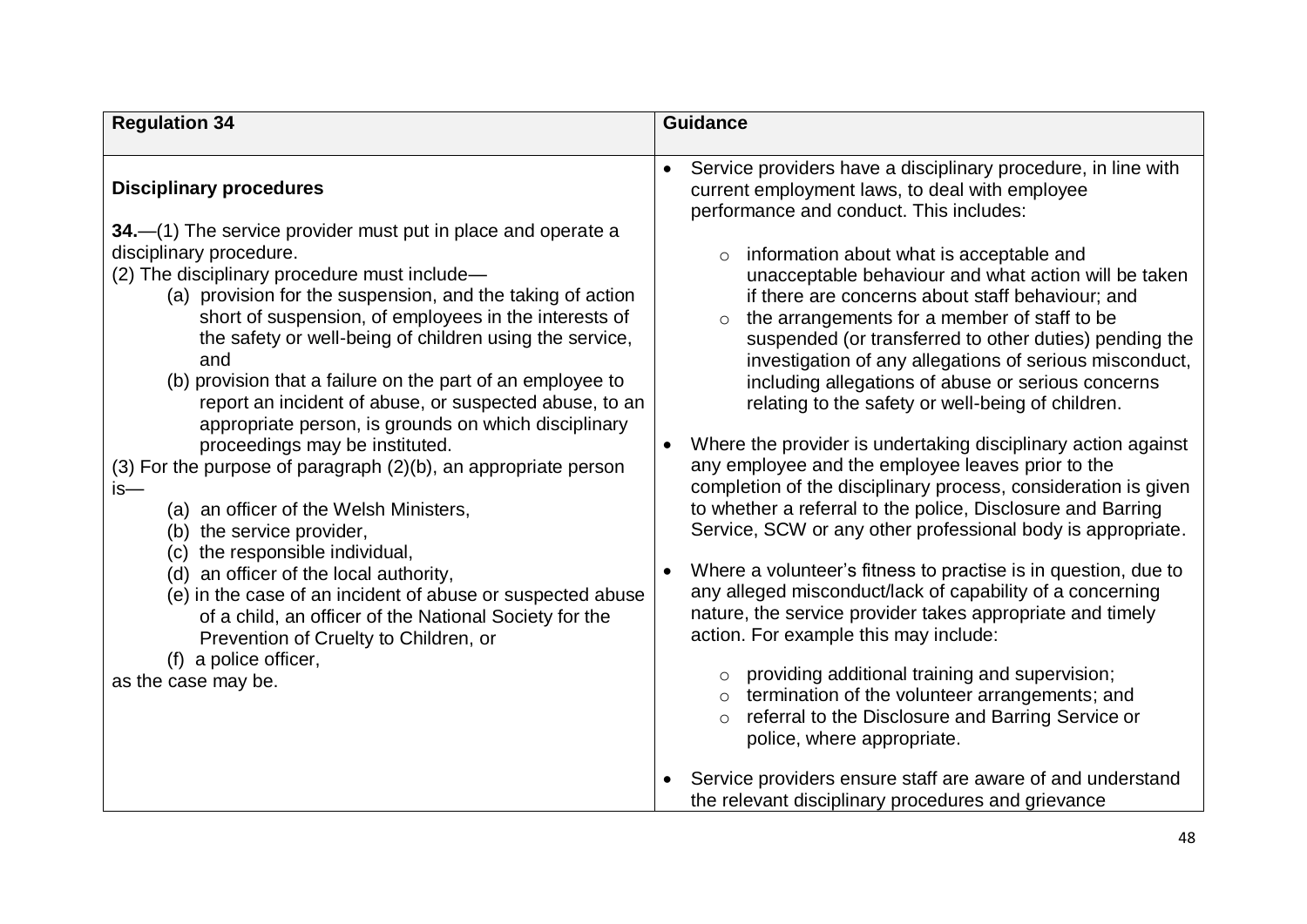| Regulation 34 | Guidance |
|---|---|
| **Disciplinary procedures**<br><br>**34.**—(1) The service provider must put in place and operate a disciplinary procedure.<br>(2) The disciplinary procedure must include—<br>(a) provision for the suspension, and the taking of action short of suspension, of employees in the interests of the safety or well-being of children using the service, and<br>(b) provision that a failure on the part of an employee to report an incident of abuse, or suspected abuse, to an appropriate person, is grounds on which disciplinary proceedings may be instituted.<br>(3) For the purpose of paragraph (2)(b), an appropriate person is—<br>(a) an officer of the Welsh Ministers,<br>(b) the service provider,<br>(c) the responsible individual,<br>(d) an officer of the local authority,<br>(e) in the case of an incident of abuse or suspected abuse of a child, an officer of the National Society for the Prevention of Cruelty to Children, or<br>(f) a police officer,<br>as the case may be. | • Service providers have a disciplinary procedure, in line with current employment laws, to deal with employee performance and conduct. This includes:<br>○ information about what is acceptable and unacceptable behaviour and what action will be taken if there are concerns about staff behaviour; and<br>○ the arrangements for a member of staff to be suspended (or transferred to other duties) pending the investigation of any allegations of serious misconduct, including allegations of abuse or serious concerns relating to the safety or well-being of children.<br><br>• Where the provider is undertaking disciplinary action against any employee and the employee leaves prior to the completion of the disciplinary process, consideration is given to whether a referral to the police, Disclosure and Barring Service, SCW or any other professional body is appropriate.<br><br>• Where a volunteer's fitness to practise is in question, due to any alleged misconduct/lack of capability of a concerning nature, the service provider takes appropriate and timely action. For example this may include:<br>○ providing additional training and supervision;<br>○ termination of the volunteer arrangements; and<br>○ referral to the Disclosure and Barring Service or police, where appropriate.<br><br>• Service providers ensure staff are aware of and understand the relevant disciplinary procedures and grievance |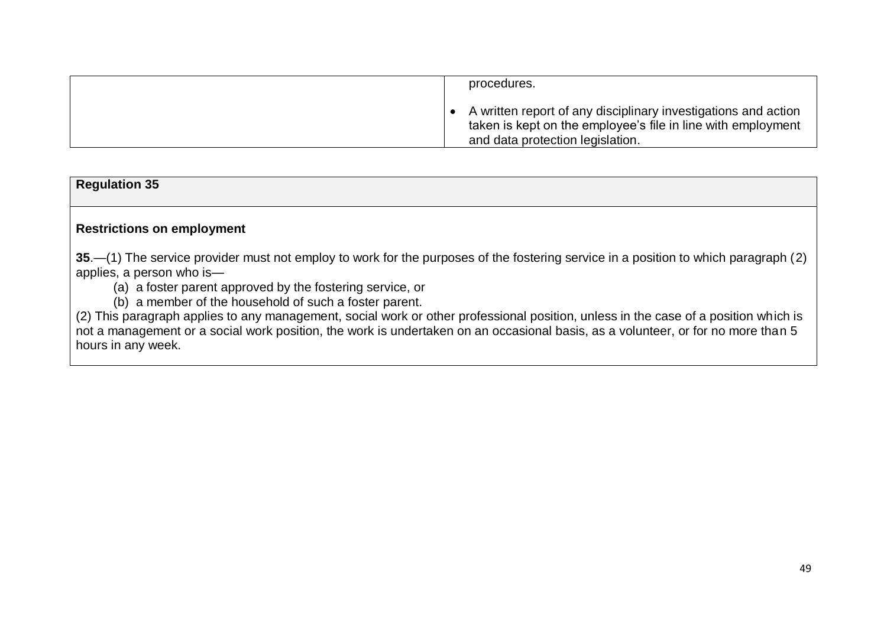| | |
|---|---|
| | procedures.<br><br>• A written report of any disciplinary investigations and action taken is kept on the employee's file in line with employment and data protection legislation. |

| Regulation 35 |
|---|
| **Restrictions on employment**<br><br>**35**.—(1) The service provider must not employ to work for the purposes of the fostering service in a position to which paragraph (2) applies, a person who is—<br>(a) a foster parent approved by the fostering service, or<br>(b) a member of the household of such a foster parent.<br>(2) This paragraph applies to any management, social work or other professional position, unless in the case of a position which is not a management or a social work position, the work is undertaken on an occasional basis, as a volunteer, or for no more than 5 hours in any week. |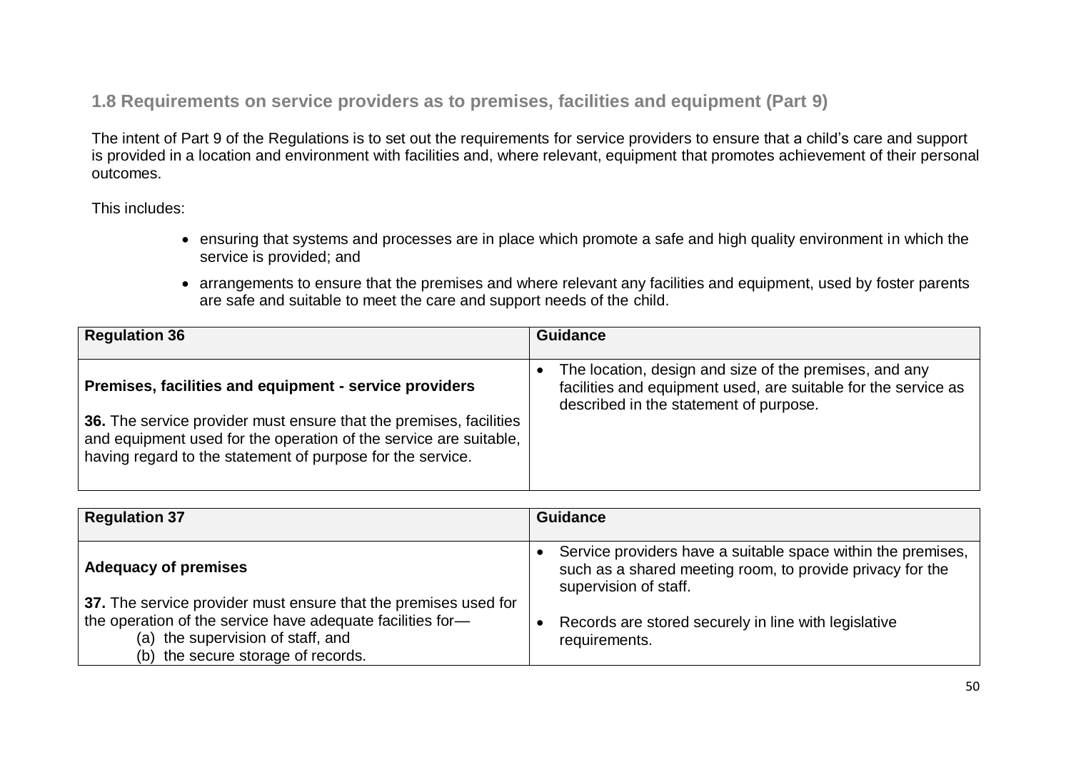## 1.8 Requirements on service providers as to premises, facilities and equipment (Part 9)

The intent of Part 9 of the Regulations is to set out the requirements for service providers to ensure that a child's care and support is provided in a location and environment with facilities and, where relevant, equipment that promotes achievement of their personal outcomes.

This includes:

- ensuring that systems and processes are in place which promote a safe and high quality environment in which the service is provided; and
- arrangements to ensure that the premises and where relevant any facilities and equipment, used by foster parents are safe and suitable to meet the care and support needs of the child.

| Regulation 36 | Guidance |
| --- | --- |
| **Premises, facilities and equipment - service providers**<br><br>**36.** The service provider must ensure that the premises, facilities and equipment used for the operation of the service are suitable, having regard to the statement of purpose for the service. | • The location, design and size of the premises, and any facilities and equipment used, are suitable for the service as described in the statement of purpose. |

| Regulation 37 | Guidance |
| --- | --- |
| **Adequacy of premises**<br><br>**37.** The service provider must ensure that the premises used for the operation of the service have adequate facilities for—<br>(a) the supervision of staff, and<br>(b) the secure storage of records. | • Service providers have a suitable space within the premises, such as a shared meeting room, to provide privacy for the supervision of staff.<br><br>• Records are stored securely in line with legislative requirements. |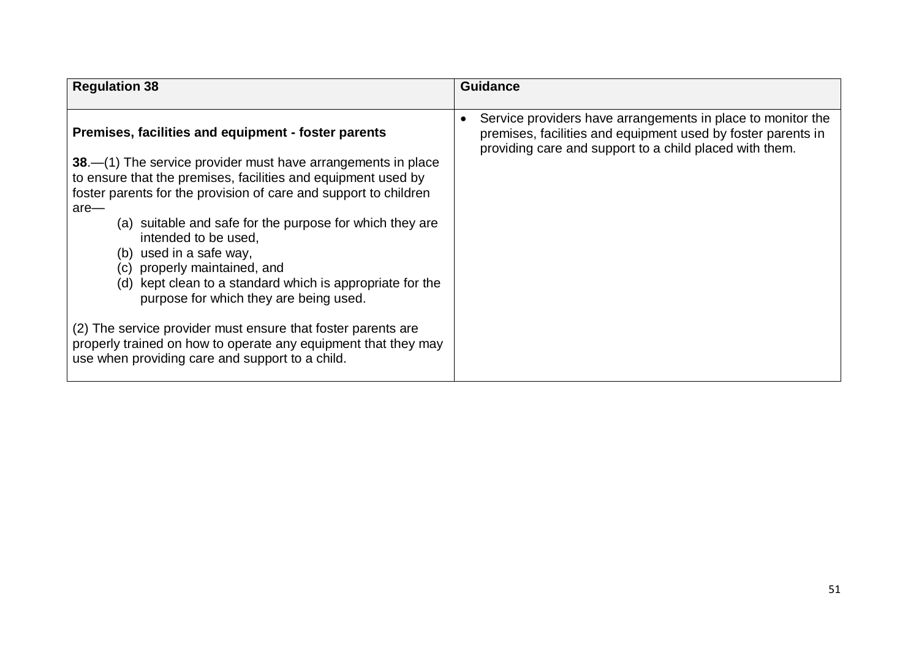| Regulation 38 | Guidance |
| --- | --- |
| **Premises, facilities and equipment - foster parents**<br><br>**38**.—(1) The service provider must have arrangements in place to ensure that the premises, facilities and equipment used by foster parents for the provision of care and support to children are—<br>(a) suitable and safe for the purpose for which they are intended to be used,<br>(b) used in a safe way,<br>(c) properly maintained, and<br>(d) kept clean to a standard which is appropriate for the purpose for which they are being used.<br><br>(2) The service provider must ensure that foster parents are properly trained on how to operate any equipment that they may use when providing care and support to a child. | • Service providers have arrangements in place to monitor the premises, facilities and equipment used by foster parents in providing care and support to a child placed with them. |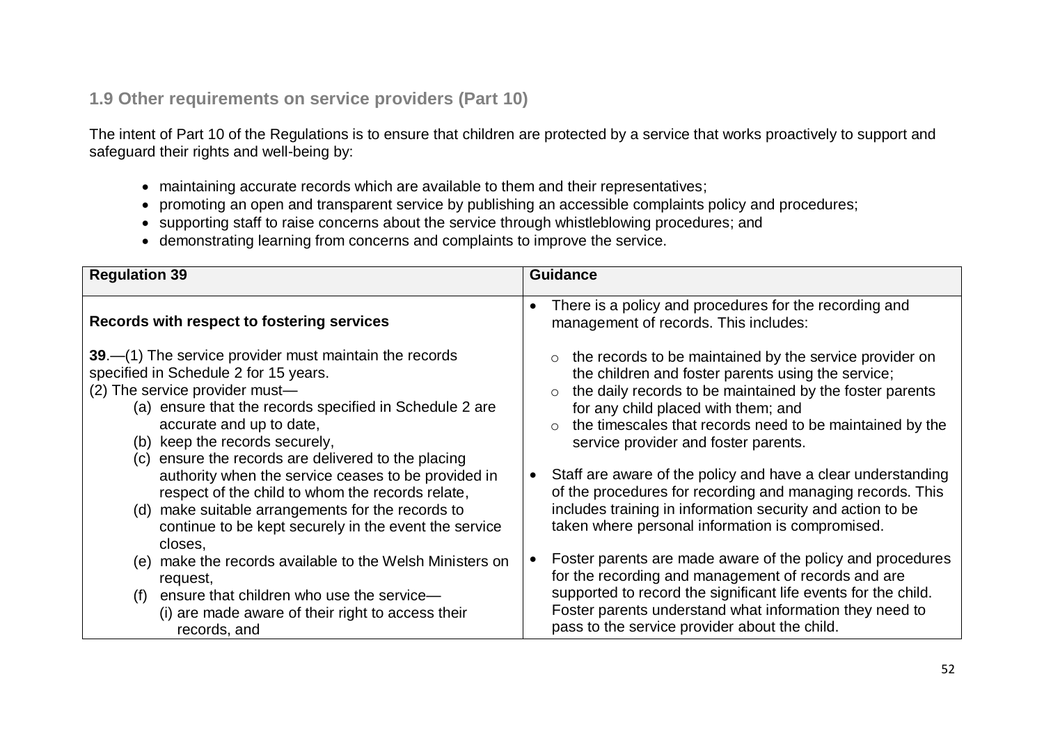## 1.9 Other requirements on service providers (Part 10)

The intent of Part 10 of the Regulations is to ensure that children are protected by a service that works proactively to support and safeguard their rights and well-being by:

- maintaining accurate records which are available to them and their representatives;
- promoting an open and transparent service by publishing an accessible complaints policy and procedures;
- supporting staff to raise concerns about the service through whistleblowing procedures; and
- demonstrating learning from concerns and complaints to improve the service.

| Regulation 39 | Guidance |
| --- | --- |
| **Records with respect to fostering services**<br><br>**39**.—(1) The service provider must maintain the records specified in Schedule 2 for 15 years.<br>(2) The service provider must—<br>(a) ensure that the records specified in Schedule 2 are accurate and up to date,<br>(b) keep the records securely,<br>(c) ensure the records are delivered to the placing authority when the service ceases to be provided in respect of the child to whom the records relate,<br>(d) make suitable arrangements for the records to continue to be kept securely in the event the service closes,<br>(e) make the records available to the Welsh Ministers on request,<br>(f) ensure that children who use the service—<br>(i) are made aware of their right to access their records, and | • There is a policy and procedures for the recording and management of records. This includes:<br>○ the records to be maintained by the service provider on the children and foster parents using the service;<br>○ the daily records to be maintained by the foster parents for any child placed with them; and<br>○ the timescales that records need to be maintained by the service provider and foster parents.<br><br>• Staff are aware of the policy and have a clear understanding of the procedures for recording and managing records. This includes training in information security and action to be taken where personal information is compromised.<br><br>• Foster parents are made aware of the policy and procedures for the recording and management of records and are supported to record the significant life events for the child. Foster parents understand what information they need to pass to the service provider about the child. |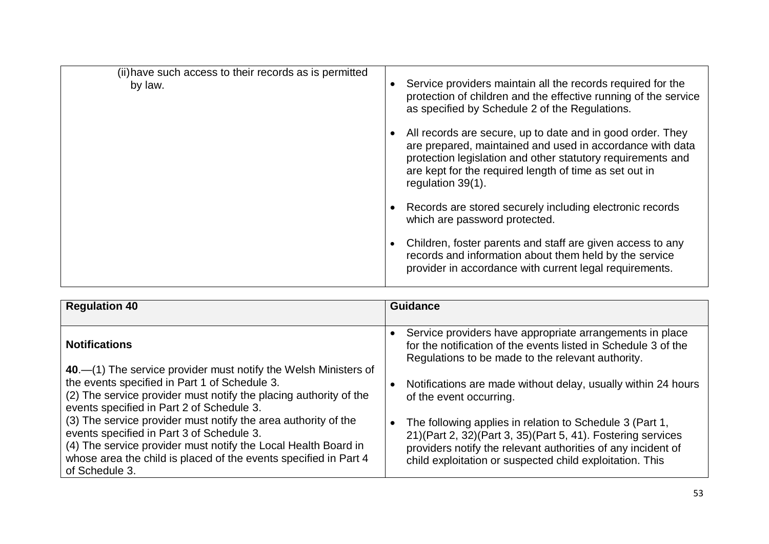| | |
|---|---|
| (ii) have such access to their records as is permitted by law. | • Service providers maintain all the records required for the protection of children and the effective running of the service as specified by Schedule 2 of the Regulations.<br><br>• All records are secure, up to date and in good order. They are prepared, maintained and used in accordance with data protection legislation and other statutory requirements and are kept for the required length of time as set out in regulation 39(1).<br><br>• Records are stored securely including electronic records which are password protected.<br><br>• Children, foster parents and staff are given access to any records and information about them held by the service provider in accordance with current legal requirements. |

| Regulation 40 | Guidance |
|---|---|
| **Notifications**<br><br>**40**.—(1) The service provider must notify the Welsh Ministers of the events specified in Part 1 of Schedule 3.<br>(2) The service provider must notify the placing authority of the events specified in Part 2 of Schedule 3.<br>(3) The service provider must notify the area authority of the events specified in Part 3 of Schedule 3.<br>(4) The service provider must notify the Local Health Board in whose area the child is placed of the events specified in Part 4 of Schedule 3. | • Service providers have appropriate arrangements in place for the notification of the events listed in Schedule 3 of the Regulations to be made to the relevant authority.<br><br>• Notifications are made without delay, usually within 24 hours of the event occurring.<br><br>• The following applies in relation to Schedule 3 (Part 1, 21)(Part 2, 32)(Part 3, 35)(Part 5, 41). Fostering services providers notify the relevant authorities of any incident of child exploitation or suspected child exploitation. This |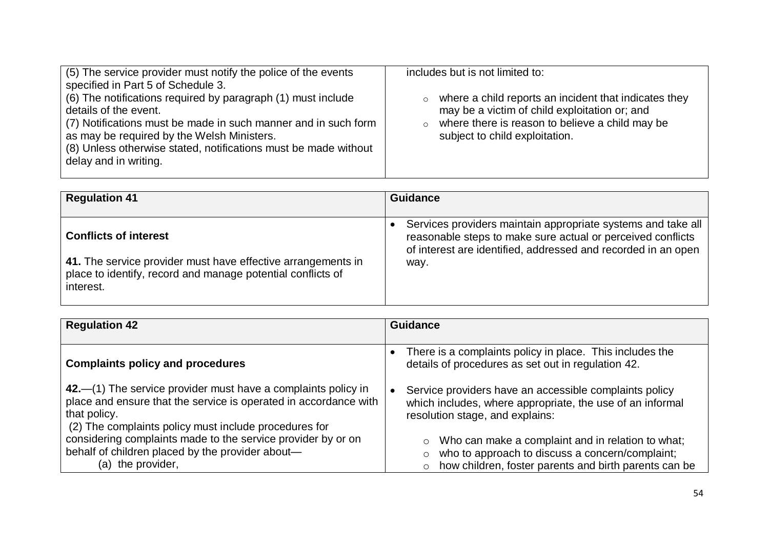| | |
|---|---|
| (5) The service provider must notify the police of the events specified in Part 5 of Schedule 3.<br>(6) The notifications required by paragraph (1) must include details of the event.<br>(7) Notifications must be made in such manner and in such form as may be required by the Welsh Ministers.<br>(8) Unless otherwise stated, notifications must be made without delay and in writing. | includes but is not limited to:<br>◦ where a child reports an incident that indicates they may be a victim of child exploitation or; and<br>◦ where there is reason to believe a child may be subject to child exploitation. |

| Regulation 41 | Guidance |
|---|---|
| **Conflicts of interest**<br><br>**41.** The service provider must have effective arrangements in place to identify, record and manage potential conflicts of interest. | • Services providers maintain appropriate systems and take all reasonable steps to make sure actual or perceived conflicts of interest are identified, addressed and recorded in an open way. |

| Regulation 42 | Guidance |
|---|---|
| **Complaints policy and procedures**<br><br>**42.**—(1) The service provider must have a complaints policy in place and ensure that the service is operated in accordance with that policy.<br>(2) The complaints policy must include procedures for considering complaints made to the service provider by or on behalf of children placed by the provider about—<br>(a) the provider, | • There is a complaints policy in place. This includes the details of procedures as set out in regulation 42.<br><br>• Service providers have an accessible complaints policy which includes, where appropriate, the use of an informal resolution stage, and explains:<br>◦ Who can make a complaint and in relation to what;<br>◦ who to approach to discuss a concern/complaint;<br>◦ how children, foster parents and birth parents can be |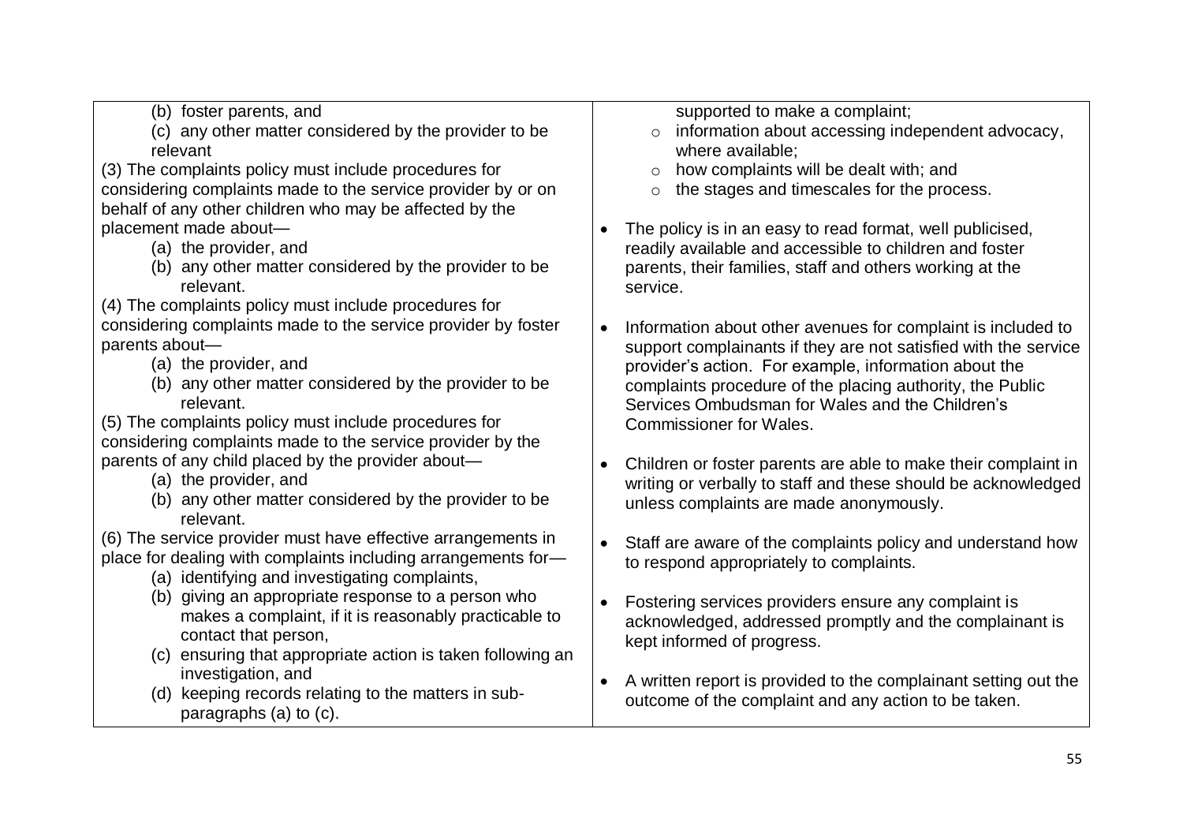| | |
|---|---|
| (b) foster parents, and<br>(c) any other matter considered by the provider to be relevant<br>(3) The complaints policy must include procedures for considering complaints made to the service provider by or on behalf of any other children who may be affected by the placement made about—<br>(a) the provider, and<br>(b) any other matter considered by the provider to be relevant.<br>(4) The complaints policy must include procedures for considering complaints made to the service provider by foster parents about—<br>(a) the provider, and<br>(b) any other matter considered by the provider to be relevant.<br>(5) The complaints policy must include procedures for considering complaints made to the service provider by the parents of any child placed by the provider about—<br>(a) the provider, and<br>(b) any other matter considered by the provider to be relevant.<br>(6) The service provider must have effective arrangements in place for dealing with complaints including arrangements for—<br>(a) identifying and investigating complaints,<br>(b) giving an appropriate response to a person who makes a complaint, if it is reasonably practicable to contact that person,<br>(c) ensuring that appropriate action is taken following an investigation, and<br>(d) keeping records relating to the matters in sub-paragraphs (a) to (c). | supported to make a complaint;<br>◦ information about accessing independent advocacy, where available;<br>◦ how complaints will be dealt with; and<br>◦ the stages and timescales for the process.<br><br>• The policy is in an easy to read format, well publicised, readily available and accessible to children and foster parents, their families, staff and others working at the service.<br><br>• Information about other avenues for complaint is included to support complainants if they are not satisfied with the service provider's action. For example, information about the complaints procedure of the placing authority, the Public Services Ombudsman for Wales and the Children's Commissioner for Wales.<br><br>• Children or foster parents are able to make their complaint in writing or verbally to staff and these should be acknowledged unless complaints are made anonymously.<br><br>• Staff are aware of the complaints policy and understand how to respond appropriately to complaints.<br><br>• Fostering services providers ensure any complaint is acknowledged, addressed promptly and the complainant is kept informed of progress.<br><br>• A written report is provided to the complainant setting out the outcome of the complaint and any action to be taken. |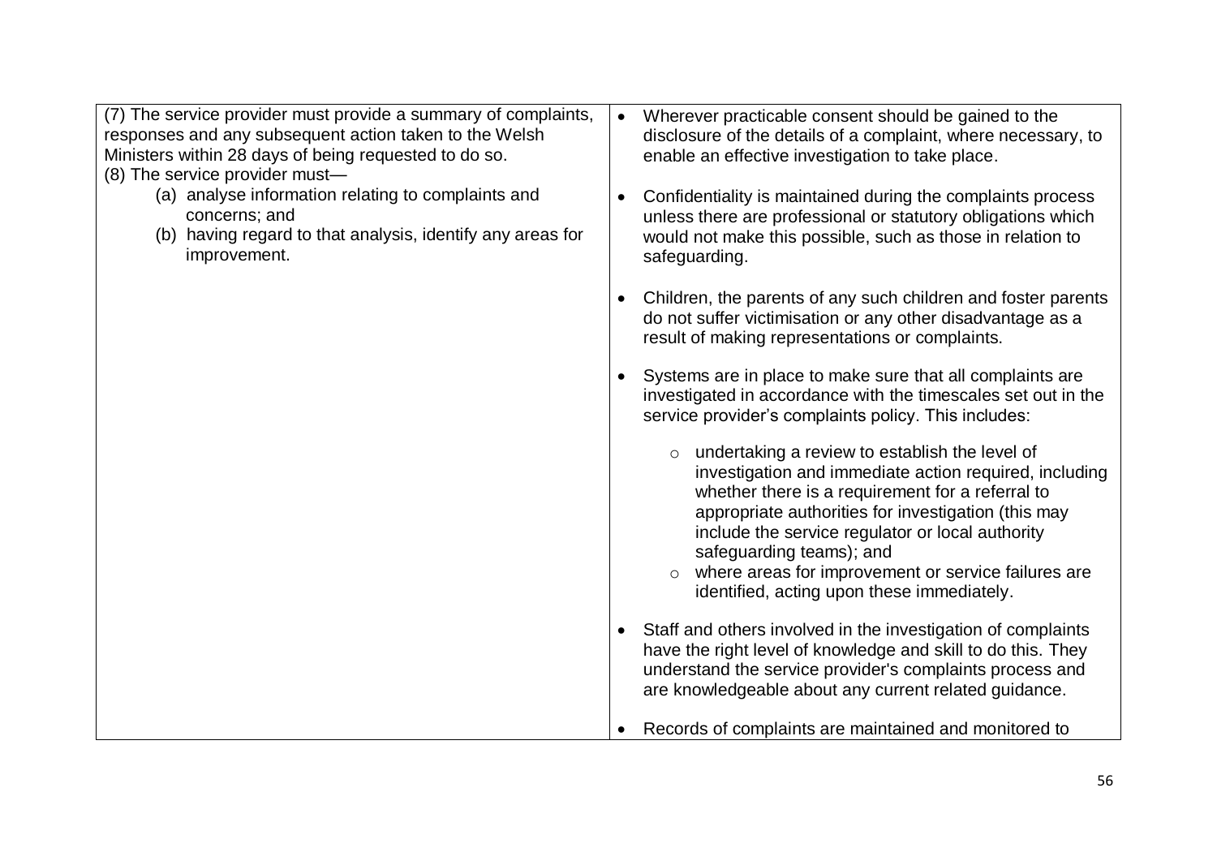| | |
|---|---|
| (7) The service provider must provide a summary of complaints, responses and any subsequent action taken to the Welsh Ministers within 28 days of being requested to do so.<br>(8) The service provider must—<br>(a) analyse information relating to complaints and concerns; and<br>(b) having regard to that analysis, identify any areas for improvement. | • Wherever practicable consent should be gained to the disclosure of the details of a complaint, where necessary, to enable an effective investigation to take place.<br><br>• Confidentiality is maintained during the complaints process unless there are professional or statutory obligations which would not make this possible, such as those in relation to safeguarding.<br><br>• Children, the parents of any such children and foster parents do not suffer victimisation or any other disadvantage as a result of making representations or complaints.<br><br>• Systems are in place to make sure that all complaints are investigated in accordance with the timescales set out in the service provider's complaints policy. This includes:<br>&nbsp;&nbsp;&nbsp;&nbsp;○ undertaking a review to establish the level of investigation and immediate action required, including whether there is a requirement for a referral to appropriate authorities for investigation (this may include the service regulator or local authority safeguarding teams); and<br>&nbsp;&nbsp;&nbsp;&nbsp;○ where areas for improvement or service failures are identified, acting upon these immediately.<br><br>• Staff and others involved in the investigation of complaints have the right level of knowledge and skill to do this. They understand the service provider's complaints process and are knowledgeable about any current related guidance.<br><br>• Records of complaints are maintained and monitored to |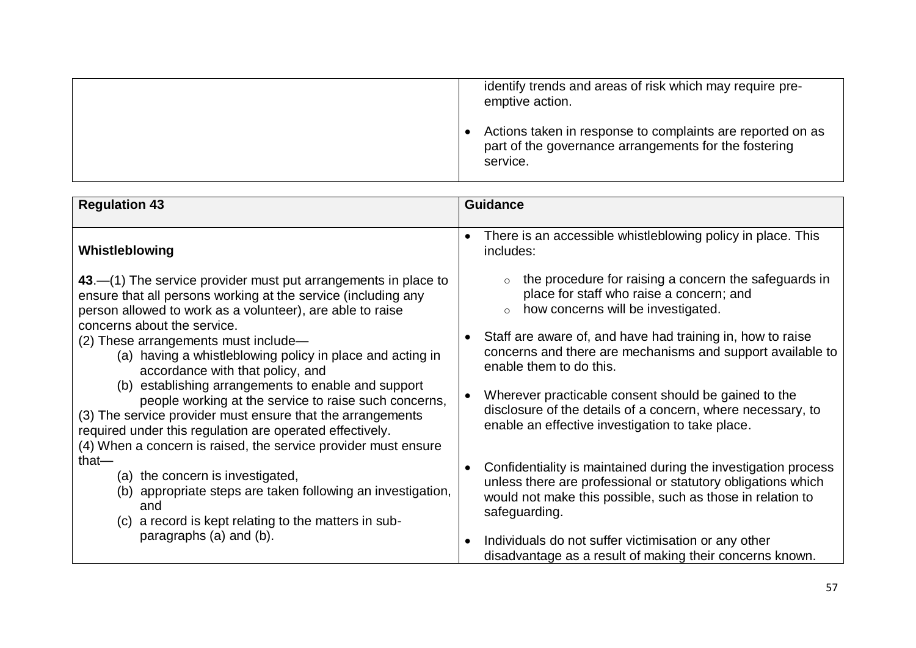| | |
|---|---|
| | identify trends and areas of risk which may require pre-emptive action.<br><br>• Actions taken in response to complaints are reported on as part of the governance arrangements for the fostering service. |

| Regulation 43 | Guidance |
|---|---|
| **Whistleblowing**<br><br>**43**.—(1) The service provider must put arrangements in place to ensure that all persons working at the service (including any person allowed to work as a volunteer), are able to raise concerns about the service.<br>(2) These arrangements must include—<br>(a) having a whistleblowing policy in place and acting in accordance with that policy, and<br>(b) establishing arrangements to enable and support people working at the service to raise such concerns,<br>(3) The service provider must ensure that the arrangements required under this regulation are operated effectively.<br>(4) When a concern is raised, the service provider must ensure that—<br>(a) the concern is investigated,<br>(b) appropriate steps are taken following an investigation, and<br>(c) a record is kept relating to the matters in sub-paragraphs (a) and (b). | • There is an accessible whistleblowing policy in place. This includes:<br>◦ the procedure for raising a concern the safeguards in place for staff who raise a concern; and<br>◦ how concerns will be investigated.<br><br>• Staff are aware of, and have had training in, how to raise concerns and there are mechanisms and support available to enable them to do this.<br><br>• Wherever practicable consent should be gained to the disclosure of the details of a concern, where necessary, to enable an effective investigation to take place.<br><br>• Confidentiality is maintained during the investigation process unless there are professional or statutory obligations which would not make this possible, such as those in relation to safeguarding.<br><br>• Individuals do not suffer victimisation or any other disadvantage as a result of making their concerns known. |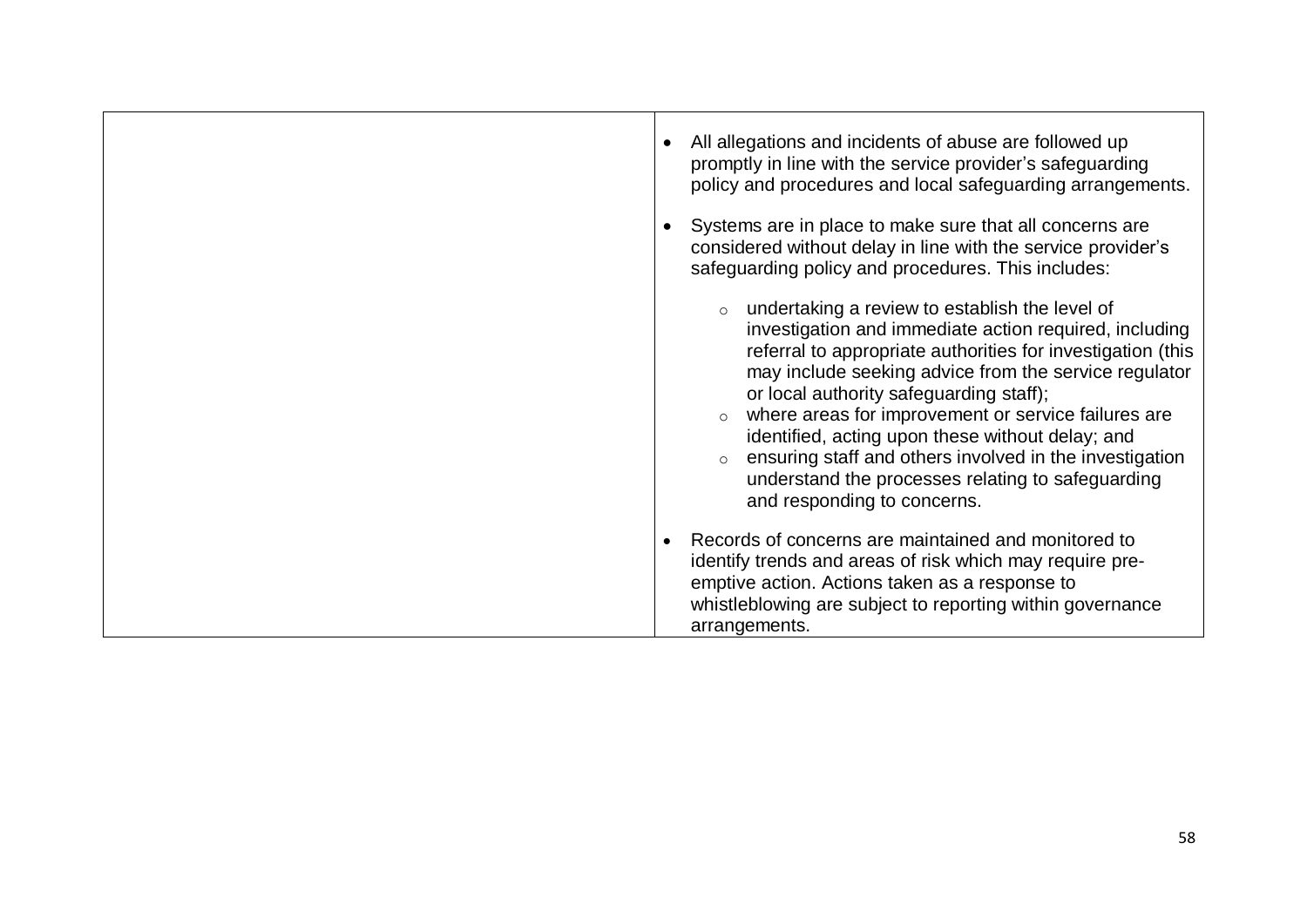| | |
|---|---|
| | • All allegations and incidents of abuse are followed up promptly in line with the service provider's safeguarding policy and procedures and local safeguarding arrangements.<br><br>• Systems are in place to make sure that all concerns are considered without delay in line with the service provider's safeguarding policy and procedures. This includes:<br><br>  ◦ undertaking a review to establish the level of investigation and immediate action required, including referral to appropriate authorities for investigation (this may include seeking advice from the service regulator or local authority safeguarding staff);<br>  ◦ where areas for improvement or service failures are identified, acting upon these without delay; and<br>  ◦ ensuring staff and others involved in the investigation understand the processes relating to safeguarding and responding to concerns.<br><br>• Records of concerns are maintained and monitored to identify trends and areas of risk which may require pre-emptive action. Actions taken as a response to whistleblowing are subject to reporting within governance arrangements. |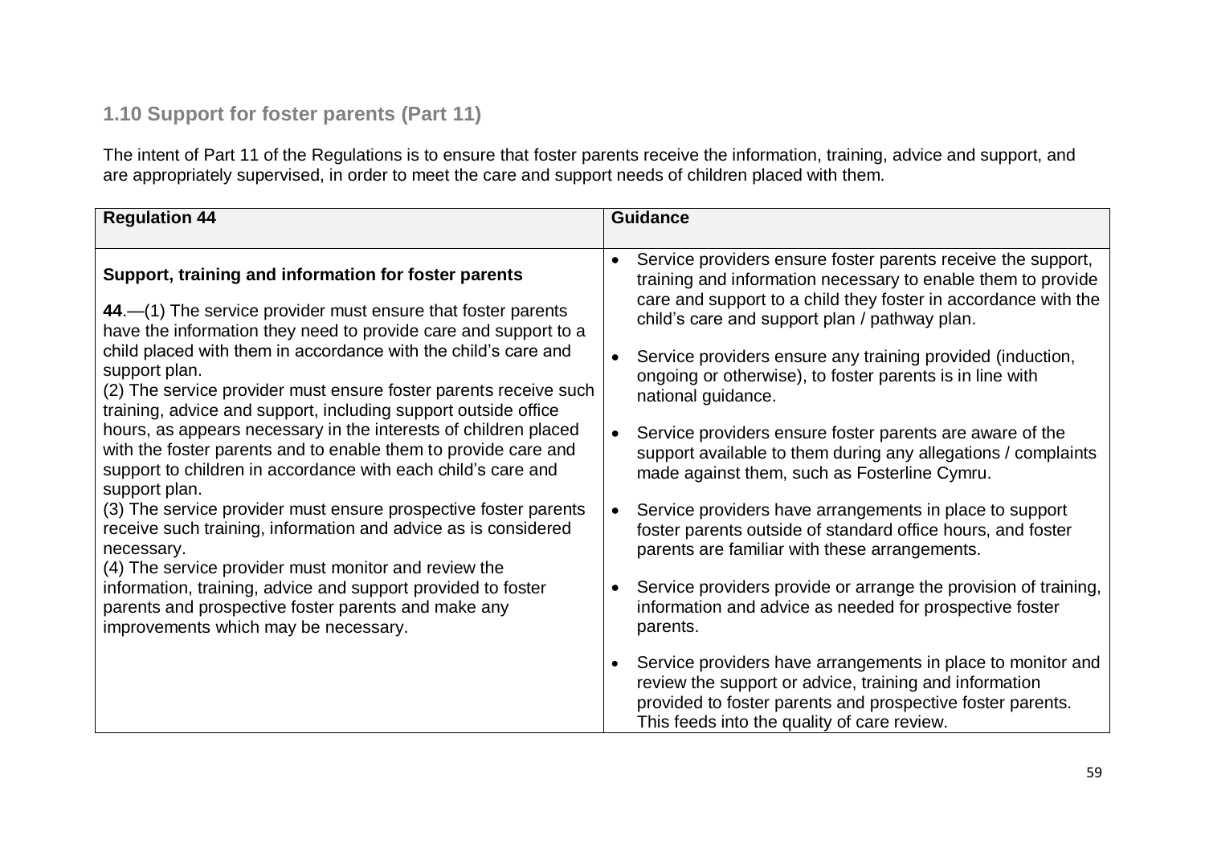## 1.10 Support for foster parents (Part 11)

The intent of Part 11 of the Regulations is to ensure that foster parents receive the information, training, advice and support, and are appropriately supervised, in order to meet the care and support needs of children placed with them.

| Regulation 44 | Guidance |
|---|---|
| **Support, training and information for foster parents**<br><br>**44**.—(1) The service provider must ensure that foster parents have the information they need to provide care and support to a child placed with them in accordance with the child's care and support plan.<br>(2) The service provider must ensure foster parents receive such training, advice and support, including support outside office hours, as appears necessary in the interests of children placed with the foster parents and to enable them to provide care and support to children in accordance with each child's care and support plan.<br>(3) The service provider must ensure prospective foster parents receive such training, information and advice as is considered necessary.<br>(4) The service provider must monitor and review the information, training, advice and support provided to foster parents and prospective foster parents and make any improvements which may be necessary. | • Service providers ensure foster parents receive the support, training and information necessary to enable them to provide care and support to a child they foster in accordance with the child's care and support plan / pathway plan.<br><br>• Service providers ensure any training provided (induction, ongoing or otherwise), to foster parents is in line with national guidance.<br><br>• Service providers ensure foster parents are aware of the support available to them during any allegations / complaints made against them, such as Fosterline Cymru.<br><br>• Service providers have arrangements in place to support foster parents outside of standard office hours, and foster parents are familiar with these arrangements.<br><br>• Service providers provide or arrange the provision of training, information and advice as needed for prospective foster parents.<br><br>• Service providers have arrangements in place to monitor and review the support or advice, training and information provided to foster parents and prospective foster parents. This feeds into the quality of care review. |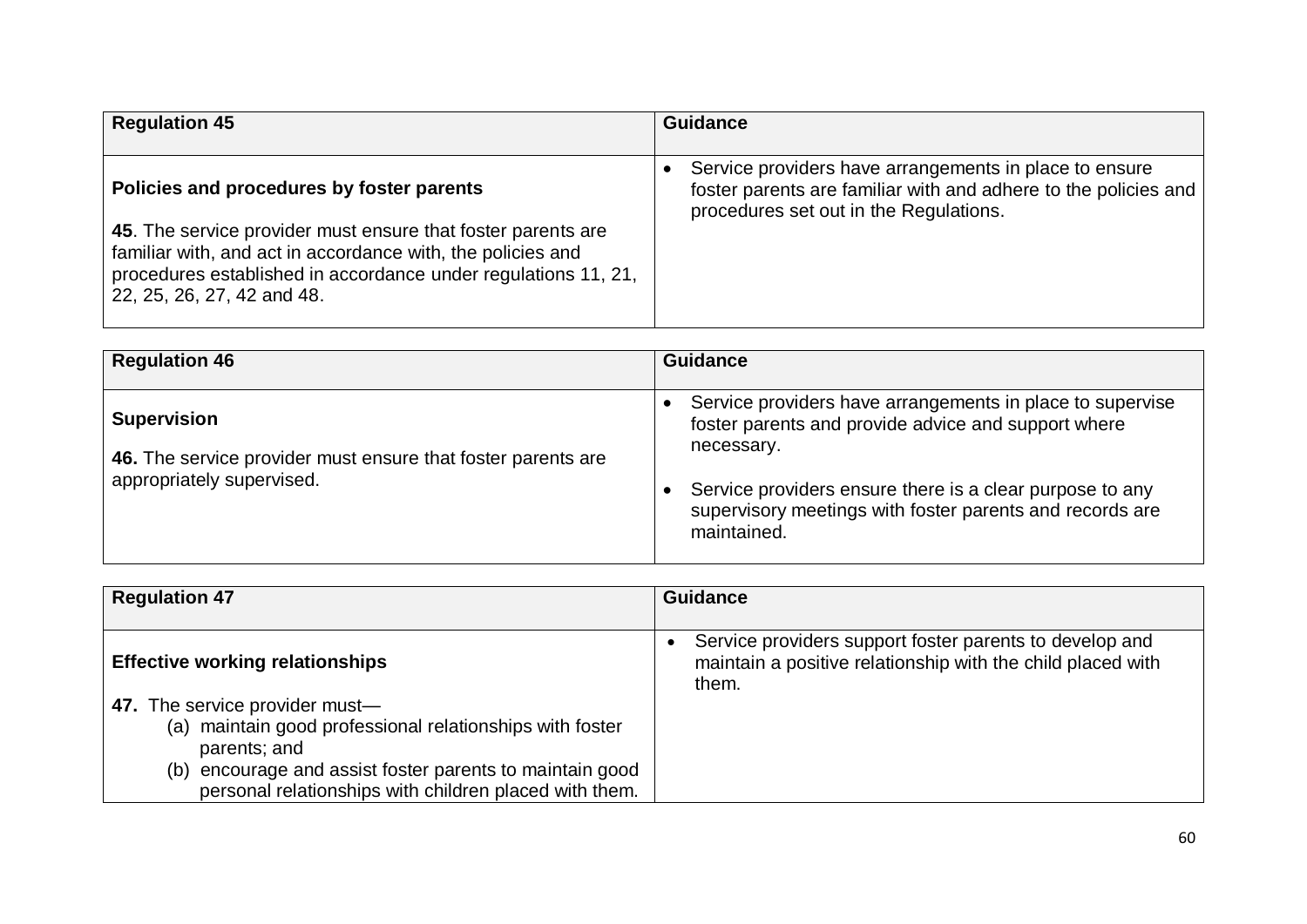| Regulation 45 | Guidance |
| --- | --- |
| **Policies and procedures by foster parents**<br><br>**45**. The service provider must ensure that foster parents are familiar with, and act in accordance with, the policies and procedures established in accordance under regulations 11, 21, 22, 25, 26, 27, 42 and 48. | • Service providers have arrangements in place to ensure foster parents are familiar with and adhere to the policies and procedures set out in the Regulations. |

| Regulation 46 | Guidance |
| --- | --- |
| **Supervision**<br><br>**46.** The service provider must ensure that foster parents are appropriately supervised. | • Service providers have arrangements in place to supervise foster parents and provide advice and support where necessary.<br><br>• Service providers ensure there is a clear purpose to any supervisory meetings with foster parents and records are maintained. |

| Regulation 47 | Guidance |
| --- | --- |
| **Effective working relationships**<br><br>**47.** The service provider must—<br>(a) maintain good professional relationships with foster parents; and<br>(b) encourage and assist foster parents to maintain good personal relationships with children placed with them. | • Service providers support foster parents to develop and maintain a positive relationship with the child placed with them. |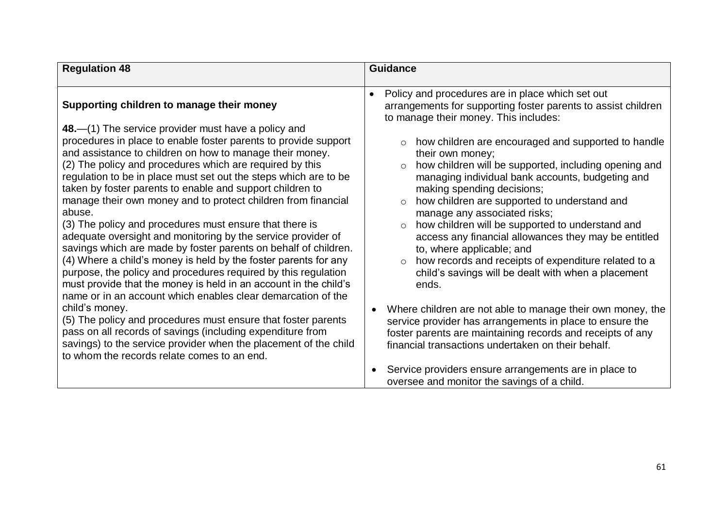| Regulation 48 | Guidance |
|---|---|
| **Supporting children to manage their money**<br><br>**48.**—(1) The service provider must have a policy and procedures in place to enable foster parents to provide support and assistance to children on how to manage their money.<br>(2) The policy and procedures which are required by this regulation to be in place must set out the steps which are to be taken by foster parents to enable and support children to manage their own money and to protect children from financial abuse.<br>(3) The policy and procedures must ensure that there is adequate oversight and monitoring by the service provider of savings which are made by foster parents on behalf of children.<br>(4) Where a child's money is held by the foster parents for any purpose, the policy and procedures required by this regulation must provide that the money is held in an account in the child's name or in an account which enables clear demarcation of the child's money.<br>(5) The policy and procedures must ensure that foster parents pass on all records of savings (including expenditure from savings) to the service provider when the placement of the child to whom the records relate comes to an end. | • Policy and procedures are in place which set out arrangements for supporting foster parents to assist children to manage their money. This includes:<br>&nbsp;&nbsp;&nbsp;&nbsp;○ how children are encouraged and supported to handle their own money;<br>&nbsp;&nbsp;&nbsp;&nbsp;○ how children will be supported, including opening and managing individual bank accounts, budgeting and making spending decisions;<br>&nbsp;&nbsp;&nbsp;&nbsp;○ how children are supported to understand and manage any associated risks;<br>&nbsp;&nbsp;&nbsp;&nbsp;○ how children will be supported to understand and access any financial allowances they may be entitled to, where applicable; and<br>&nbsp;&nbsp;&nbsp;&nbsp;○ how records and receipts of expenditure related to a child's savings will be dealt with when a placement ends.<br><br>• Where children are not able to manage their own money, the service provider has arrangements in place to ensure the foster parents are maintaining records and receipts of any financial transactions undertaken on their behalf.<br><br>• Service providers ensure arrangements are in place to oversee and monitor the savings of a child. |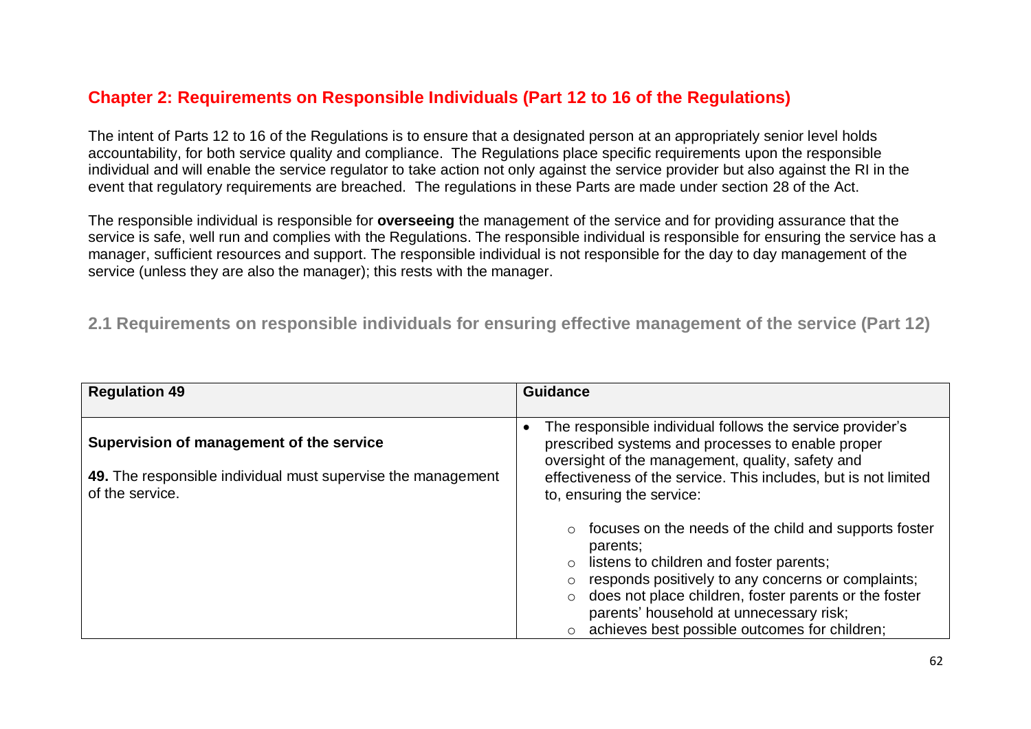# Chapter 2: Requirements on Responsible Individuals (Part 12 to 16 of the Regulations)

The intent of Parts 12 to 16 of the Regulations is to ensure that a designated person at an appropriately senior level holds accountability, for both service quality and compliance. The Regulations place specific requirements upon the responsible individual and will enable the service regulator to take action not only against the service provider but also against the RI in the event that regulatory requirements are breached. The regulations in these Parts are made under section 28 of the Act.

The responsible individual is responsible for **overseeing** the management of the service and for providing assurance that the service is safe, well run and complies with the Regulations. The responsible individual is responsible for ensuring the service has a manager, sufficient resources and support. The responsible individual is not responsible for the day to day management of the service (unless they are also the manager); this rests with the manager.

## 2.1 Requirements on responsible individuals for ensuring effective management of the service (Part 12)

| Regulation 49 | Guidance |
| --- | --- |
| **Supervision of management of the service**<br><br>**49.** The responsible individual must supervise the management of the service. | • The responsible individual follows the service provider's prescribed systems and processes to enable proper oversight of the management, quality, safety and effectiveness of the service. This includes, but is not limited to, ensuring the service:<br>&nbsp;&nbsp;&nbsp;&nbsp;○ focuses on the needs of the child and supports foster parents;<br>&nbsp;&nbsp;&nbsp;&nbsp;○ listens to children and foster parents;<br>&nbsp;&nbsp;&nbsp;&nbsp;○ responds positively to any concerns or complaints;<br>&nbsp;&nbsp;&nbsp;&nbsp;○ does not place children, foster parents or the foster parents' household at unnecessary risk;<br>&nbsp;&nbsp;&nbsp;&nbsp;○ achieves best possible outcomes for children; |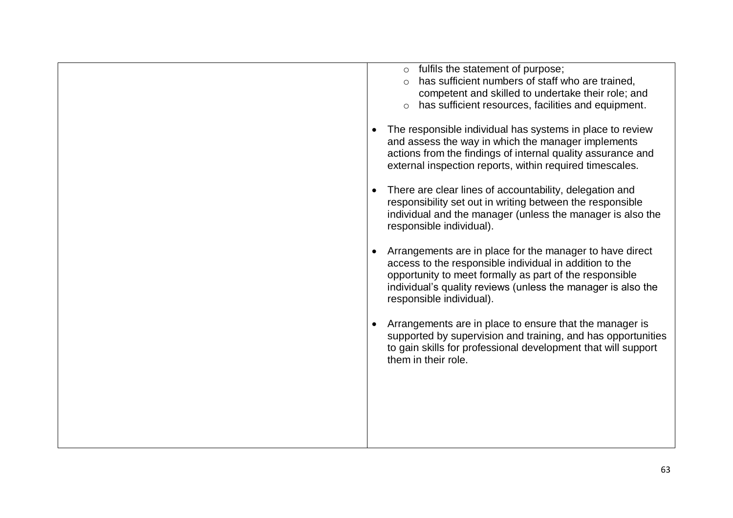| | |
|---|---|
| | <ul><li>fulfils the statement of purpose;</li><li>has sufficient numbers of staff who are trained, competent and skilled to undertake their role; and</li><li>has sufficient resources, facilities and equipment.</li></ul><ul><li>The responsible individual has systems in place to review and assess the way in which the manager implements actions from the findings of internal quality assurance and external inspection reports, within required timescales.</li><li>There are clear lines of accountability, delegation and responsibility set out in writing between the responsible individual and the manager (unless the manager is also the responsible individual).</li><li>Arrangements are in place for the manager to have direct access to the responsible individual in addition to the opportunity to meet formally as part of the responsible individual's quality reviews (unless the manager is also the responsible individual).</li><li>Arrangements are in place to ensure that the manager is supported by supervision and training, and has opportunities to gain skills for professional development that will support them in their role.</li></ul> |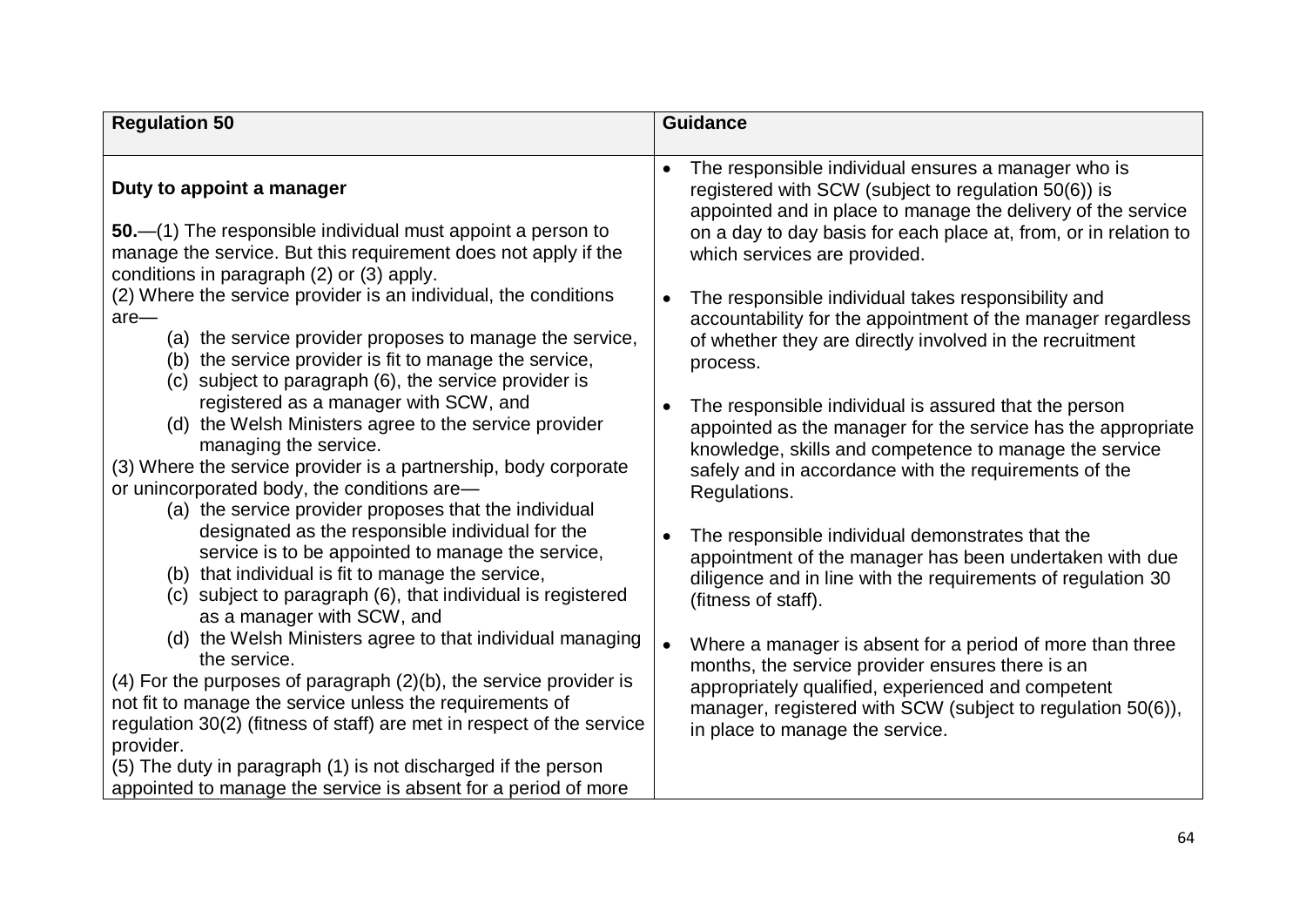| Regulation 50 | Guidance |
|---|---|
| **Duty to appoint a manager**<br><br>**50.**—(1) The responsible individual must appoint a person to manage the service. But this requirement does not apply if the conditions in paragraph (2) or (3) apply.<br>(2) Where the service provider is an individual, the conditions are—<br>(a) the service provider proposes to manage the service,<br>(b) the service provider is fit to manage the service,<br>(c) subject to paragraph (6), the service provider is registered as a manager with SCW, and<br>(d) the Welsh Ministers agree to the service provider managing the service.<br>(3) Where the service provider is a partnership, body corporate or unincorporated body, the conditions are—<br>(a) the service provider proposes that the individual designated as the responsible individual for the service is to be appointed to manage the service,<br>(b) that individual is fit to manage the service,<br>(c) subject to paragraph (6), that individual is registered as a manager with SCW, and<br>(d) the Welsh Ministers agree to that individual managing the service.<br>(4) For the purposes of paragraph (2)(b), the service provider is not fit to manage the service unless the requirements of regulation 30(2) (fitness of staff) are met in respect of the service provider.<br>(5) The duty in paragraph (1) is not discharged if the person appointed to manage the service is absent for a period of more | • The responsible individual ensures a manager who is registered with SCW (subject to regulation 50(6)) is appointed and in place to manage the delivery of the service on a day to day basis for each place at, from, or in relation to which services are provided.<br><br>• The responsible individual takes responsibility and accountability for the appointment of the manager regardless of whether they are directly involved in the recruitment process.<br><br>• The responsible individual is assured that the person appointed as the manager for the service has the appropriate knowledge, skills and competence to manage the service safely and in accordance with the requirements of the Regulations.<br><br>• The responsible individual demonstrates that the appointment of the manager has been undertaken with due diligence and in line with the requirements of regulation 30 (fitness of staff).<br><br>• Where a manager is absent for a period of more than three months, the service provider ensures there is an appropriately qualified, experienced and competent manager, registered with SCW (subject to regulation 50(6)), in place to manage the service. |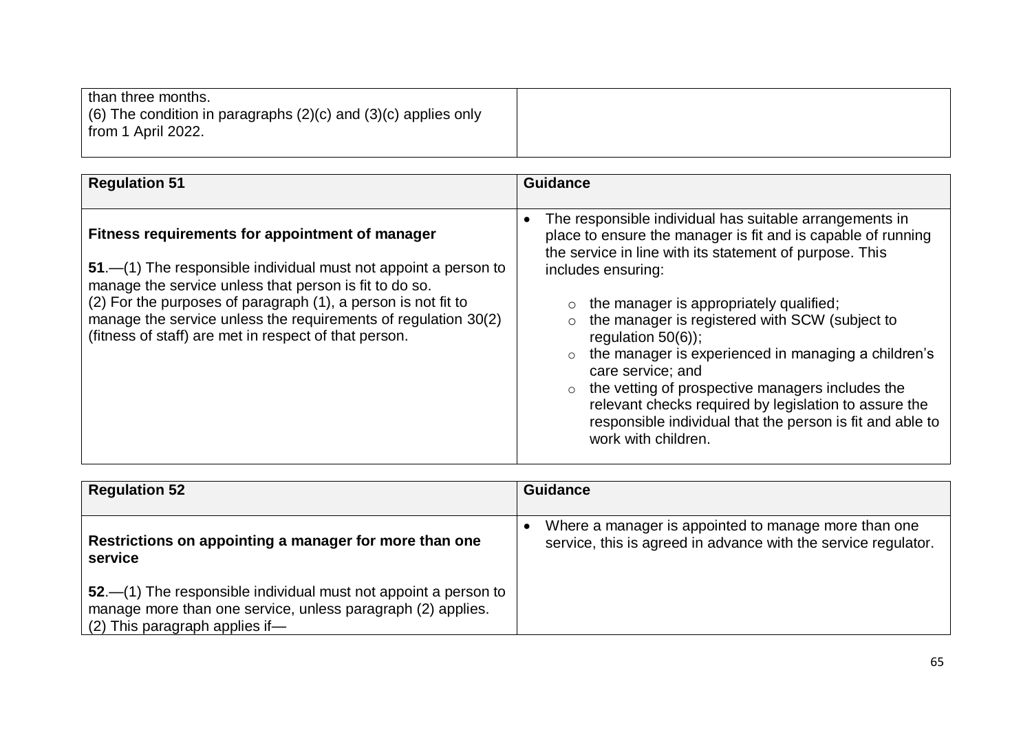| | |
|---|---|
| than three months.<br>(6) The condition in paragraphs (2)(c) and (3)(c) applies only from 1 April 2022. | |

| Regulation 51 | Guidance |
|---|---|
| **Fitness requirements for appointment of manager**<br><br>**51**.—(1) The responsible individual must not appoint a person to manage the service unless that person is fit to do so.<br>(2) For the purposes of paragraph (1), a person is not fit to manage the service unless the requirements of regulation 30(2) (fitness of staff) are met in respect of that person. | • The responsible individual has suitable arrangements in place to ensure the manager is fit and is capable of running the service in line with its statement of purpose. This includes ensuring:<br>  ○ the manager is appropriately qualified;<br>  ○ the manager is registered with SCW (subject to regulation 50(6));<br>  ○ the manager is experienced in managing a children's care service; and<br>  ○ the vetting of prospective managers includes the relevant checks required by legislation to assure the responsible individual that the person is fit and able to work with children. |

| Regulation 52 | Guidance |
|---|---|
| **Restrictions on appointing a manager for more than one service**<br><br>**52**.—(1) The responsible individual must not appoint a person to manage more than one service, unless paragraph (2) applies.<br>(2) This paragraph applies if— | • Where a manager is appointed to manage more than one service, this is agreed in advance with the service regulator. |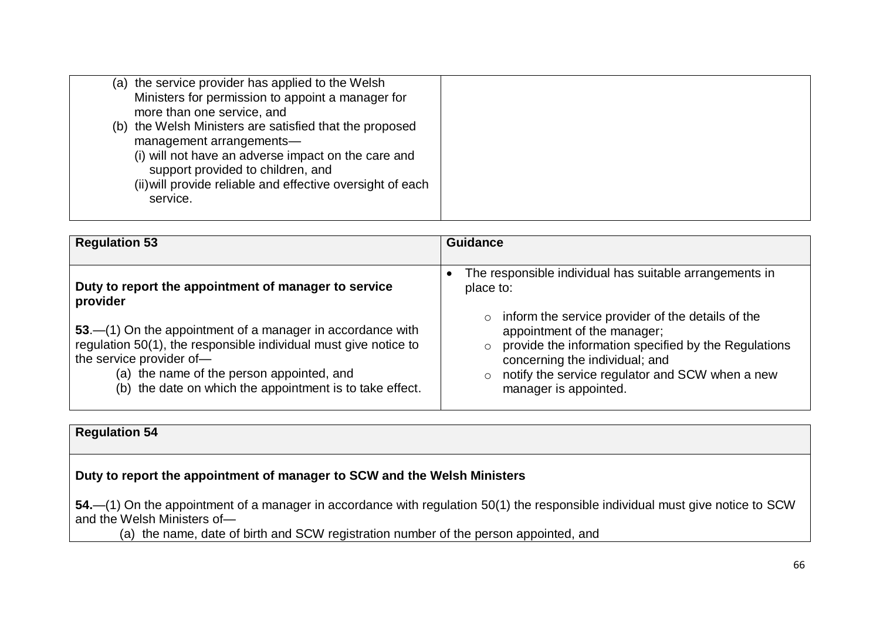| | |
|---|---|
| (a) the service provider has applied to the Welsh Ministers for permission to appoint a manager for more than one service, and<br>(b) the Welsh Ministers are satisfied that the proposed management arrangements—<br>(i) will not have an adverse impact on the care and support provided to children, and<br>(ii) will provide reliable and effective oversight of each service. | |

| Regulation 53 | Guidance |
|---|---|
| **Duty to report the appointment of manager to service provider**<br><br>**53**.—(1) On the appointment of a manager in accordance with regulation 50(1), the responsible individual must give notice to the service provider of—<br>(a) the name of the person appointed, and<br>(b) the date on which the appointment is to take effect. | • The responsible individual has suitable arrangements in place to:<br>○ inform the service provider of the details of the appointment of the manager;<br>○ provide the information specified by the Regulations concerning the individual; and<br>○ notify the service regulator and SCW when a new manager is appointed. |

| Regulation 54 |
|---|
| **Duty to report the appointment of manager to SCW and the Welsh Ministers**<br><br>**54.**—(1) On the appointment of a manager in accordance with regulation 50(1) the responsible individual must give notice to SCW and the Welsh Ministers of—<br>(a) the name, date of birth and SCW registration number of the person appointed, and |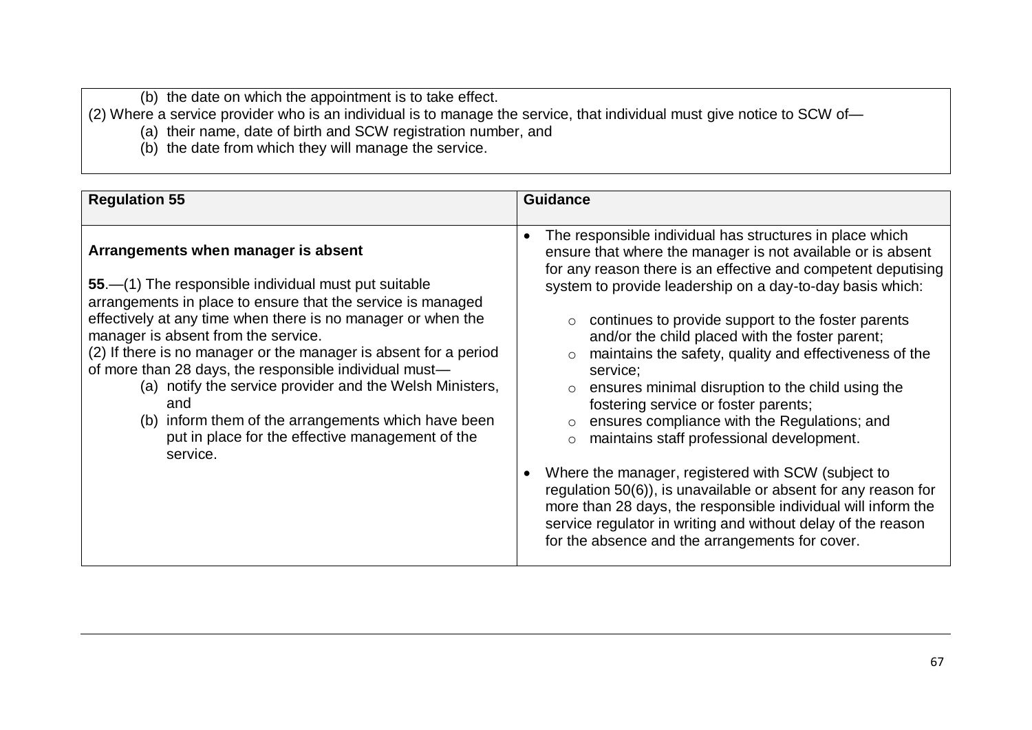(b) the date on which the appointment is to take effect.

(2) Where a service provider who is an individual is to manage the service, that individual must give notice to SCW of—

(a) their name, date of birth and SCW registration number, and

(b) the date from which they will manage the service.

| Regulation 55 | Guidance |
|---|---|
| **Arrangements when manager is absent**<br><br>**55**.—(1) The responsible individual must put suitable arrangements in place to ensure that the service is managed effectively at any time when there is no manager or when the manager is absent from the service.<br>(2) If there is no manager or the manager is absent for a period of more than 28 days, the responsible individual must—<br>(a) notify the service provider and the Welsh Ministers, and<br>(b) inform them of the arrangements which have been put in place for the effective management of the service. | • The responsible individual has structures in place which ensure that where the manager is not available or is absent for any reason there is an effective and competent deputising system to provide leadership on a day-to-day basis which:<br>○ continues to provide support to the foster parents and/or the child placed with the foster parent;<br>○ maintains the safety, quality and effectiveness of the service;<br>○ ensures minimal disruption to the child using the fostering service or foster parents;<br>○ ensures compliance with the Regulations; and<br>○ maintains staff professional development.<br><br>• Where the manager, registered with SCW (subject to regulation 50(6)), is unavailable or absent for any reason for more than 28 days, the responsible individual will inform the service regulator in writing and without delay of the reason for the absence and the arrangements for cover. |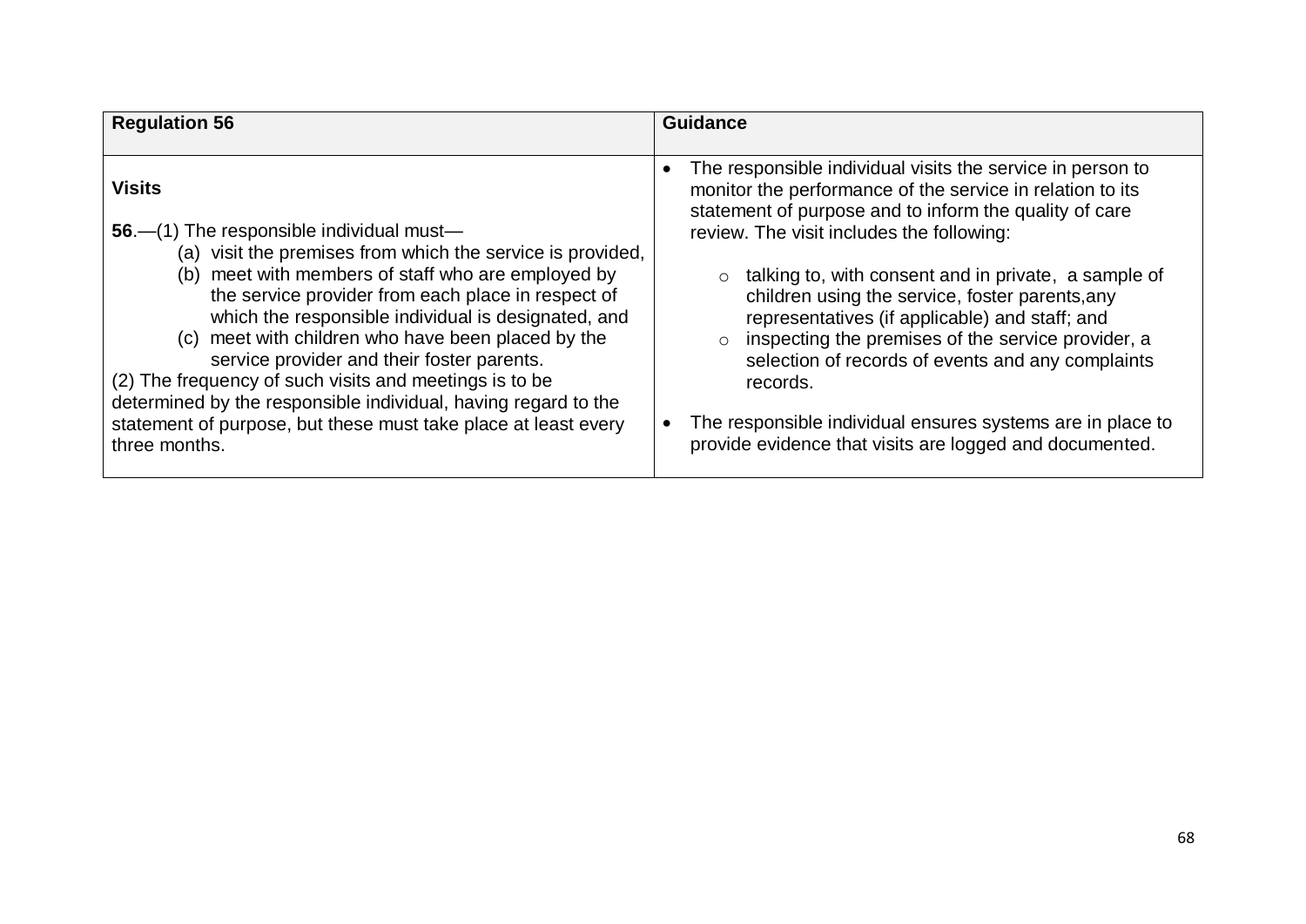| Regulation 56 | Guidance |
|---|---|
| **Visits**<br><br>**56**.—(1) The responsible individual must—<br>(a) visit the premises from which the service is provided,<br>(b) meet with members of staff who are employed by the service provider from each place in respect of which the responsible individual is designated, and<br>(c) meet with children who have been placed by the service provider and their foster parents.<br>(2) The frequency of such visits and meetings is to be determined by the responsible individual, having regard to the statement of purpose, but these must take place at least every three months. | • The responsible individual visits the service in person to monitor the performance of the service in relation to its statement of purpose and to inform the quality of care review. The visit includes the following:<br>○ talking to, with consent and in private, a sample of children using the service, foster parents,any representatives (if applicable) and staff; and<br>○ inspecting the premises of the service provider, a selection of records of events and any complaints records.<br><br>• The responsible individual ensures systems are in place to provide evidence that visits are logged and documented. |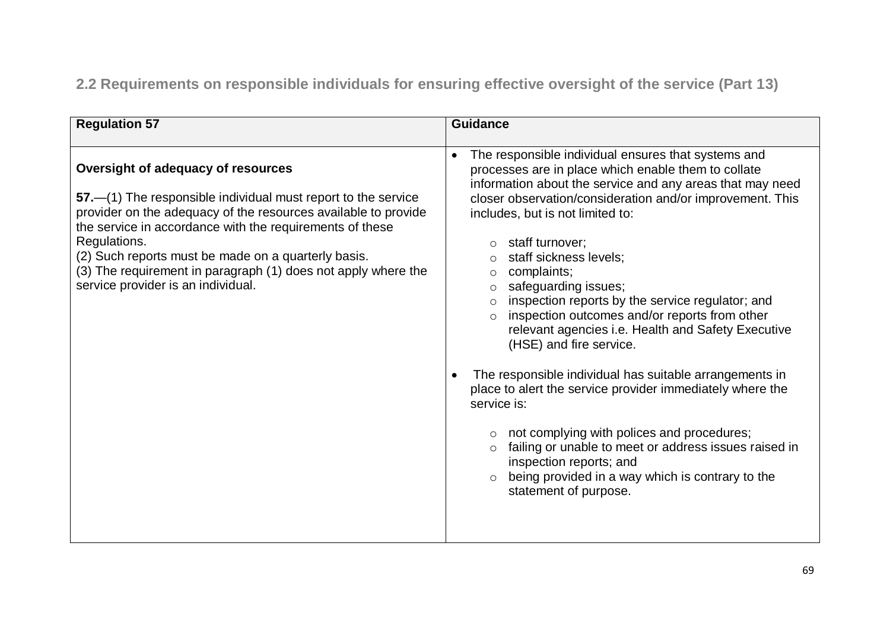## 2.2 Requirements on responsible individuals for ensuring effective oversight of the service (Part 13)

| Regulation 57 | Guidance |
|---|---|
| **Oversight of adequacy of resources**<br><br>**57.**—(1) The responsible individual must report to the service provider on the adequacy of the resources available to provide the service in accordance with the requirements of these Regulations.<br>(2) Such reports must be made on a quarterly basis.<br>(3) The requirement in paragraph (1) does not apply where the service provider is an individual. | • The responsible individual ensures that systems and processes are in place which enable them to collate information about the service and any areas that may need closer observation/consideration and/or improvement. This includes, but is not limited to:<br>○ staff turnover;<br>○ staff sickness levels;<br>○ complaints;<br>○ safeguarding issues;<br>○ inspection reports by the service regulator; and<br>○ inspection outcomes and/or reports from other relevant agencies i.e. Health and Safety Executive (HSE) and fire service.<br><br>• The responsible individual has suitable arrangements in place to alert the service provider immediately where the service is:<br>○ not complying with polices and procedures;<br>○ failing or unable to meet or address issues raised in inspection reports; and<br>○ being provided in a way which is contrary to the statement of purpose. |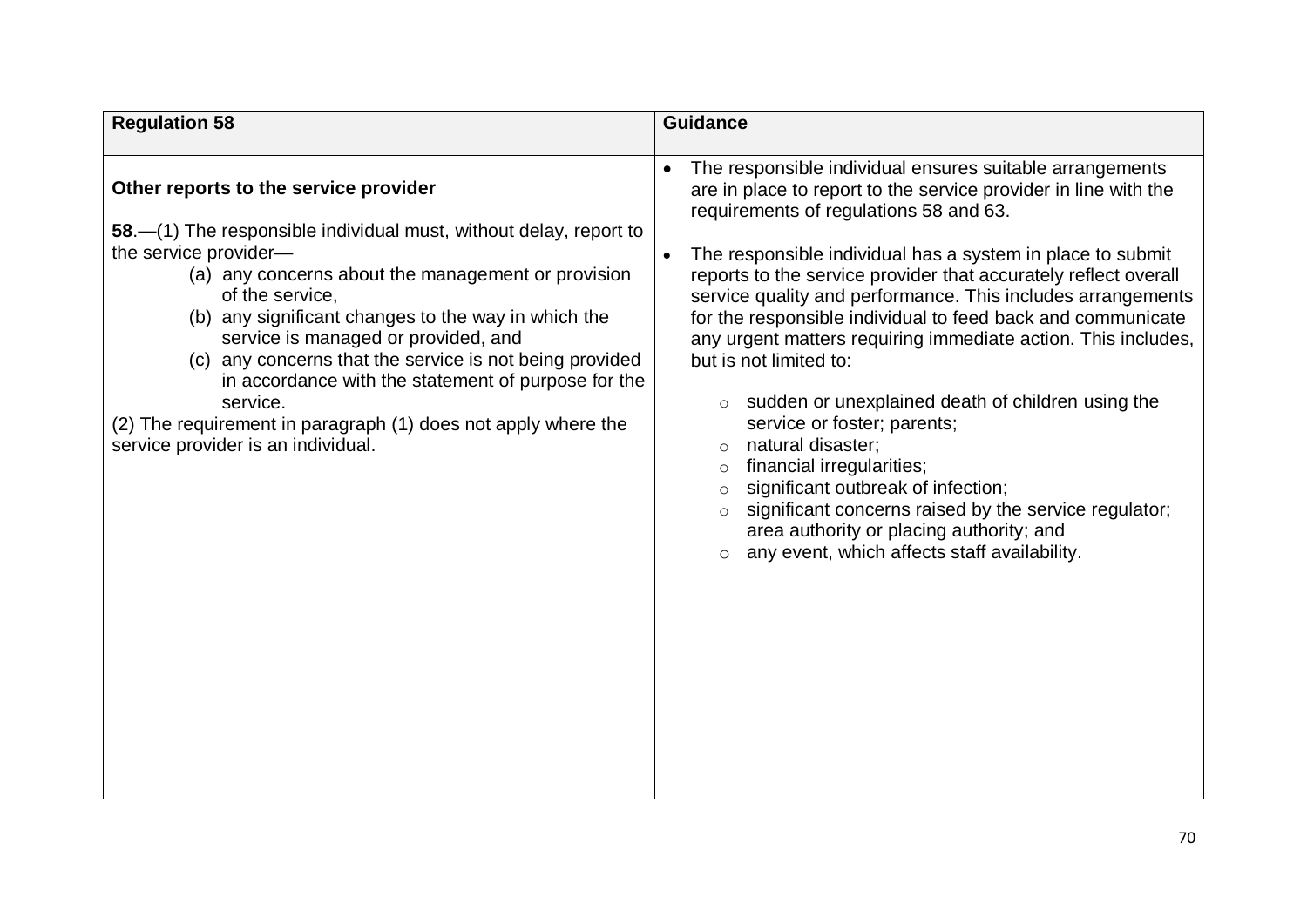| Regulation 58 | Guidance |
|---|---|
| **Other reports to the service provider**<br><br>**58**.—(1) The responsible individual must, without delay, report to the service provider—<br>(a) any concerns about the management or provision of the service,<br>(b) any significant changes to the way in which the service is managed or provided, and<br>(c) any concerns that the service is not being provided in accordance with the statement of purpose for the service.<br>(2) The requirement in paragraph (1) does not apply where the service provider is an individual. | • The responsible individual ensures suitable arrangements are in place to report to the service provider in line with the requirements of regulations 58 and 63.<br><br>• The responsible individual has a system in place to submit reports to the service provider that accurately reflect overall service quality and performance. This includes arrangements for the responsible individual to feed back and communicate any urgent matters requiring immediate action. This includes, but is not limited to:<br>  ○ sudden or unexplained death of children using the service or foster; parents;<br>  ○ natural disaster;<br>  ○ financial irregularities;<br>  ○ significant outbreak of infection;<br>  ○ significant concerns raised by the service regulator; area authority or placing authority; and<br>  ○ any event, which affects staff availability. |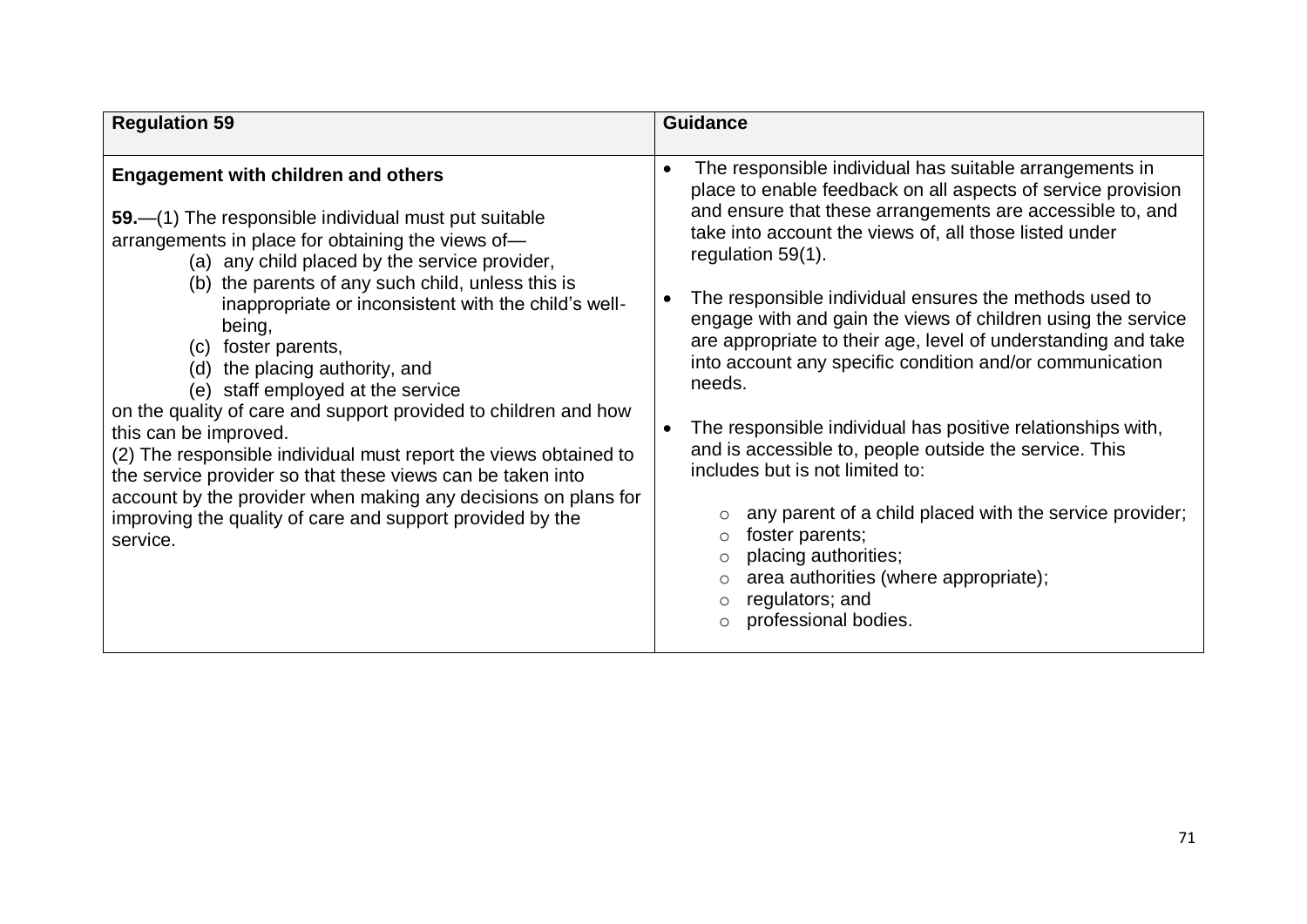| Regulation 59 | Guidance |
| --- | --- |
| **Engagement with children and others**<br><br>**59.**—(1) The responsible individual must put suitable arrangements in place for obtaining the views of—<br>(a) any child placed by the service provider,<br>(b) the parents of any such child, unless this is inappropriate or inconsistent with the child's well-being,<br>(c) foster parents,<br>(d) the placing authority, and<br>(e) staff employed at the service<br>on the quality of care and support provided to children and how this can be improved.<br>(2) The responsible individual must report the views obtained to the service provider so that these views can be taken into account by the provider when making any decisions on plans for improving the quality of care and support provided by the service. | • The responsible individual has suitable arrangements in place to enable feedback on all aspects of service provision and ensure that these arrangements are accessible to, and take into account the views of, all those listed under regulation 59(1).<br><br>• The responsible individual ensures the methods used to engage with and gain the views of children using the service are appropriate to their age, level of understanding and take into account any specific condition and/or communication needs.<br><br>• The responsible individual has positive relationships with, and is accessible to, people outside the service. This includes but is not limited to:<br>  ○ any parent of a child placed with the service provider;<br>  ○ foster parents;<br>  ○ placing authorities;<br>  ○ area authorities (where appropriate);<br>  ○ regulators; and<br>  ○ professional bodies. |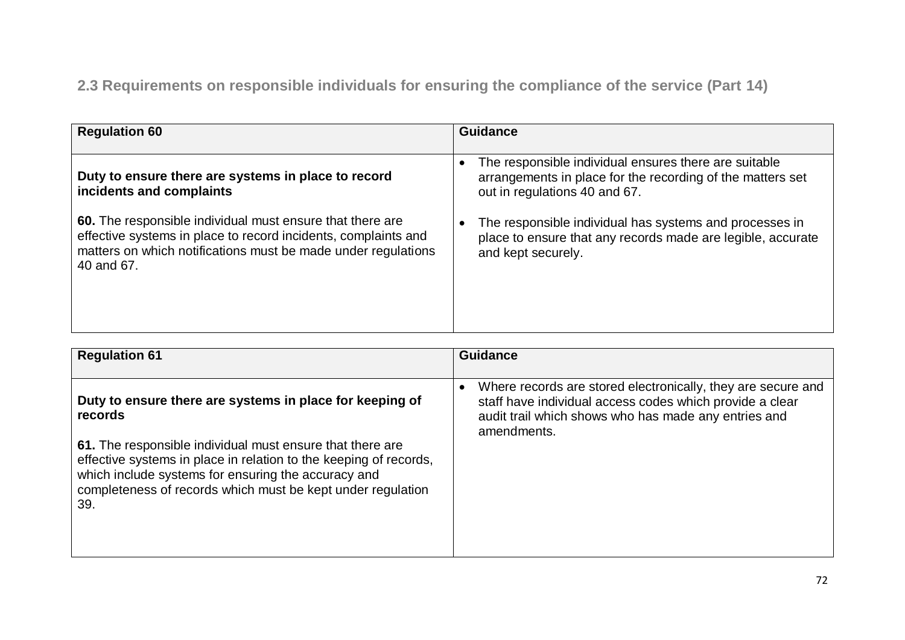## 2.3 Requirements on responsible individuals for ensuring the compliance of the service (Part 14)

| Regulation 60 | Guidance |
| --- | --- |
| **Duty to ensure there are systems in place to record incidents and complaints**<br><br>**60.** The responsible individual must ensure that there are effective systems in place to record incidents, complaints and matters on which notifications must be made under regulations 40 and 67. | • The responsible individual ensures there are suitable arrangements in place for the recording of the matters set out in regulations 40 and 67.<br><br>• The responsible individual has systems and processes in place to ensure that any records made are legible, accurate and kept securely. |

| Regulation 61 | Guidance |
| --- | --- |
| **Duty to ensure there are systems in place for keeping of records**<br><br>**61.** The responsible individual must ensure that there are effective systems in place in relation to the keeping of records, which include systems for ensuring the accuracy and completeness of records which must be kept under regulation 39. | • Where records are stored electronically, they are secure and staff have individual access codes which provide a clear audit trail which shows who has made any entries and amendments. |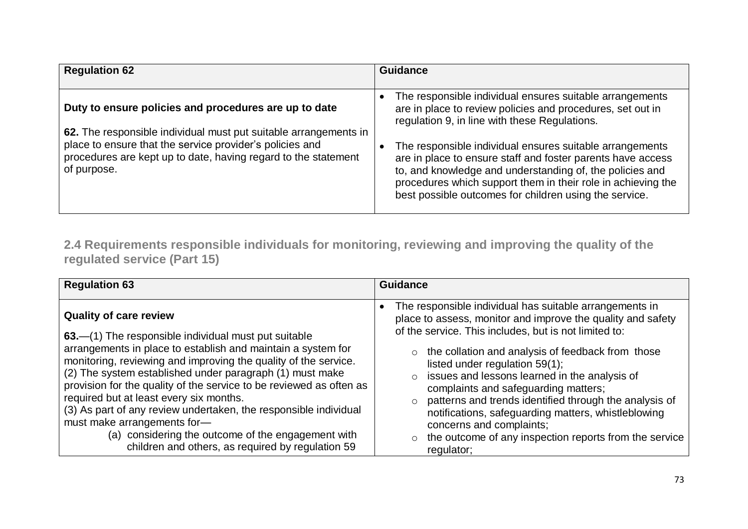| Regulation 62 | Guidance |
|---|---|
| **Duty to ensure policies and procedures are up to date**<br><br>**62.** The responsible individual must put suitable arrangements in place to ensure that the service provider's policies and procedures are kept up to date, having regard to the statement of purpose. | • The responsible individual ensures suitable arrangements are in place to review policies and procedures, set out in regulation 9, in line with these Regulations.<br><br>• The responsible individual ensures suitable arrangements are in place to ensure staff and foster parents have access to, and knowledge and understanding of, the policies and procedures which support them in their role in achieving the best possible outcomes for children using the service. |

## 2.4 Requirements responsible individuals for monitoring, reviewing and improving the quality of the regulated service (Part 15)

| Regulation 63 | Guidance |
|---|---|
| **Quality of care review**<br><br>**63.**—(1) The responsible individual must put suitable arrangements in place to establish and maintain a system for monitoring, reviewing and improving the quality of the service.<br>(2) The system established under paragraph (1) must make provision for the quality of the service to be reviewed as often as required but at least every six months.<br>(3) As part of any review undertaken, the responsible individual must make arrangements for—<br>(a) considering the outcome of the engagement with children and others, as required by regulation 59 | • The responsible individual has suitable arrangements in place to assess, monitor and improve the quality and safety of the service. This includes, but is not limited to:<br>o the collation and analysis of feedback from those listed under regulation 59(1);<br>o issues and lessons learned in the analysis of complaints and safeguarding matters;<br>o patterns and trends identified through the analysis of notifications, safeguarding matters, whistleblowing concerns and complaints;<br>o the outcome of any inspection reports from the service regulator; |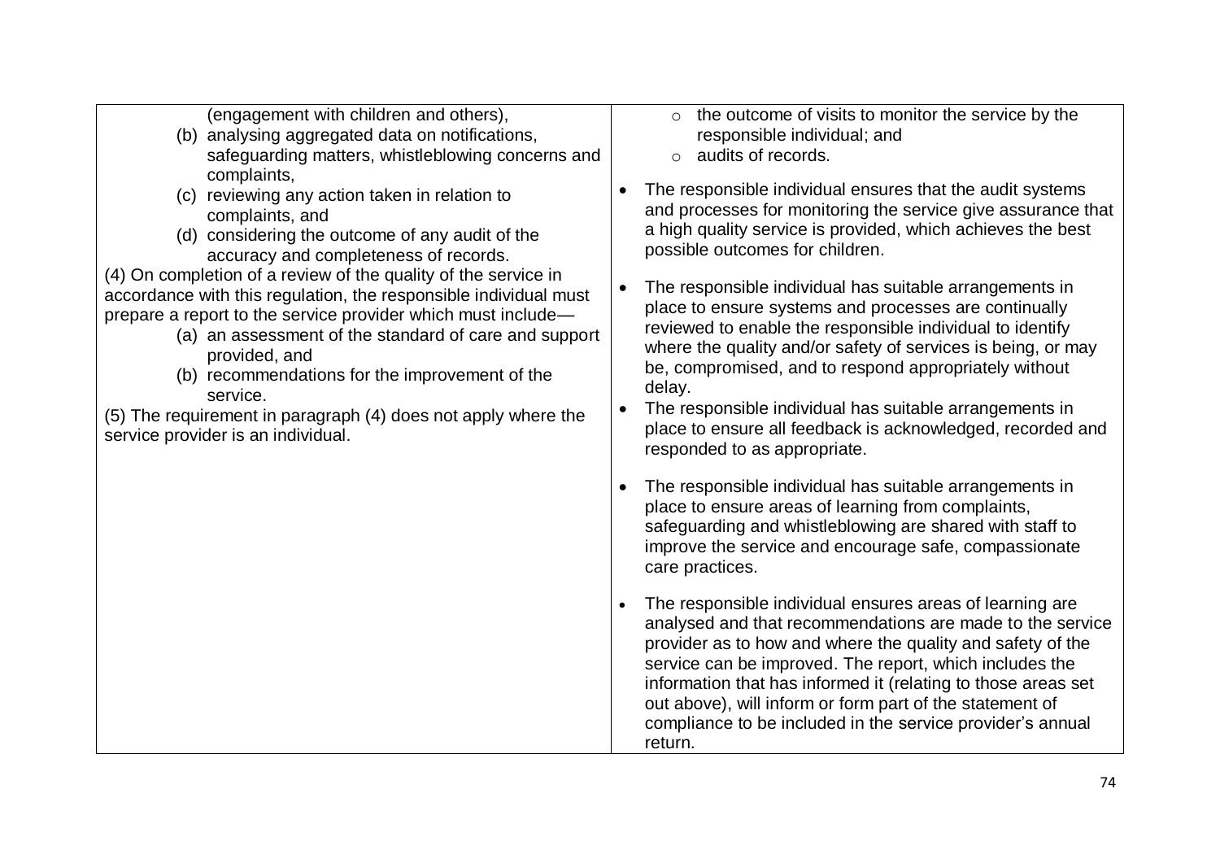| | |
|---|---|
| (engagement with children and others),<br>(b) analysing aggregated data on notifications, safeguarding matters, whistleblowing concerns and complaints,<br>(c) reviewing any action taken in relation to complaints, and<br>(d) considering the outcome of any audit of the accuracy and completeness of records.<br>(4) On completion of a review of the quality of the service in accordance with this regulation, the responsible individual must prepare a report to the service provider which must include—<br>(a) an assessment of the standard of care and support provided, and<br>(b) recommendations for the improvement of the service.<br>(5) The requirement in paragraph (4) does not apply where the service provider is an individual. | ○ the outcome of visits to monitor the service by the responsible individual; and<br>○ audits of records.<br>• The responsible individual ensures that the audit systems and processes for monitoring the service give assurance that a high quality service is provided, which achieves the best possible outcomes for children.<br>• The responsible individual has suitable arrangements in place to ensure systems and processes are continually reviewed to enable the responsible individual to identify where the quality and/or safety of services is being, or may be, compromised, and to respond appropriately without delay.<br>• The responsible individual has suitable arrangements in place to ensure all feedback is acknowledged, recorded and responded to as appropriate.<br>• The responsible individual has suitable arrangements in place to ensure areas of learning from complaints, safeguarding and whistleblowing are shared with staff to improve the service and encourage safe, compassionate care practices.<br>• The responsible individual ensures areas of learning are analysed and that recommendations are made to the service provider as to how and where the quality and safety of the service can be improved. The report, which includes the information that has informed it (relating to those areas set out above), will inform or form part of the statement of compliance to be included in the service provider's annual return. |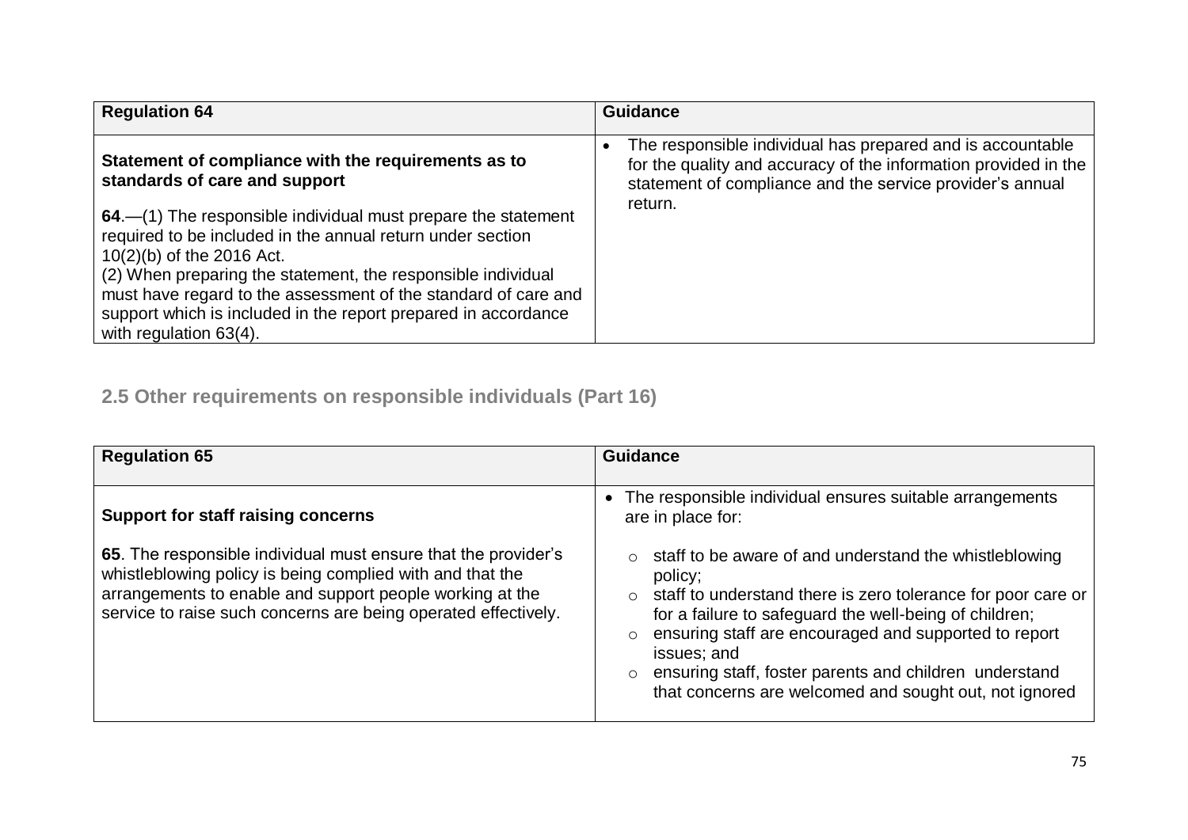| Regulation 64 | Guidance |
|---|---|
| **Statement of compliance with the requirements as to standards of care and support**<br><br>**64**.—(1) The responsible individual must prepare the statement required to be included in the annual return under section 10(2)(b) of the 2016 Act.<br>(2) When preparing the statement, the responsible individual must have regard to the assessment of the standard of care and support which is included in the report prepared in accordance with regulation 63(4). | • The responsible individual has prepared and is accountable for the quality and accuracy of the information provided in the statement of compliance and the service provider's annual return. |

## 2.5 Other requirements on responsible individuals (Part 16)

| Regulation 65 | Guidance |
|---|---|
| **Support for staff raising concerns**<br><br>**65**. The responsible individual must ensure that the provider's whistleblowing policy is being complied with and that the arrangements to enable and support people working at the service to raise such concerns are being operated effectively. | • The responsible individual ensures suitable arrangements are in place for:<br>&nbsp;&nbsp;○ staff to be aware of and understand the whistleblowing policy;<br>&nbsp;&nbsp;○ staff to understand there is zero tolerance for poor care or for a failure to safeguard the well-being of children;<br>&nbsp;&nbsp;○ ensuring staff are encouraged and supported to report issues; and<br>&nbsp;&nbsp;○ ensuring staff, foster parents and children understand that concerns are welcomed and sought out, not ignored |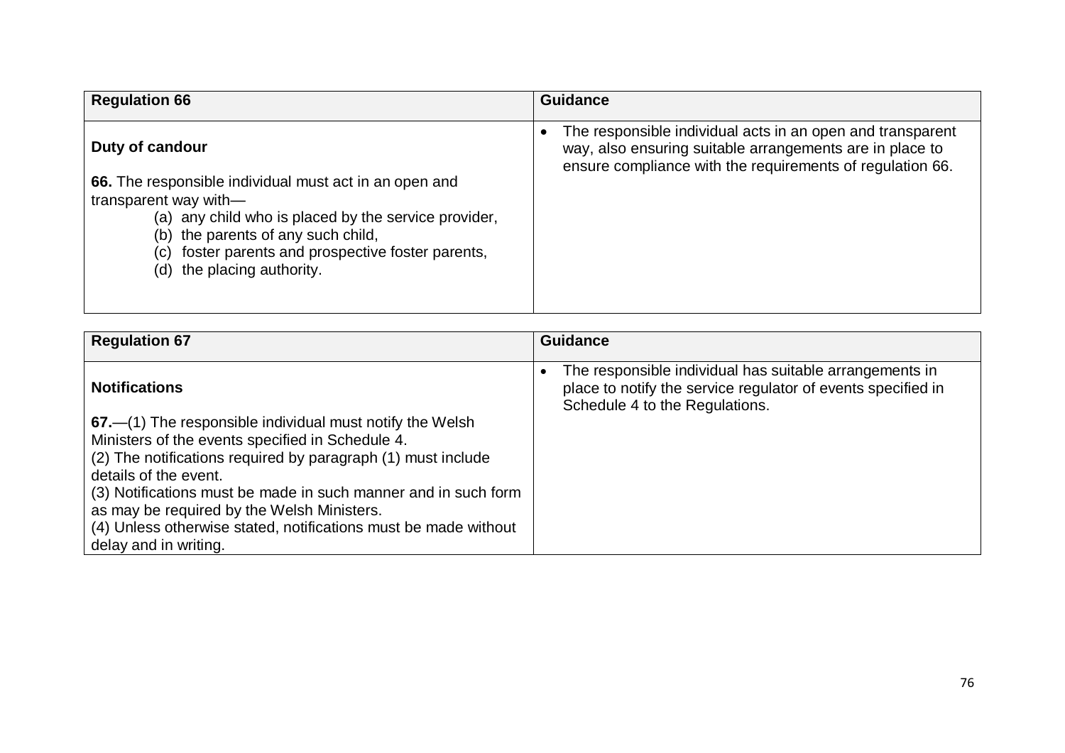| Regulation 66 | Guidance |
| --- | --- |
| **Duty of candour**<br><br>**66.** The responsible individual must act in an open and transparent way with—<br>(a) any child who is placed by the service provider,<br>(b) the parents of any such child,<br>(c) foster parents and prospective foster parents,<br>(d) the placing authority. | • The responsible individual acts in an open and transparent way, also ensuring suitable arrangements are in place to ensure compliance with the requirements of regulation 66. |

| Regulation 67 | Guidance |
| --- | --- |
| **Notifications**<br><br>**67.**—(1) The responsible individual must notify the Welsh Ministers of the events specified in Schedule 4.<br>(2) The notifications required by paragraph (1) must include details of the event.<br>(3) Notifications must be made in such manner and in such form as may be required by the Welsh Ministers.<br>(4) Unless otherwise stated, notifications must be made without delay and in writing. | • The responsible individual has suitable arrangements in place to notify the service regulator of events specified in Schedule 4 to the Regulations. |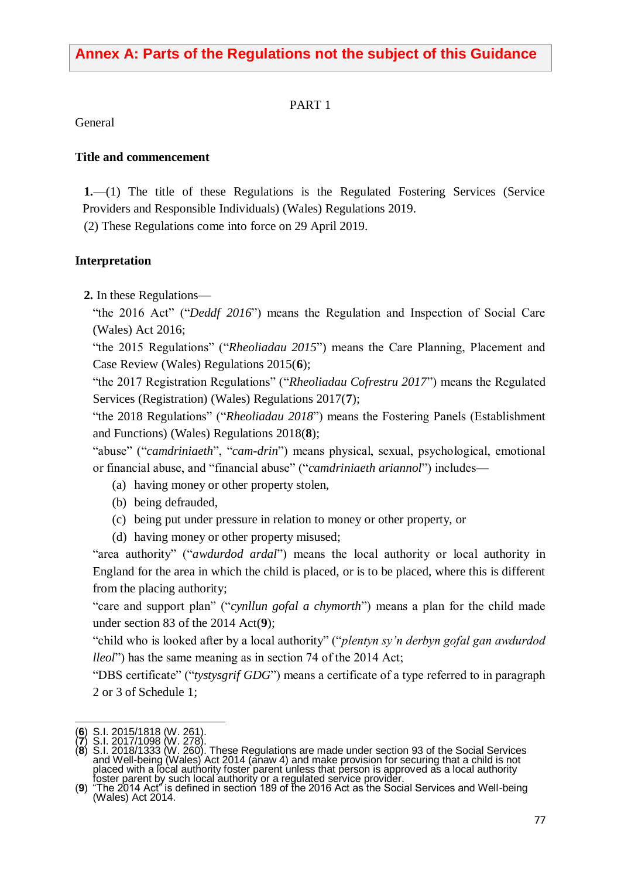## Annex A: Parts of the Regulations not the subject of this Guidance

PART 1

General

**Title and commencement**

**1.**—(1) The title of these Regulations is the Regulated Fostering Services (Service Providers and Responsible Individuals) (Wales) Regulations 2019.

(2) These Regulations come into force on 29 April 2019.

**Interpretation**

**2.** In these Regulations—

"the 2016 Act" ("*Deddf 2016*") means the Regulation and Inspection of Social Care (Wales) Act 2016;

"the 2015 Regulations" ("*Rheoliadau 2015*") means the Care Planning, Placement and Case Review (Wales) Regulations 2015(**6**);

"the 2017 Registration Regulations" ("*Rheoliadau Cofrestru 2017*") means the Regulated Services (Registration) (Wales) Regulations 2017(**7**);

"the 2018 Regulations" ("*Rheoliadau 2018*") means the Fostering Panels (Establishment and Functions) (Wales) Regulations 2018(**8**);

"abuse" ("*camdriniaeth*", "*cam-drin*") means physical, sexual, psychological, emotional or financial abuse, and "financial abuse" ("*camdriniaeth ariannol*") includes—

(a) having money or other property stolen,

(b) being defrauded,

(c) being put under pressure in relation to money or other property, or

(d) having money or other property misused;

"area authority" ("*awdurdod ardal*") means the local authority or local authority in England for the area in which the child is placed, or is to be placed, where this is different from the placing authority;

"care and support plan" ("*cynllun gofal a chymorth*") means a plan for the child made under section 83 of the 2014 Act(**9**);

"child who is looked after by a local authority" ("*plentyn sy'n derbyn gofal gan awdurdod lleol*") has the same meaning as in section 74 of the 2014 Act;

"DBS certificate" ("*tystysgrif GDG*") means a certificate of a type referred to in paragraph 2 or 3 of Schedule 1;

---

(**6**) S.I. 2015/1818 (W. 261).
(**7**) S.I. 2017/1098 (W. 278).
(**8**) S.I. 2018/1333 (W. 260). These Regulations are made under section 93 of the Social Services and Well-being (Wales) Act 2014 (anaw 4) and make provision for securing that a child is not placed with a local authority foster parent unless that person is approved as a local authority foster parent by such local authority or a regulated service provider.
(**9**) "The 2014 Act" is defined in section 189 of the 2016 Act as the Social Services and Well-being (Wales) Act 2014.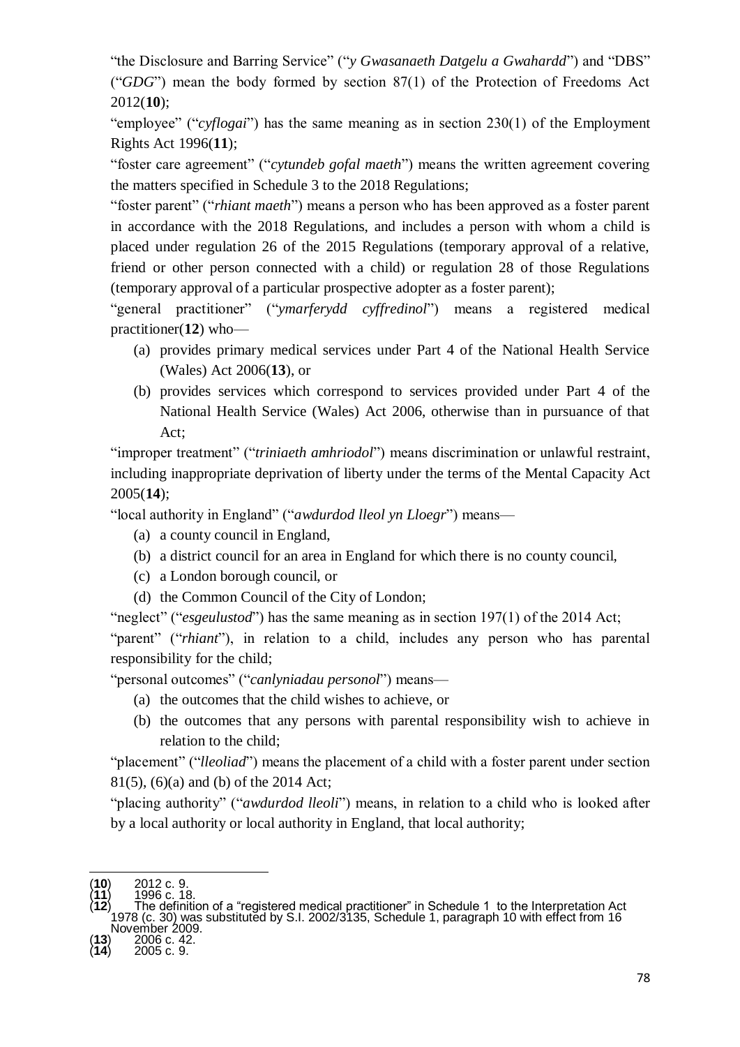"the Disclosure and Barring Service" ("*y Gwasanaeth Datgelu a Gwahardd*") and "DBS" ("*GDG*") mean the body formed by section 87(1) of the Protection of Freedoms Act 2012(**10**);

"employee" ("*cyflogai*") has the same meaning as in section 230(1) of the Employment Rights Act 1996(**11**);

"foster care agreement" ("*cytundeb gofal maeth*") means the written agreement covering the matters specified in Schedule 3 to the 2018 Regulations;

"foster parent" ("*rhiant maeth*") means a person who has been approved as a foster parent in accordance with the 2018 Regulations, and includes a person with whom a child is placed under regulation 26 of the 2015 Regulations (temporary approval of a relative, friend or other person connected with a child) or regulation 28 of those Regulations (temporary approval of a particular prospective adopter as a foster parent);

"general practitioner" ("*ymarferydd cyffredinol*") means a registered medical practitioner(**12**) who—

(a) provides primary medical services under Part 4 of the National Health Service (Wales) Act 2006(**13**), or

(b) provides services which correspond to services provided under Part 4 of the National Health Service (Wales) Act 2006, otherwise than in pursuance of that Act;

"improper treatment" ("*triniaeth amhriodol*") means discrimination or unlawful restraint, including inappropriate deprivation of liberty under the terms of the Mental Capacity Act 2005(**14**);

"local authority in England" ("*awdurdod lleol yn Lloegr*") means—

(a) a county council in England,

(b) a district council for an area in England for which there is no county council,

(c) a London borough council, or

(d) the Common Council of the City of London;

"neglect" ("*esgeulustod*") has the same meaning as in section 197(1) of the 2014 Act;

"parent" ("*rhiant*"), in relation to a child, includes any person who has parental responsibility for the child;

"personal outcomes" ("*canlyniadau personol*") means—

(a) the outcomes that the child wishes to achieve, or

(b) the outcomes that any persons with parental responsibility wish to achieve in relation to the child;

"placement" ("*lleoliad*") means the placement of a child with a foster parent under section 81(5), (6)(a) and (b) of the 2014 Act;

"placing authority" ("*awdurdod lleoli*") means, in relation to a child who is looked after by a local authority or local authority in England, that local authority;

---

(**10**) 2012 c. 9.

(**11**) 1996 c. 18.

(**12**) The definition of a "registered medical practitioner" in Schedule 1 to the Interpretation Act 1978 (c. 30) was substituted by S.I. 2002/3135, Schedule 1, paragraph 10 with effect from 16 November 2009.

(**13**) 2006 c. 42.

(**14**) 2005 c. 9.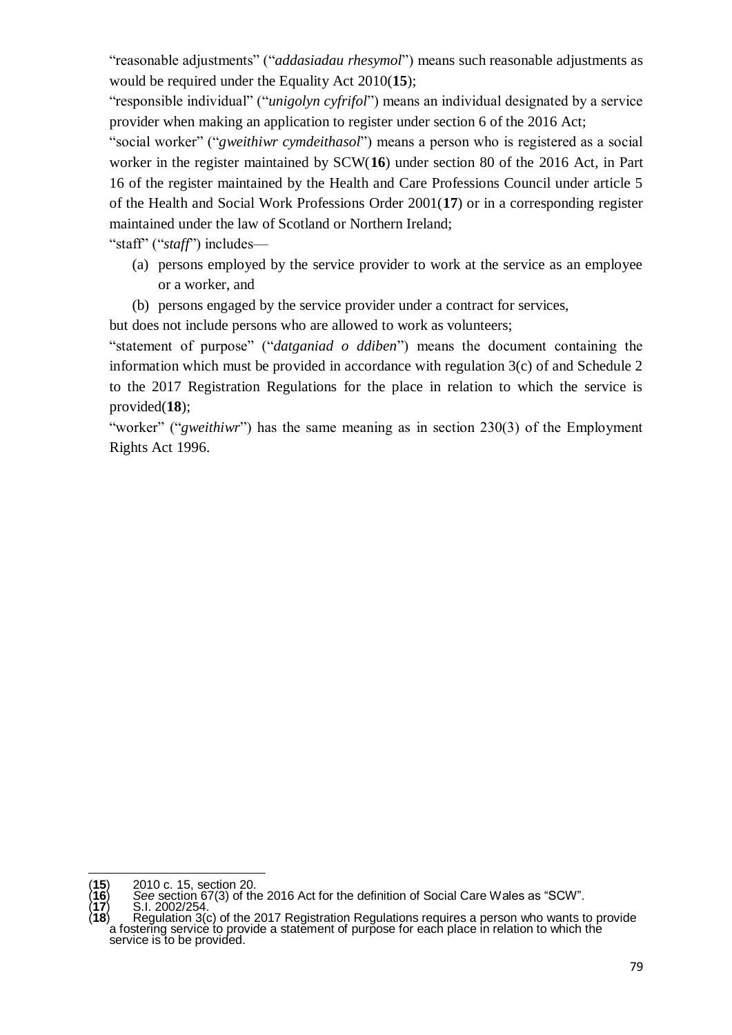"reasonable adjustments" ("*addasiadau rhesymol*") means such reasonable adjustments as would be required under the Equality Act 2010(**15**);

"responsible individual" ("*unigolyn cyfrifol*") means an individual designated by a service provider when making an application to register under section 6 of the 2016 Act;

"social worker" ("*gweithiwr cymdeithasol*") means a person who is registered as a social worker in the register maintained by SCW(**16**) under section 80 of the 2016 Act, in Part 16 of the register maintained by the Health and Care Professions Council under article 5 of the Health and Social Work Professions Order 2001(**17**) or in a corresponding register maintained under the law of Scotland or Northern Ireland;

"staff" ("*staff*") includes—

(a) persons employed by the service provider to work at the service as an employee or a worker, and

(b) persons engaged by the service provider under a contract for services,

but does not include persons who are allowed to work as volunteers;

"statement of purpose" ("*datganiad o ddiben*") means the document containing the information which must be provided in accordance with regulation 3(c) of and Schedule 2 to the 2017 Registration Regulations for the place in relation to which the service is provided(**18**);

"worker" ("*gweithiwr*") has the same meaning as in section 230(3) of the Employment Rights Act 1996.

---

(**15**) 2010 c. 15, section 20.
(**16**) *See* section 67(3) of the 2016 Act for the definition of Social Care Wales as "SCW".
(**17**) S.I. 2002/254.
(**18**) Regulation 3(c) of the 2017 Registration Regulations requires a person who wants to provide a fostering service to provide a statement of purpose for each place in relation to which the service is to be provided.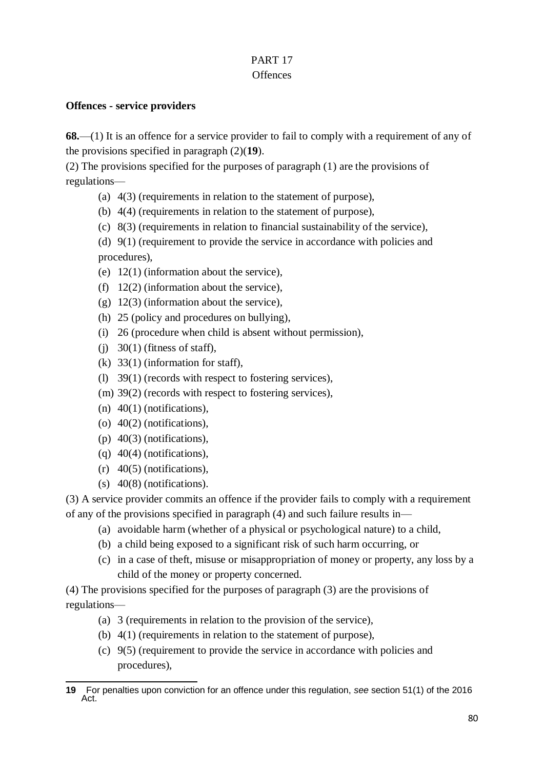PART 17

Offences

**Offences - service providers**

**68.**—(1) It is an offence for a service provider to fail to comply with a requirement of any of the provisions specified in paragraph (2)([19]).

(2) The provisions specified for the purposes of paragraph (1) are the provisions of regulations—

(a) 4(3) (requirements in relation to the statement of purpose),

(b) 4(4) (requirements in relation to the statement of purpose),

(c) 8(3) (requirements in relation to financial sustainability of the service),

(d) 9(1) (requirement to provide the service in accordance with policies and procedures),

(e) 12(1) (information about the service),

(f) 12(2) (information about the service),

(g) 12(3) (information about the service),

(h) 25 (policy and procedures on bullying),

(i) 26 (procedure when child is absent without permission),

(j) 30(1) (fitness of staff),

(k) 33(1) (information for staff),

(l) 39(1) (records with respect to fostering services),

(m) 39(2) (records with respect to fostering services),

(n) 40(1) (notifications),

(o) 40(2) (notifications),

(p) 40(3) (notifications),

(q) 40(4) (notifications),

(r) 40(5) (notifications),

(s) 40(8) (notifications).

(3) A service provider commits an offence if the provider fails to comply with a requirement of any of the provisions specified in paragraph (4) and such failure results in—

(a) avoidable harm (whether of a physical or psychological nature) to a child,

(b) a child being exposed to a significant risk of such harm occurring, or

(c) in a case of theft, misuse or misappropriation of money or property, any loss by a child of the money or property concerned.

(4) The provisions specified for the purposes of paragraph (3) are the provisions of regulations—

(a) 3 (requirements in relation to the provision of the service),

(b) 4(1) (requirements in relation to the statement of purpose),

(c) 9(5) (requirement to provide the service in accordance with policies and procedures),

---

**19** For penalties upon conviction for an offence under this regulation, *see* section 51(1) of the 2016 Act.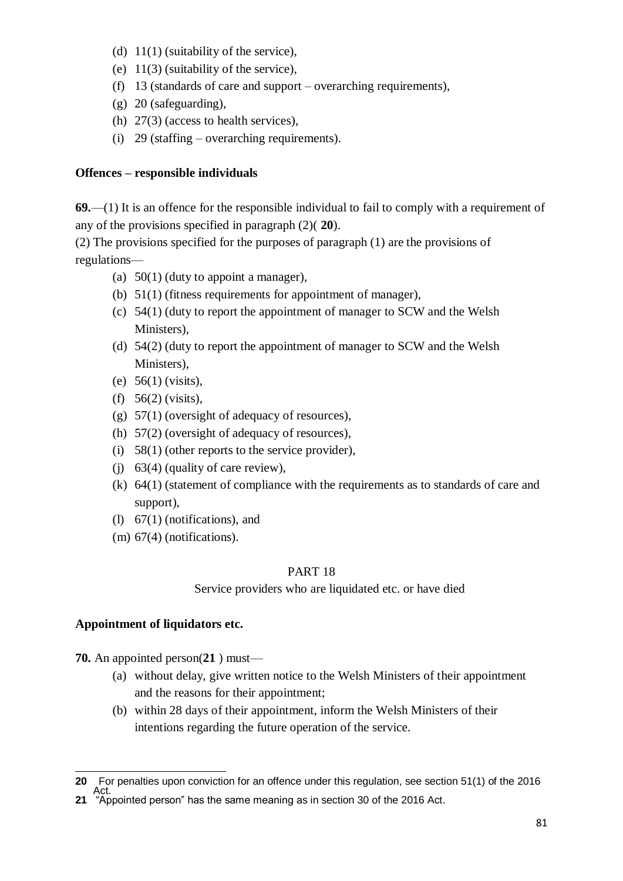(d) 11(1) (suitability of the service),
(e) 11(3) (suitability of the service),
(f) 13 (standards of care and support – overarching requirements),
(g) 20 (safeguarding),
(h) 27(3) (access to health services),
(i) 29 (staffing – overarching requirements).

**Offences – responsible individuals**

**69.**—(1) It is an offence for the responsible individual to fail to comply with a requirement of any of the provisions specified in paragraph (2)([20]).

(2) The provisions specified for the purposes of paragraph (1) are the provisions of regulations—

(a) 50(1) (duty to appoint a manager),
(b) 51(1) (fitness requirements for appointment of manager),
(c) 54(1) (duty to report the appointment of manager to SCW and the Welsh Ministers),
(d) 54(2) (duty to report the appointment of manager to SCW and the Welsh Ministers),
(e) 56(1) (visits),
(f) 56(2) (visits),
(g) 57(1) (oversight of adequacy of resources),
(h) 57(2) (oversight of adequacy of resources),
(i) 58(1) (other reports to the service provider),
(j) 63(4) (quality of care review),
(k) 64(1) (statement of compliance with the requirements as to standards of care and support),
(l) 67(1) (notifications), and
(m) 67(4) (notifications).

PART 18

Service providers who are liquidated etc. or have died

**Appointment of liquidators etc.**

**70.** An appointed person([21]) must—

(a) without delay, give written notice to the Welsh Ministers of their appointment and the reasons for their appointment;
(b) within 28 days of their appointment, inform the Welsh Ministers of their intentions regarding the future operation of the service.

---

**20** For penalties upon conviction for an offence under this regulation, see section 51(1) of the 2016 Act.

**21** "Appointed person" has the same meaning as in section 30 of the 2016 Act.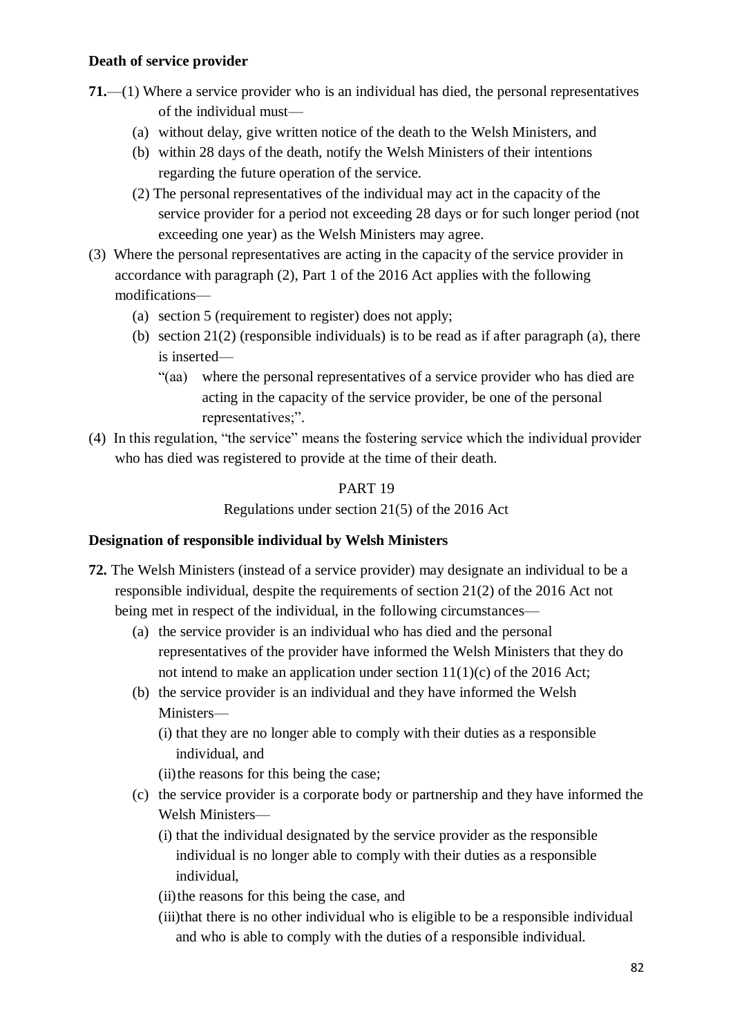**Death of service provider**

**71.**—(1) Where a service provider who is an individual has died, the personal representatives of the individual must—

(a) without delay, give written notice of the death to the Welsh Ministers, and

(b) within 28 days of the death, notify the Welsh Ministers of their intentions regarding the future operation of the service.

(2) The personal representatives of the individual may act in the capacity of the service provider for a period not exceeding 28 days or for such longer period (not exceeding one year) as the Welsh Ministers may agree.

(3) Where the personal representatives are acting in the capacity of the service provider in accordance with paragraph (2), Part 1 of the 2016 Act applies with the following modifications—

(a) section 5 (requirement to register) does not apply;

(b) section 21(2) (responsible individuals) is to be read as if after paragraph (a), there is inserted—

"(aa) where the personal representatives of a service provider who has died are acting in the capacity of the service provider, be one of the personal representatives;".

(4) In this regulation, "the service" means the fostering service which the individual provider who has died was registered to provide at the time of their death.

PART 19

Regulations under section 21(5) of the 2016 Act

**Designation of responsible individual by Welsh Ministers**

**72.** The Welsh Ministers (instead of a service provider) may designate an individual to be a responsible individual, despite the requirements of section 21(2) of the 2016 Act not being met in respect of the individual, in the following circumstances—

(a) the service provider is an individual who has died and the personal representatives of the provider have informed the Welsh Ministers that they do not intend to make an application under section 11(1)(c) of the 2016 Act;

(b) the service provider is an individual and they have informed the Welsh Ministers—

(i) that they are no longer able to comply with their duties as a responsible individual, and

(ii) the reasons for this being the case;

(c) the service provider is a corporate body or partnership and they have informed the Welsh Ministers—

(i) that the individual designated by the service provider as the responsible individual is no longer able to comply with their duties as a responsible individual,

(ii) the reasons for this being the case, and

(iii) that there is no other individual who is eligible to be a responsible individual and who is able to comply with the duties of a responsible individual.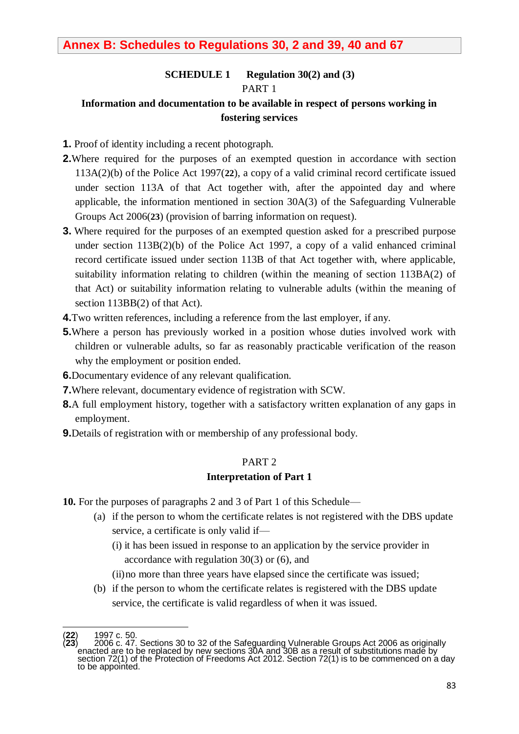# Annex B: Schedules to Regulations 30, 2 and 39, 40 and 67

**SCHEDULE 1 Regulation 30(2) and (3)**

PART 1

**Information and documentation to be available in respect of persons working in fostering services**

**1.** Proof of identity including a recent photograph.

**2.** Where required for the purposes of an exempted question in accordance with section 113A(2)(b) of the Police Act 1997([22]), a copy of a valid criminal record certificate issued under section 113A of that Act together with, after the appointed day and where applicable, the information mentioned in section 30A(3) of the Safeguarding Vulnerable Groups Act 2006([23]) (provision of barring information on request).

**3.** Where required for the purposes of an exempted question asked for a prescribed purpose under section 113B(2)(b) of the Police Act 1997, a copy of a valid enhanced criminal record certificate issued under section 113B of that Act together with, where applicable, suitability information relating to children (within the meaning of section 113BA(2) of that Act) or suitability information relating to vulnerable adults (within the meaning of section 113BB(2) of that Act).

**4.** Two written references, including a reference from the last employer, if any.

**5.** Where a person has previously worked in a position whose duties involved work with children or vulnerable adults, so far as reasonably practicable verification of the reason why the employment or position ended.

**6.** Documentary evidence of any relevant qualification.

**7.** Where relevant, documentary evidence of registration with SCW.

**8.** A full employment history, together with a satisfactory written explanation of any gaps in employment.

**9.** Details of registration with or membership of any professional body.

PART 2

**Interpretation of Part 1**

**10.** For the purposes of paragraphs 2 and 3 of Part 1 of this Schedule—

(a) if the person to whom the certificate relates is not registered with the DBS update service, a certificate is only valid if—

(i) it has been issued in response to an application by the service provider in accordance with regulation 30(3) or (6), and

(ii) no more than three years have elapsed since the certificate was issued;

(b) if the person to whom the certificate relates is registered with the DBS update service, the certificate is valid regardless of when it was issued.

---

(**22**) 1997 c. 50.

(**23**) 2006 c. 47. Sections 30 to 32 of the Safeguarding Vulnerable Groups Act 2006 as originally enacted are to be replaced by new sections 30A and 30B as a result of substitutions made by section 72(1) of the Protection of Freedoms Act 2012. Section 72(1) is to be commenced on a day to be appointed.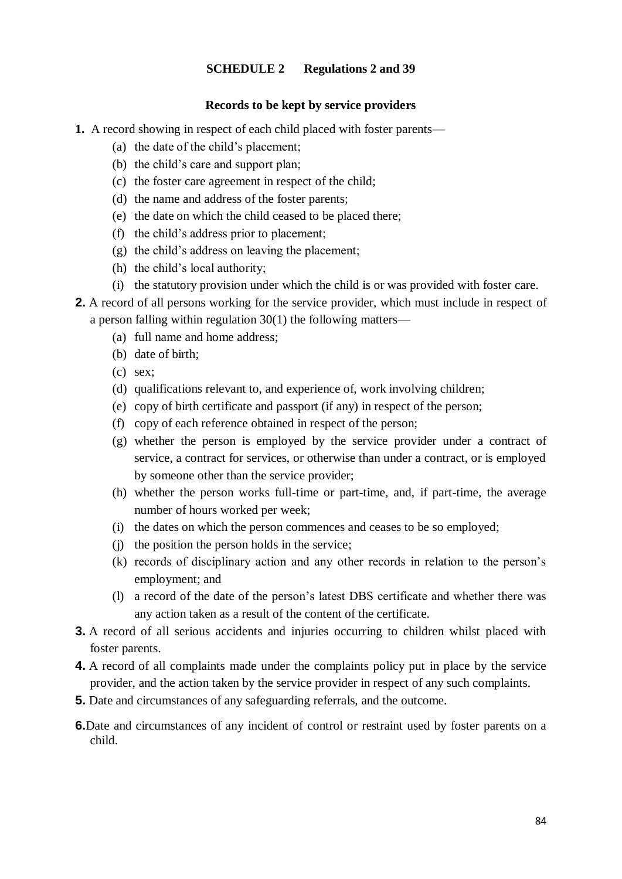## SCHEDULE 2 Regulations 2 and 39

### Records to be kept by service providers

**1.** A record showing in respect of each child placed with foster parents—

- (a) the date of the child's placement;
- (b) the child's care and support plan;
- (c) the foster care agreement in respect of the child;
- (d) the name and address of the foster parents;
- (e) the date on which the child ceased to be placed there;
- (f) the child's address prior to placement;
- (g) the child's address on leaving the placement;
- (h) the child's local authority;
- (i) the statutory provision under which the child is or was provided with foster care.

**2.** A record of all persons working for the service provider, which must include in respect of a person falling within regulation 30(1) the following matters—

- (a) full name and home address;
- (b) date of birth;
- (c) sex;
- (d) qualifications relevant to, and experience of, work involving children;
- (e) copy of birth certificate and passport (if any) in respect of the person;
- (f) copy of each reference obtained in respect of the person;
- (g) whether the person is employed by the service provider under a contract of service, a contract for services, or otherwise than under a contract, or is employed by someone other than the service provider;
- (h) whether the person works full-time or part-time, and, if part-time, the average number of hours worked per week;
- (i) the dates on which the person commences and ceases to be so employed;
- (j) the position the person holds in the service;
- (k) records of disciplinary action and any other records in relation to the person's employment; and
- (l) a record of the date of the person's latest DBS certificate and whether there was any action taken as a result of the content of the certificate.

**3.** A record of all serious accidents and injuries occurring to children whilst placed with foster parents.

**4.** A record of all complaints made under the complaints policy put in place by the service provider, and the action taken by the service provider in respect of any such complaints.

**5.** Date and circumstances of any safeguarding referrals, and the outcome.

**6.** Date and circumstances of any incident of control or restraint used by foster parents on a child.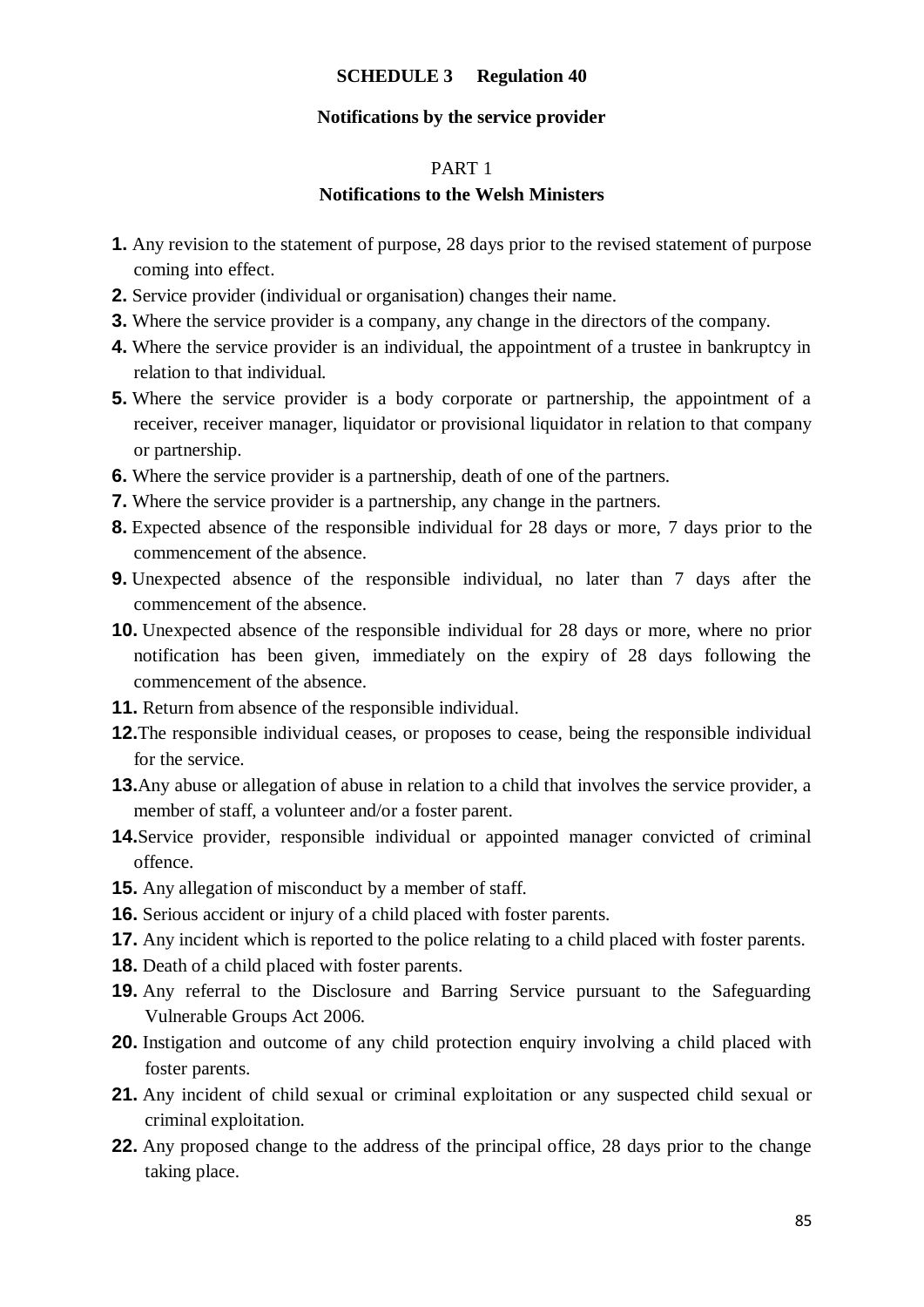**SCHEDULE 3 Regulation 40**

**Notifications by the service provider**

PART 1

**Notifications to the Welsh Ministers**

**1.** Any revision to the statement of purpose, 28 days prior to the revised statement of purpose coming into effect.

**2.** Service provider (individual or organisation) changes their name.

**3.** Where the service provider is a company, any change in the directors of the company.

**4.** Where the service provider is an individual, the appointment of a trustee in bankruptcy in relation to that individual.

**5.** Where the service provider is a body corporate or partnership, the appointment of a receiver, receiver manager, liquidator or provisional liquidator in relation to that company or partnership.

**6.** Where the service provider is a partnership, death of one of the partners.

**7.** Where the service provider is a partnership, any change in the partners.

**8.** Expected absence of the responsible individual for 28 days or more, 7 days prior to the commencement of the absence.

**9.** Unexpected absence of the responsible individual, no later than 7 days after the commencement of the absence.

**10.** Unexpected absence of the responsible individual for 28 days or more, where no prior notification has been given, immediately on the expiry of 28 days following the commencement of the absence.

**11.** Return from absence of the responsible individual.

**12.** The responsible individual ceases, or proposes to cease, being the responsible individual for the service.

**13.** Any abuse or allegation of abuse in relation to a child that involves the service provider, a member of staff, a volunteer and/or a foster parent.

**14.** Service provider, responsible individual or appointed manager convicted of criminal offence.

**15.** Any allegation of misconduct by a member of staff.

**16.** Serious accident or injury of a child placed with foster parents.

**17.** Any incident which is reported to the police relating to a child placed with foster parents.

**18.** Death of a child placed with foster parents.

**19.** Any referral to the Disclosure and Barring Service pursuant to the Safeguarding Vulnerable Groups Act 2006.

**20.** Instigation and outcome of any child protection enquiry involving a child placed with foster parents.

**21.** Any incident of child sexual or criminal exploitation or any suspected child sexual or criminal exploitation.

**22.** Any proposed change to the address of the principal office, 28 days prior to the change taking place.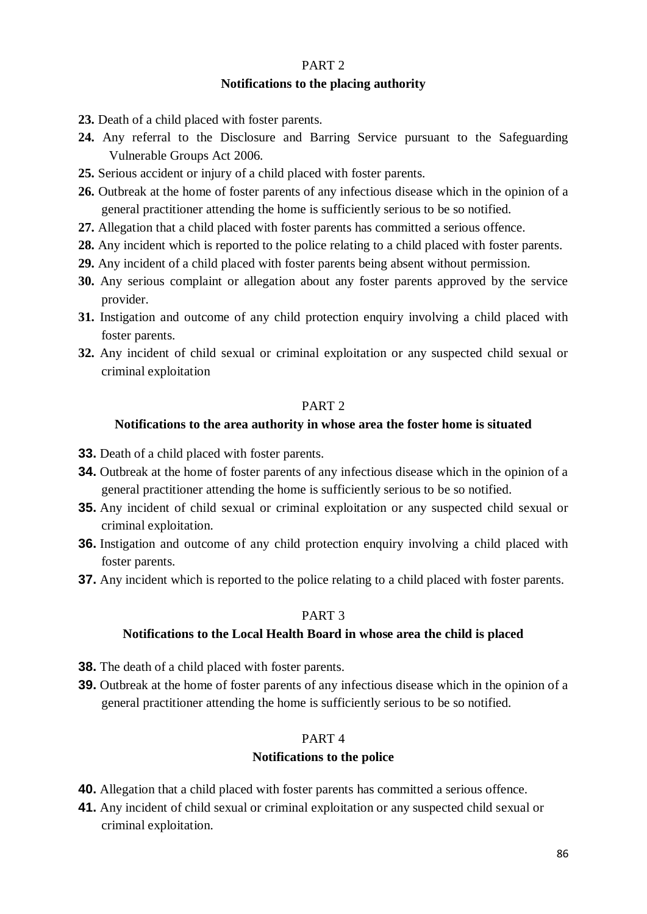PART 2

**Notifications to the placing authority**

**23.** Death of a child placed with foster parents.

**24.** Any referral to the Disclosure and Barring Service pursuant to the Safeguarding Vulnerable Groups Act 2006.

**25.** Serious accident or injury of a child placed with foster parents.

**26.** Outbreak at the home of foster parents of any infectious disease which in the opinion of a general practitioner attending the home is sufficiently serious to be so notified.

**27.** Allegation that a child placed with foster parents has committed a serious offence.

**28.** Any incident which is reported to the police relating to a child placed with foster parents.

**29.** Any incident of a child placed with foster parents being absent without permission.

**30.** Any serious complaint or allegation about any foster parents approved by the service provider.

**31.** Instigation and outcome of any child protection enquiry involving a child placed with foster parents.

**32.** Any incident of child sexual or criminal exploitation or any suspected child sexual or criminal exploitation

PART 2

**Notifications to the area authority in whose area the foster home is situated**

**33.** Death of a child placed with foster parents.

**34.** Outbreak at the home of foster parents of any infectious disease which in the opinion of a general practitioner attending the home is sufficiently serious to be so notified.

**35.** Any incident of child sexual or criminal exploitation or any suspected child sexual or criminal exploitation.

**36.** Instigation and outcome of any child protection enquiry involving a child placed with foster parents.

**37.** Any incident which is reported to the police relating to a child placed with foster parents.

PART 3

**Notifications to the Local Health Board in whose area the child is placed**

**38.** The death of a child placed with foster parents.

**39.** Outbreak at the home of foster parents of any infectious disease which in the opinion of a general practitioner attending the home is sufficiently serious to be so notified.

PART 4

**Notifications to the police**

**40.** Allegation that a child placed with foster parents has committed a serious offence.

**41.** Any incident of child sexual or criminal exploitation or any suspected child sexual or criminal exploitation.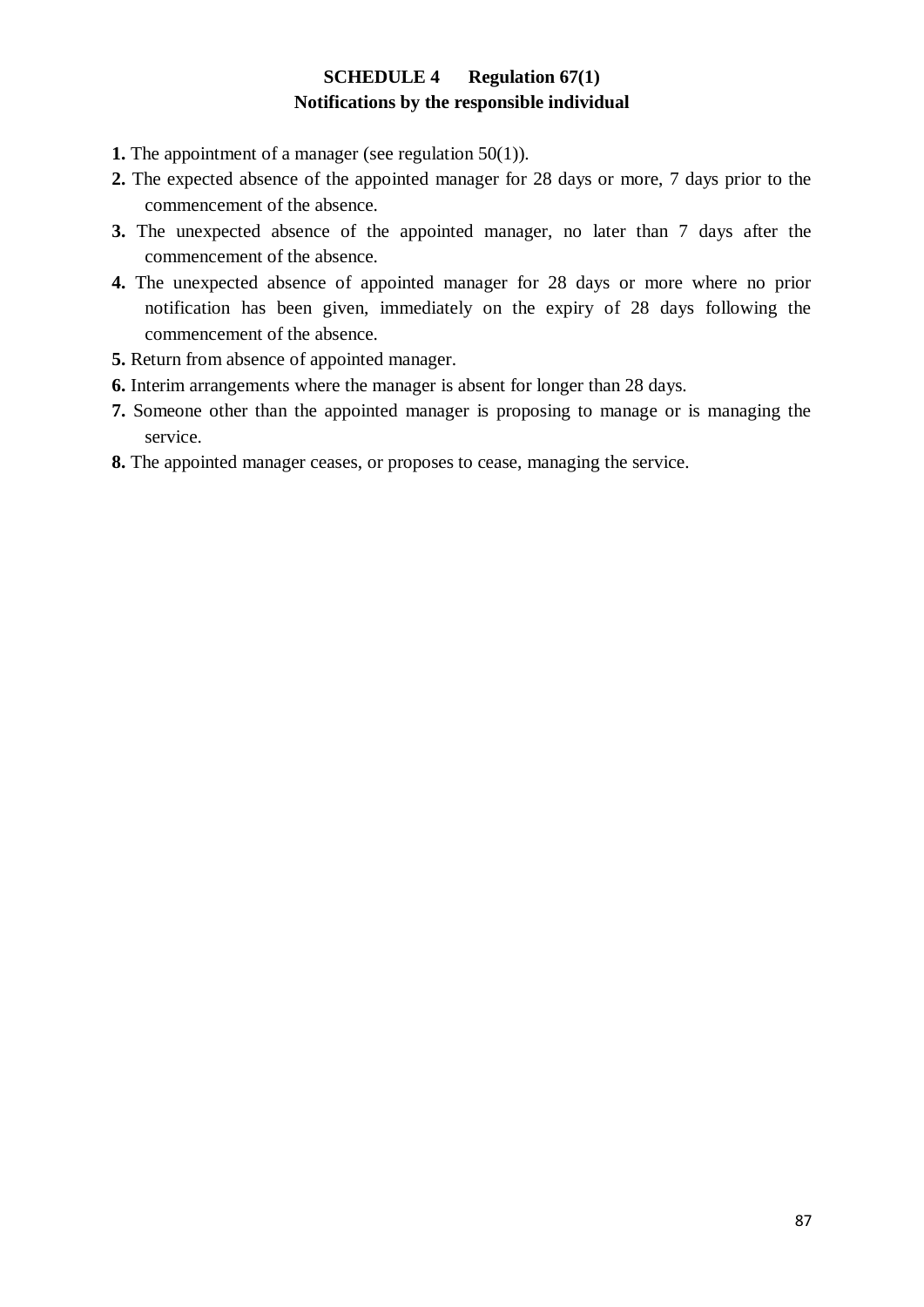## SCHEDULE 4 Regulation 67(1)
## Notifications by the responsible individual

**1.** The appointment of a manager (see regulation 50(1)).

**2.** The expected absence of the appointed manager for 28 days or more, 7 days prior to the commencement of the absence.

**3.** The unexpected absence of the appointed manager, no later than 7 days after the commencement of the absence.

**4.** The unexpected absence of appointed manager for 28 days or more where no prior notification has been given, immediately on the expiry of 28 days following the commencement of the absence.

**5.** Return from absence of appointed manager.

**6.** Interim arrangements where the manager is absent for longer than 28 days.

**7.** Someone other than the appointed manager is proposing to manage or is managing the service.

**8.** The appointed manager ceases, or proposes to cease, managing the service.